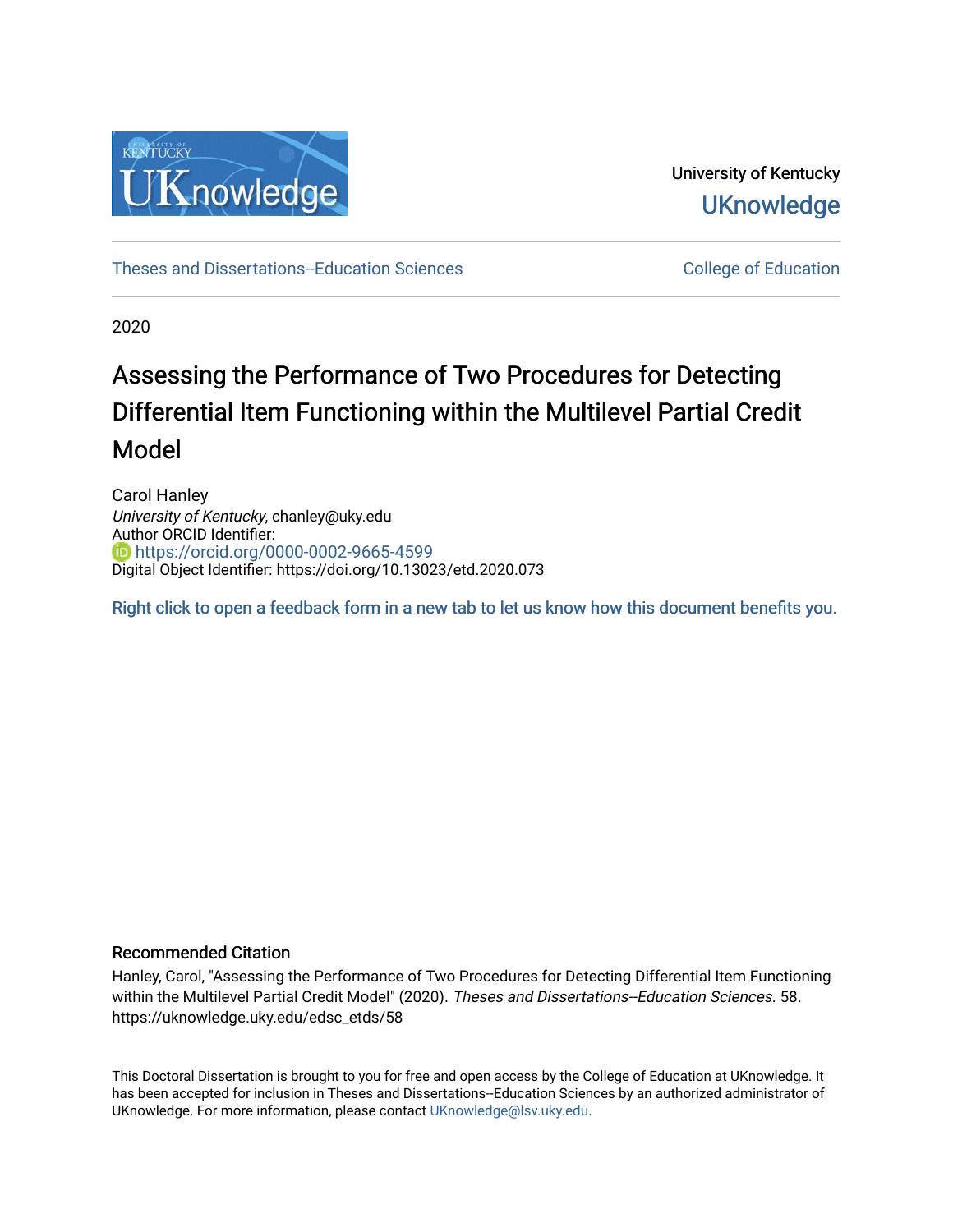University of Kentucky

UKnowledge

Theses and Dissertations--Education Sciences

College of Education

2020

# Assessing the Performance of Two Procedures for Detecting Differential Item Functioning within the Multilevel Partial Credit Model

Carol Hanley
*University of Kentucky*, chanley@uky.edu
Author ORCID Identifier:
https://orcid.org/0000-0002-9665-4599
Digital Object Identifier: https://doi.org/10.13023/etd.2020.073

Right click to open a feedback form in a new tab to let us know how this document benefits you.

## Recommended Citation

Hanley, Carol, "Assessing the Performance of Two Procedures for Detecting Differential Item Functioning within the Multilevel Partial Credit Model" (2020). *Theses and Dissertations--Education Sciences*. 58.
https://uknowledge.uky.edu/edsc_etds/58

This Doctoral Dissertation is brought to you for free and open access by the College of Education at UKnowledge. It has been accepted for inclusion in Theses and Dissertations--Education Sciences by an authorized administrator of UKnowledge. For more information, please contact UKnowledge@lsv.uky.edu.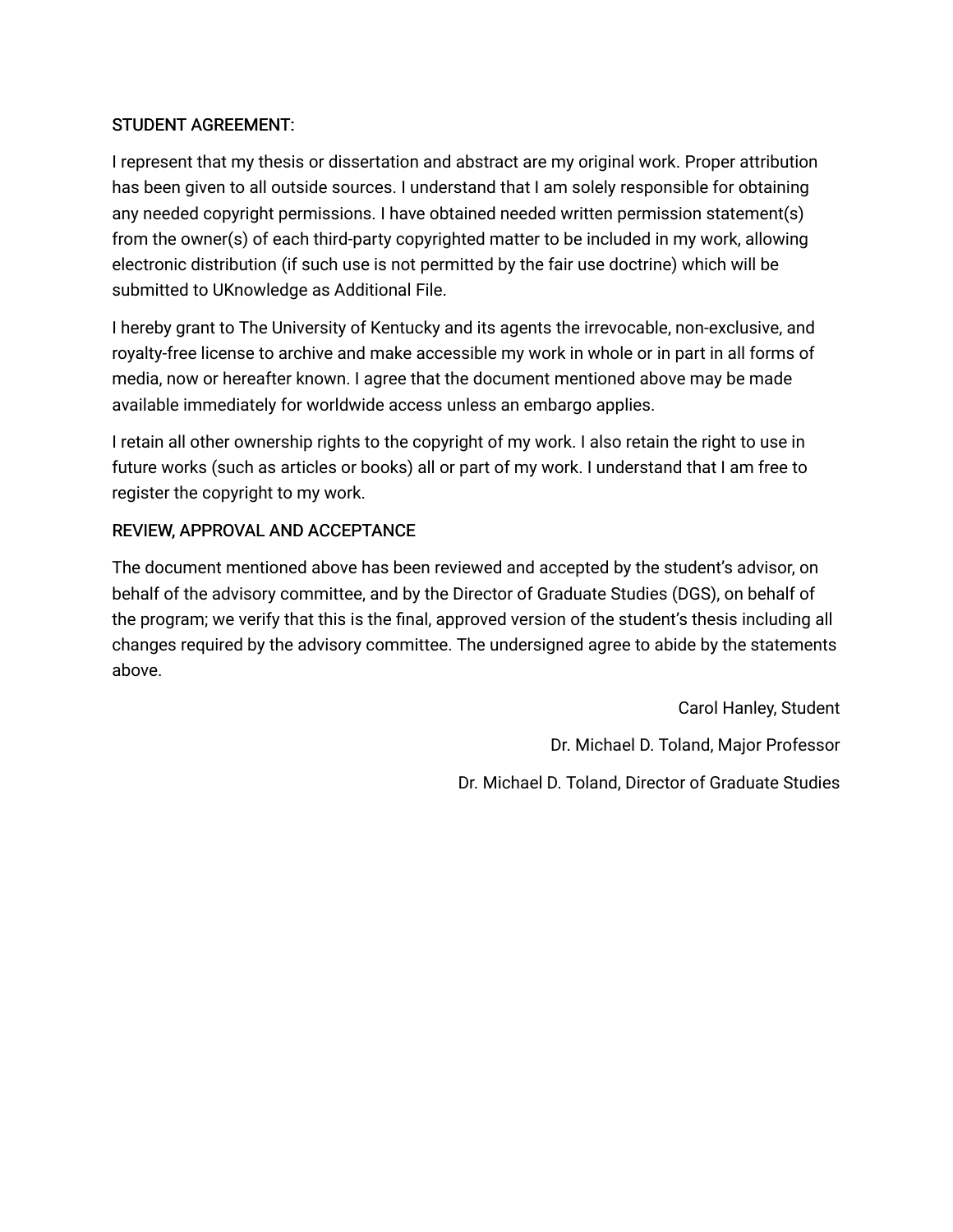STUDENT AGREEMENT:

I represent that my thesis or dissertation and abstract are my original work. Proper attribution has been given to all outside sources. I understand that I am solely responsible for obtaining any needed copyright permissions. I have obtained needed written permission statement(s) from the owner(s) of each third-party copyrighted matter to be included in my work, allowing electronic distribution (if such use is not permitted by the fair use doctrine) which will be submitted to UKnowledge as Additional File.

I hereby grant to The University of Kentucky and its agents the irrevocable, non-exclusive, and royalty-free license to archive and make accessible my work in whole or in part in all forms of media, now or hereafter known. I agree that the document mentioned above may be made available immediately for worldwide access unless an embargo applies.

I retain all other ownership rights to the copyright of my work. I also retain the right to use in future works (such as articles or books) all or part of my work. I understand that I am free to register the copyright to my work.

REVIEW, APPROVAL AND ACCEPTANCE

The document mentioned above has been reviewed and accepted by the student's advisor, on behalf of the advisory committee, and by the Director of Graduate Studies (DGS), on behalf of the program; we verify that this is the final, approved version of the student's thesis including all changes required by the advisory committee. The undersigned agree to abide by the statements above.

Carol Hanley, Student

Dr. Michael D. Toland, Major Professor

Dr. Michael D. Toland, Director of Graduate Studies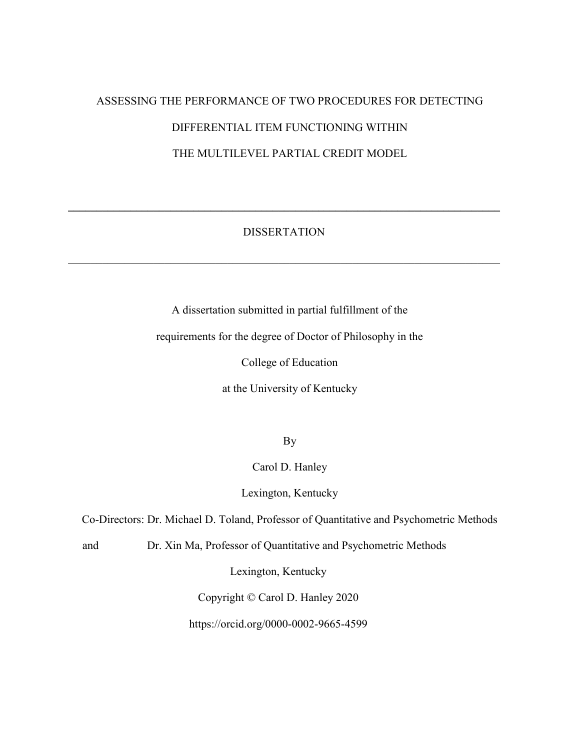ASSESSING THE PERFORMANCE OF TWO PROCEDURES FOR DETECTING DIFFERENTIAL ITEM FUNCTIONING WITHIN THE MULTILEVEL PARTIAL CREDIT MODEL

---

DISSERTATION

---

A dissertation submitted in partial fulfillment of the requirements for the degree of Doctor of Philosophy in the College of Education at the University of Kentucky

By

Carol D. Hanley

Lexington, Kentucky

Co-Directors: Dr. Michael D. Toland, Professor of Quantitative and Psychometric Methods

and Dr. Xin Ma, Professor of Quantitative and Psychometric Methods

Lexington, Kentucky

Copyright © Carol D. Hanley 2020

https://orcid.org/0000-0002-9665-4599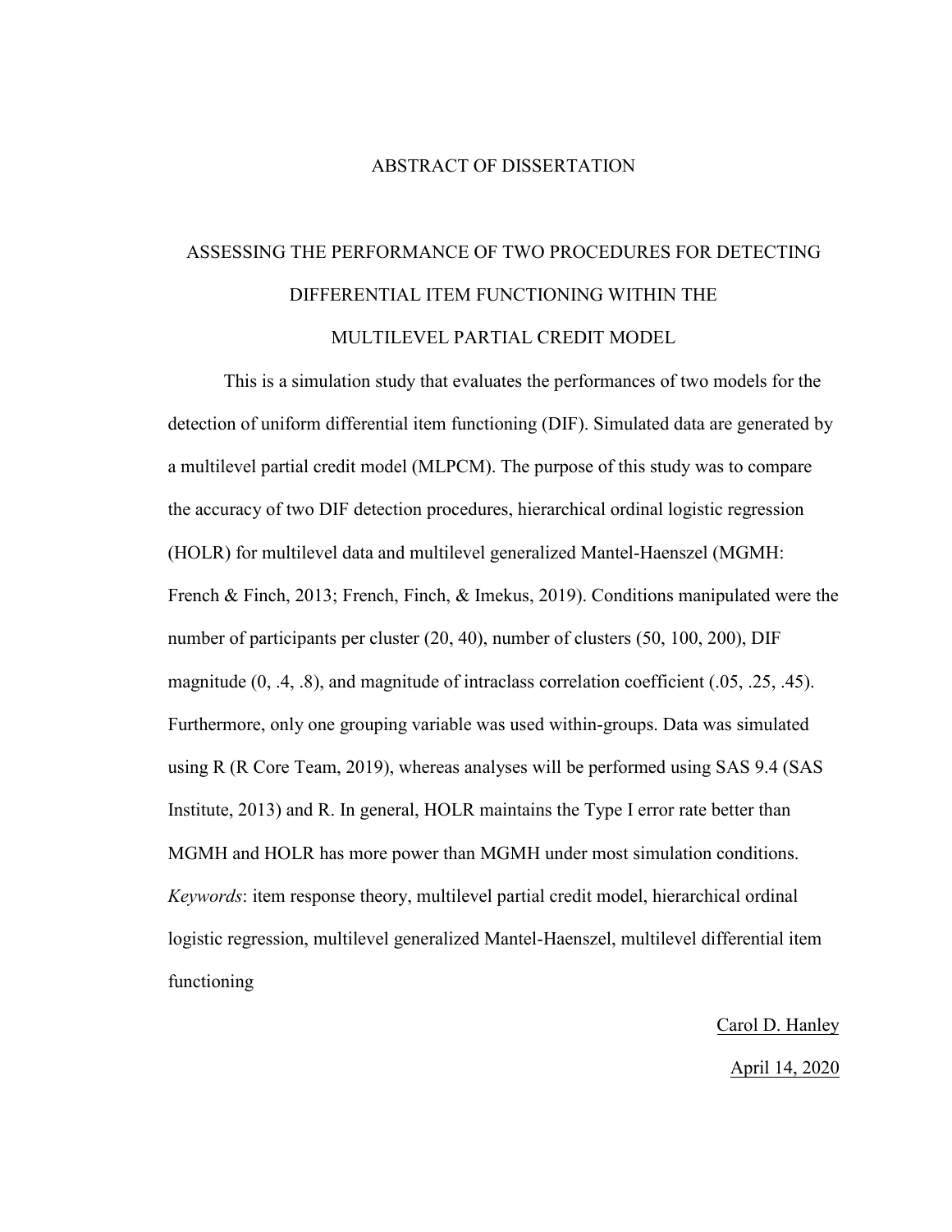# ABSTRACT OF DISSERTATION

## ASSESSING THE PERFORMANCE OF TWO PROCEDURES FOR DETECTING DIFFERENTIAL ITEM FUNCTIONING WITHIN THE MULTILEVEL PARTIAL CREDIT MODEL

This is a simulation study that evaluates the performances of two models for the detection of uniform differential item functioning (DIF). Simulated data are generated by a multilevel partial credit model (MLPCM). The purpose of this study was to compare the accuracy of two DIF detection procedures, hierarchical ordinal logistic regression (HOLR) for multilevel data and multilevel generalized Mantel-Haenszel (MGMH: French & Finch, 2013; French, Finch, & Imekus, 2019). Conditions manipulated were the number of participants per cluster (20, 40), number of clusters (50, 100, 200), DIF magnitude (0, .4, .8), and magnitude of intraclass correlation coefficient (.05, .25, .45). Furthermore, only one grouping variable was used within-groups. Data was simulated using R (R Core Team, 2019), whereas analyses will be performed using SAS 9.4 (SAS Institute, 2013) and R. In general, HOLR maintains the Type I error rate better than MGMH and HOLR has more power than MGMH under most simulation conditions.

*Keywords*: item response theory, multilevel partial credit model, hierarchical ordinal logistic regression, multilevel generalized Mantel-Haenszel, multilevel differential item functioning

Carol D. Hanley

April 14, 2020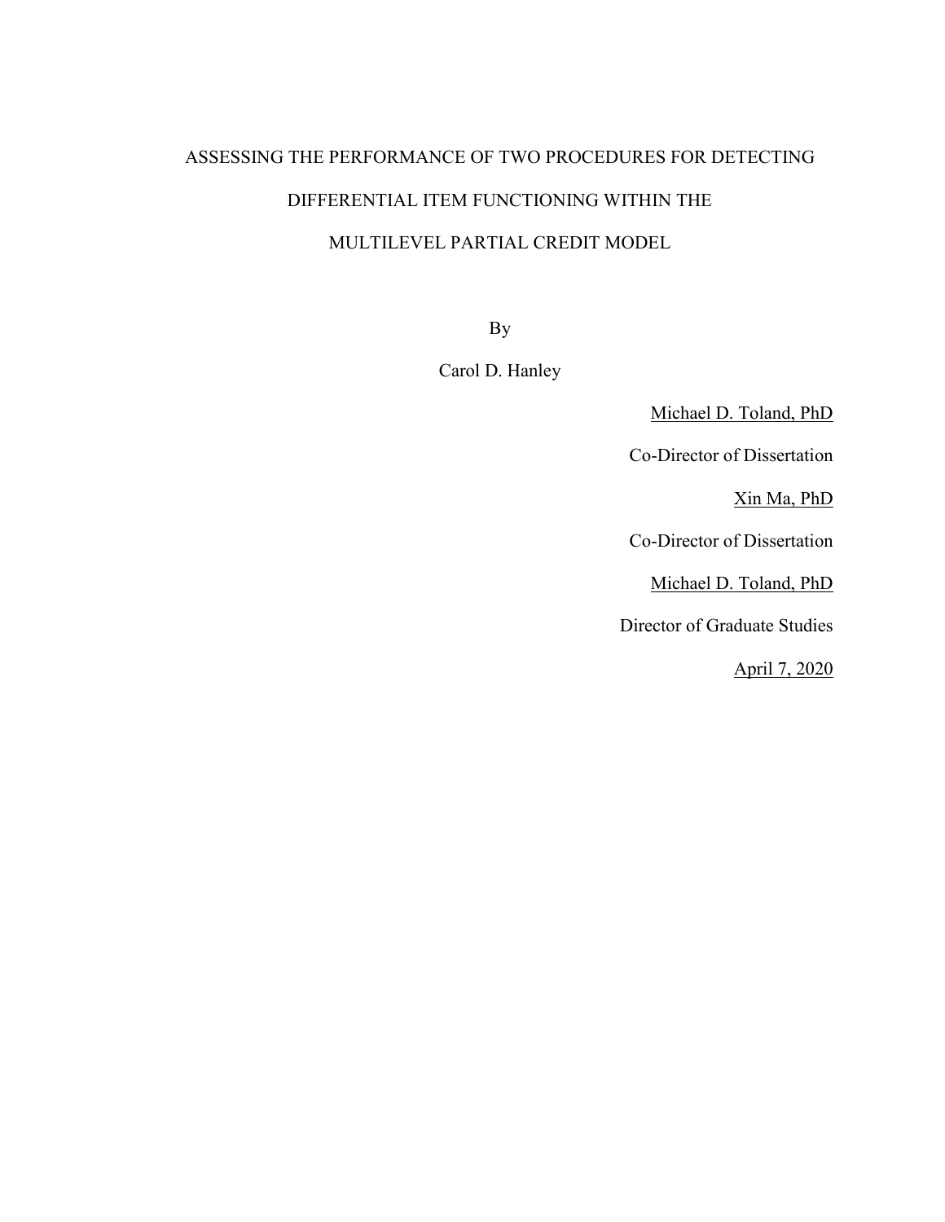ASSESSING THE PERFORMANCE OF TWO PROCEDURES FOR DETECTING

DIFFERENTIAL ITEM FUNCTIONING WITHIN THE

MULTILEVEL PARTIAL CREDIT MODEL

By

Carol D. Hanley

Michael D. Toland, PhD

Co-Director of Dissertation

Xin Ma, PhD

Co-Director of Dissertation

Michael D. Toland, PhD

Director of Graduate Studies

April 7, 2020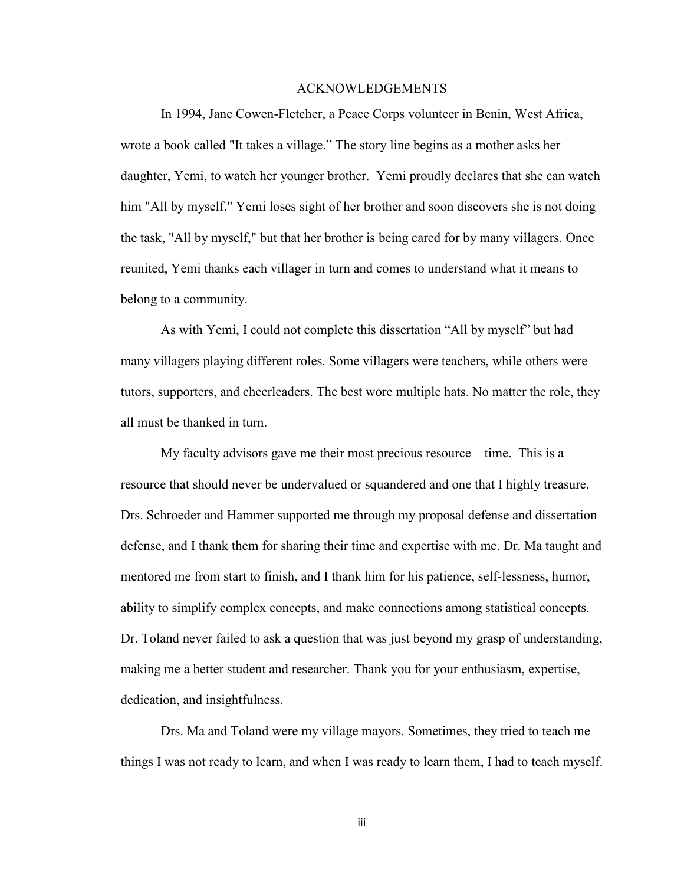# ACKNOWLEDGEMENTS

In 1994, Jane Cowen-Fletcher, a Peace Corps volunteer in Benin, West Africa, wrote a book called "It takes a village." The story line begins as a mother asks her daughter, Yemi, to watch her younger brother. Yemi proudly declares that she can watch him "All by myself." Yemi loses sight of her brother and soon discovers she is not doing the task, "All by myself," but that her brother is being cared for by many villagers. Once reunited, Yemi thanks each villager in turn and comes to understand what it means to belong to a community.

As with Yemi, I could not complete this dissertation "All by myself" but had many villagers playing different roles. Some villagers were teachers, while others were tutors, supporters, and cheerleaders. The best wore multiple hats. No matter the role, they all must be thanked in turn.

My faculty advisors gave me their most precious resource – time. This is a resource that should never be undervalued or squandered and one that I highly treasure. Drs. Schroeder and Hammer supported me through my proposal defense and dissertation defense, and I thank them for sharing their time and expertise with me. Dr. Ma taught and mentored me from start to finish, and I thank him for his patience, self-lessness, humor, ability to simplify complex concepts, and make connections among statistical concepts. Dr. Toland never failed to ask a question that was just beyond my grasp of understanding, making me a better student and researcher. Thank you for your enthusiasm, expertise, dedication, and insightfulness.

Drs. Ma and Toland were my village mayors. Sometimes, they tried to teach me things I was not ready to learn, and when I was ready to learn them, I had to teach myself.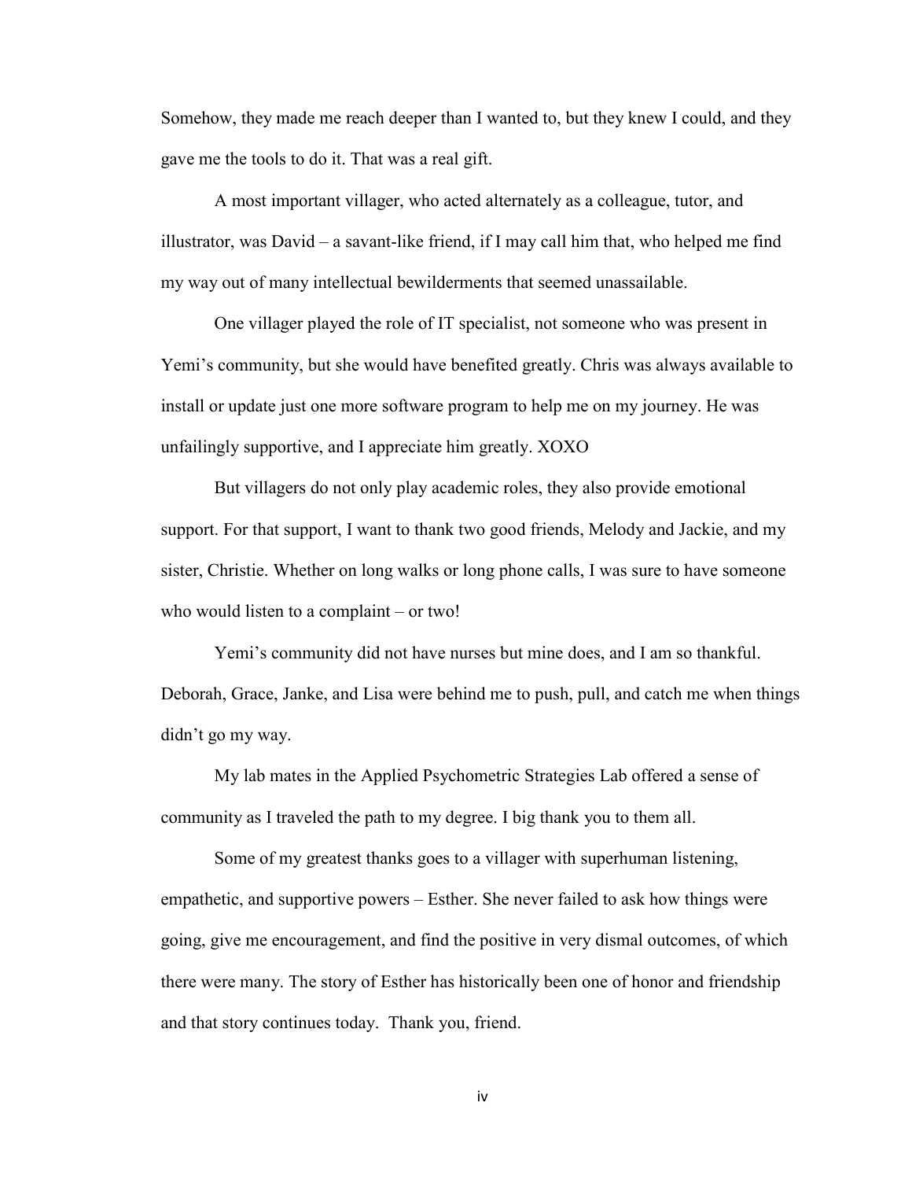Somehow, they made me reach deeper than I wanted to, but they knew I could, and they gave me the tools to do it. That was a real gift.

A most important villager, who acted alternately as a colleague, tutor, and illustrator, was David – a savant-like friend, if I may call him that, who helped me find my way out of many intellectual bewilderments that seemed unassailable.

One villager played the role of IT specialist, not someone who was present in Yemi's community, but she would have benefited greatly. Chris was always available to install or update just one more software program to help me on my journey. He was unfailingly supportive, and I appreciate him greatly. XOXO

But villagers do not only play academic roles, they also provide emotional support. For that support, I want to thank two good friends, Melody and Jackie, and my sister, Christie. Whether on long walks or long phone calls, I was sure to have someone who would listen to a complaint – or two!

Yemi's community did not have nurses but mine does, and I am so thankful. Deborah, Grace, Janke, and Lisa were behind me to push, pull, and catch me when things didn't go my way.

My lab mates in the Applied Psychometric Strategies Lab offered a sense of community as I traveled the path to my degree. I big thank you to them all.

Some of my greatest thanks goes to a villager with superhuman listening, empathetic, and supportive powers – Esther. She never failed to ask how things were going, give me encouragement, and find the positive in very dismal outcomes, of which there were many. The story of Esther has historically been one of honor and friendship and that story continues today. Thank you, friend.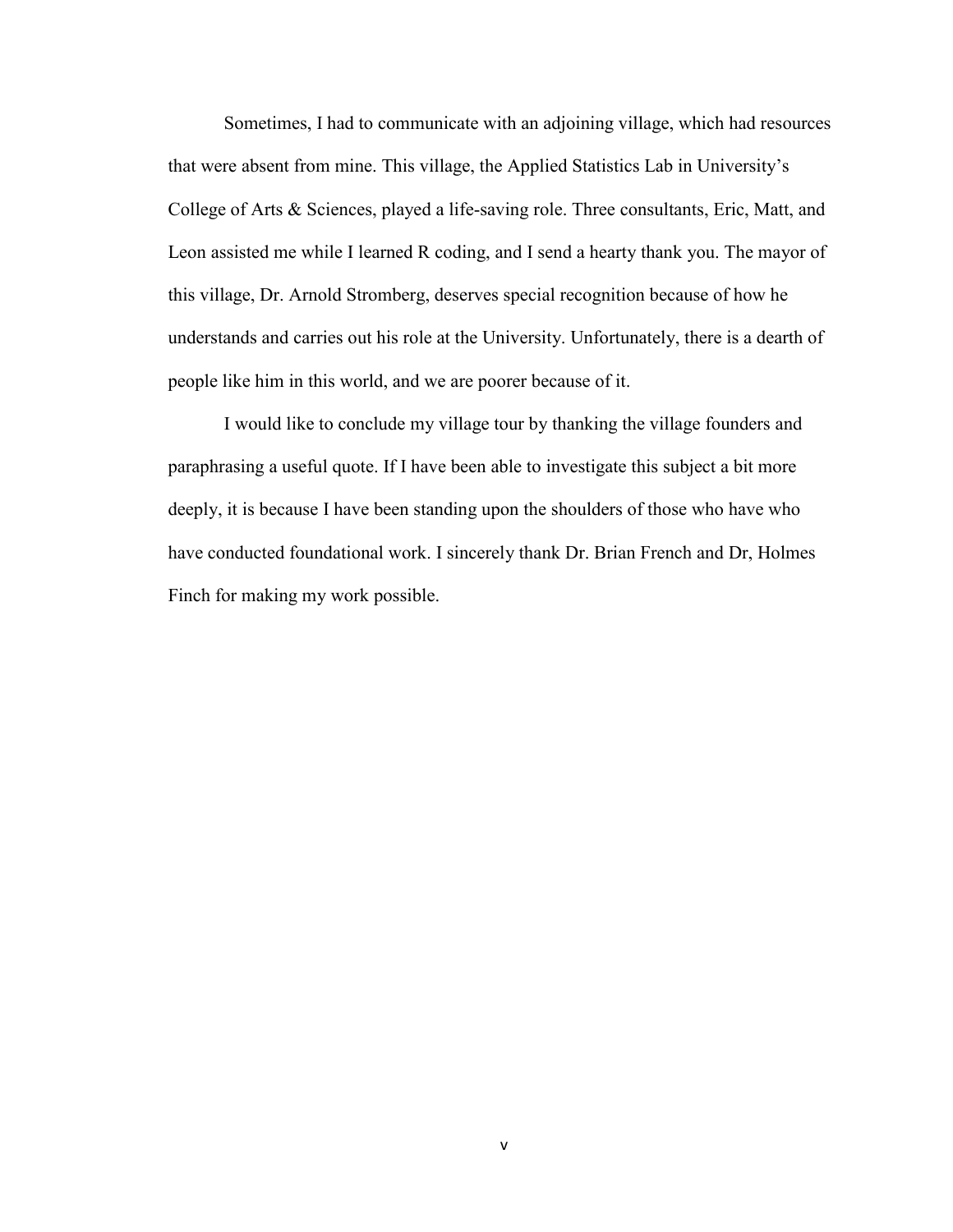Sometimes, I had to communicate with an adjoining village, which had resources that were absent from mine. This village, the Applied Statistics Lab in University's College of Arts & Sciences, played a life-saving role. Three consultants, Eric, Matt, and Leon assisted me while I learned R coding, and I send a hearty thank you. The mayor of this village, Dr. Arnold Stromberg, deserves special recognition because of how he understands and carries out his role at the University. Unfortunately, there is a dearth of people like him in this world, and we are poorer because of it.

I would like to conclude my village tour by thanking the village founders and paraphrasing a useful quote. If I have been able to investigate this subject a bit more deeply, it is because I have been standing upon the shoulders of those who have who have conducted foundational work. I sincerely thank Dr. Brian French and Dr, Holmes Finch for making my work possible.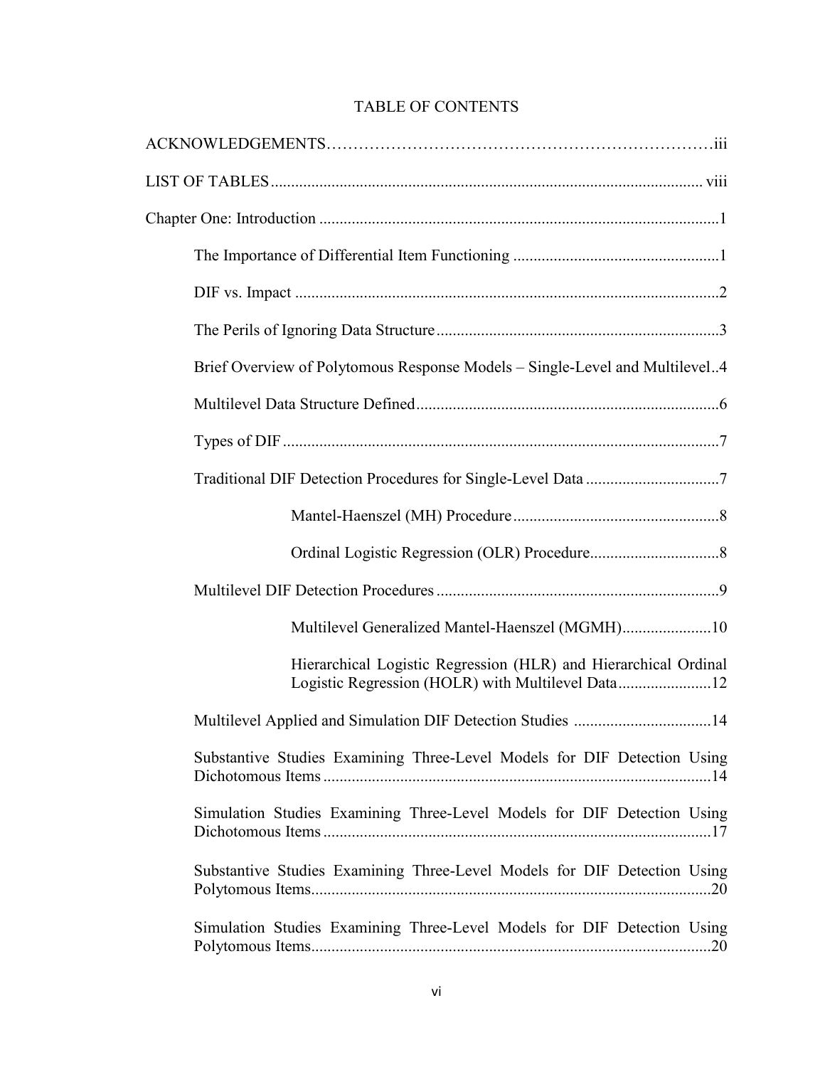# TABLE OF CONTENTS

ACKNOWLEDGEMENTS ..... iii

LIST OF TABLES ..... viii

Chapter One: Introduction ..... 1

- The Importance of Differential Item Functioning ..... 1
- DIF vs. Impact ..... 2
- The Perils of Ignoring Data Structure ..... 3
- Brief Overview of Polytomous Response Models – Single-Level and Multilevel ..... 4
- Multilevel Data Structure Defined ..... 6
- Types of DIF ..... 7
- Traditional DIF Detection Procedures for Single-Level Data ..... 7
  - Mantel-Haenszel (MH) Procedure ..... 8
  - Ordinal Logistic Regression (OLR) Procedure ..... 8
- Multilevel DIF Detection Procedures ..... 9
  - Multilevel Generalized Mantel-Haenszel (MGMH) ..... 10
  - Hierarchical Logistic Regression (HLR) and Hierarchical Ordinal Logistic Regression (HOLR) with Multilevel Data ..... 12
- Multilevel Applied and Simulation DIF Detection Studies ..... 14
- Substantive Studies Examining Three-Level Models for DIF Detection Using Dichotomous Items ..... 14
- Simulation Studies Examining Three-Level Models for DIF Detection Using Dichotomous Items ..... 17
- Substantive Studies Examining Three-Level Models for DIF Detection Using Polytomous Items ..... 20
- Simulation Studies Examining Three-Level Models for DIF Detection Using Polytomous Items ..... 20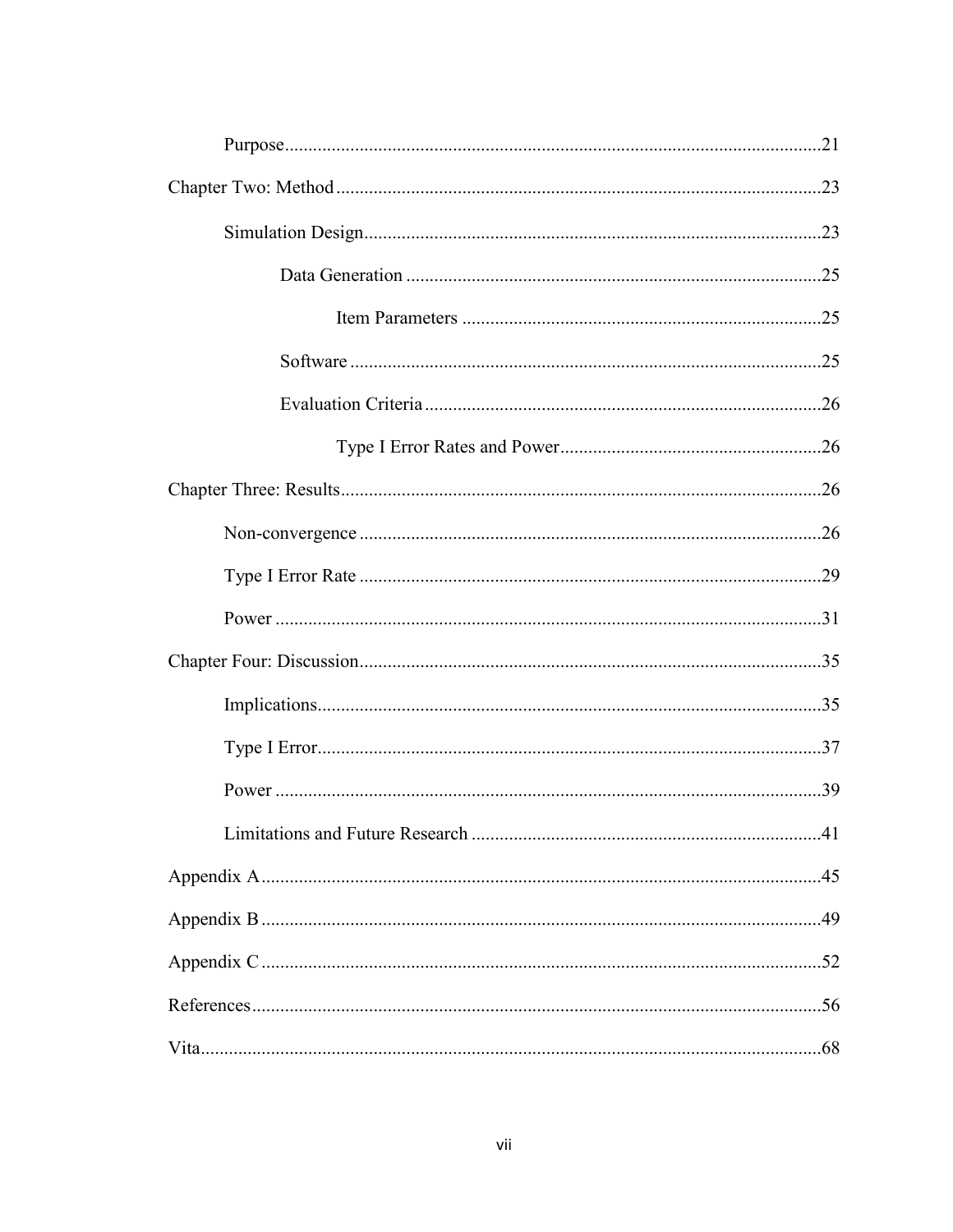Purpose.....21

Chapter Two: Method.....23

Simulation Design.....23

Data Generation.....25

Item Parameters.....25

Software.....25

Evaluation Criteria.....26

Type I Error Rates and Power.....26

Chapter Three: Results.....26

Non-convergence.....26

Type I Error Rate.....29

Power.....31

Chapter Four: Discussion.....35

Implications.....35

Type I Error.....37

Power.....39

Limitations and Future Research.....41

Appendix A.....45

Appendix B.....49

Appendix C.....52

References.....56

Vita.....68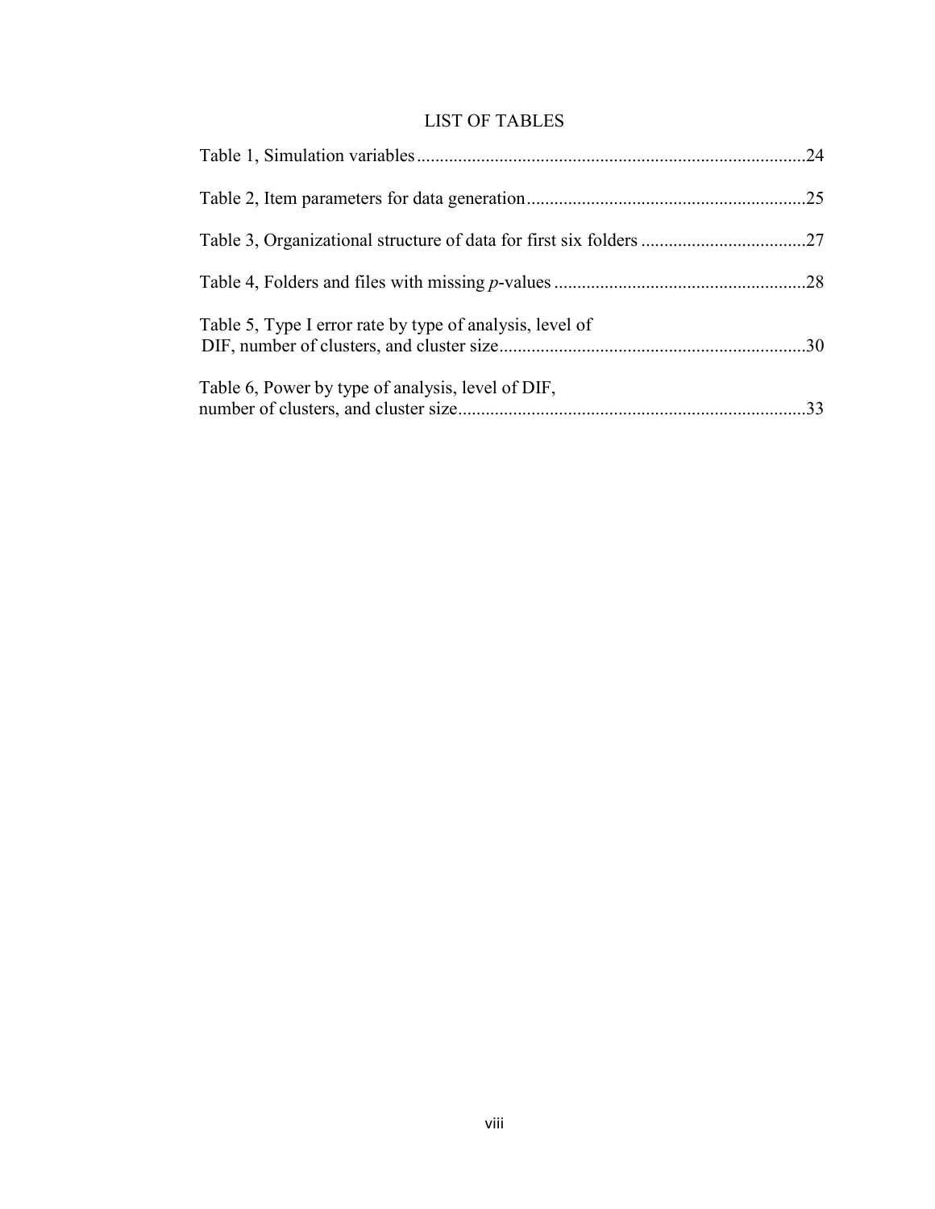# LIST OF TABLES

Table 1, Simulation variables .....................................................................................24

Table 2, Item parameters for data generation .............................................................25

Table 3, Organizational structure of data for first six folders ....................................27

Table 4, Folders and files with missing *p*-values .......................................................28

Table 5, Type I error rate by type of analysis, level of DIF, number of clusters, and cluster size ...................................................................30

Table 6, Power by type of analysis, level of DIF, number of clusters, and cluster size ...........................................................................33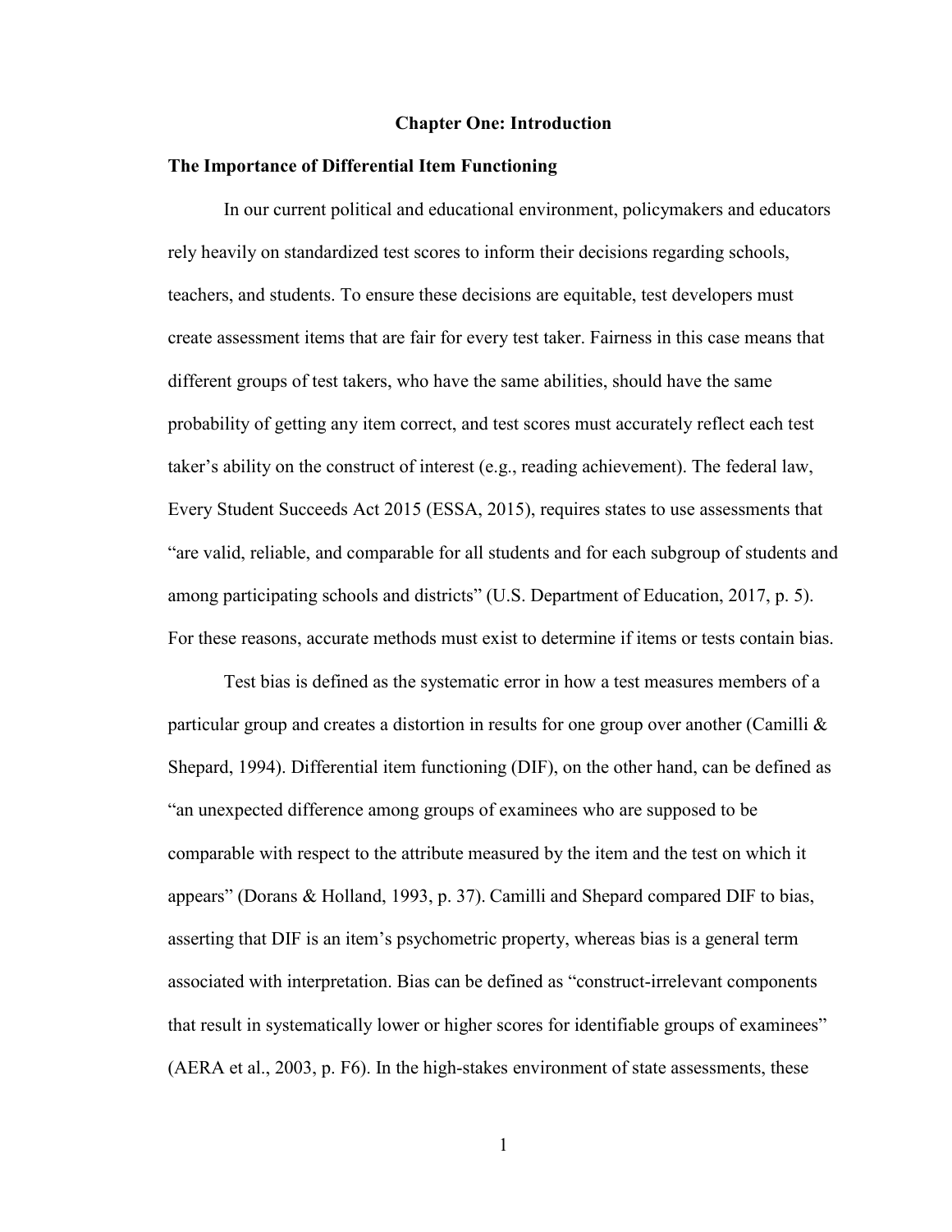# Chapter One: Introduction

## The Importance of Differential Item Functioning

In our current political and educational environment, policymakers and educators rely heavily on standardized test scores to inform their decisions regarding schools, teachers, and students. To ensure these decisions are equitable, test developers must create assessment items that are fair for every test taker. Fairness in this case means that different groups of test takers, who have the same abilities, should have the same probability of getting any item correct, and test scores must accurately reflect each test taker's ability on the construct of interest (e.g., reading achievement). The federal law, Every Student Succeeds Act 2015 (ESSA, 2015), requires states to use assessments that "are valid, reliable, and comparable for all students and for each subgroup of students and among participating schools and districts" (U.S. Department of Education, 2017, p. 5). For these reasons, accurate methods must exist to determine if items or tests contain bias.

Test bias is defined as the systematic error in how a test measures members of a particular group and creates a distortion in results for one group over another (Camilli & Shepard, 1994). Differential item functioning (DIF), on the other hand, can be defined as "an unexpected difference among groups of examinees who are supposed to be comparable with respect to the attribute measured by the item and the test on which it appears" (Dorans & Holland, 1993, p. 37). Camilli and Shepard compared DIF to bias, asserting that DIF is an item's psychometric property, whereas bias is a general term associated with interpretation. Bias can be defined as "construct-irrelevant components that result in systematically lower or higher scores for identifiable groups of examinees" (AERA et al., 2003, p. F6). In the high-stakes environment of state assessments, these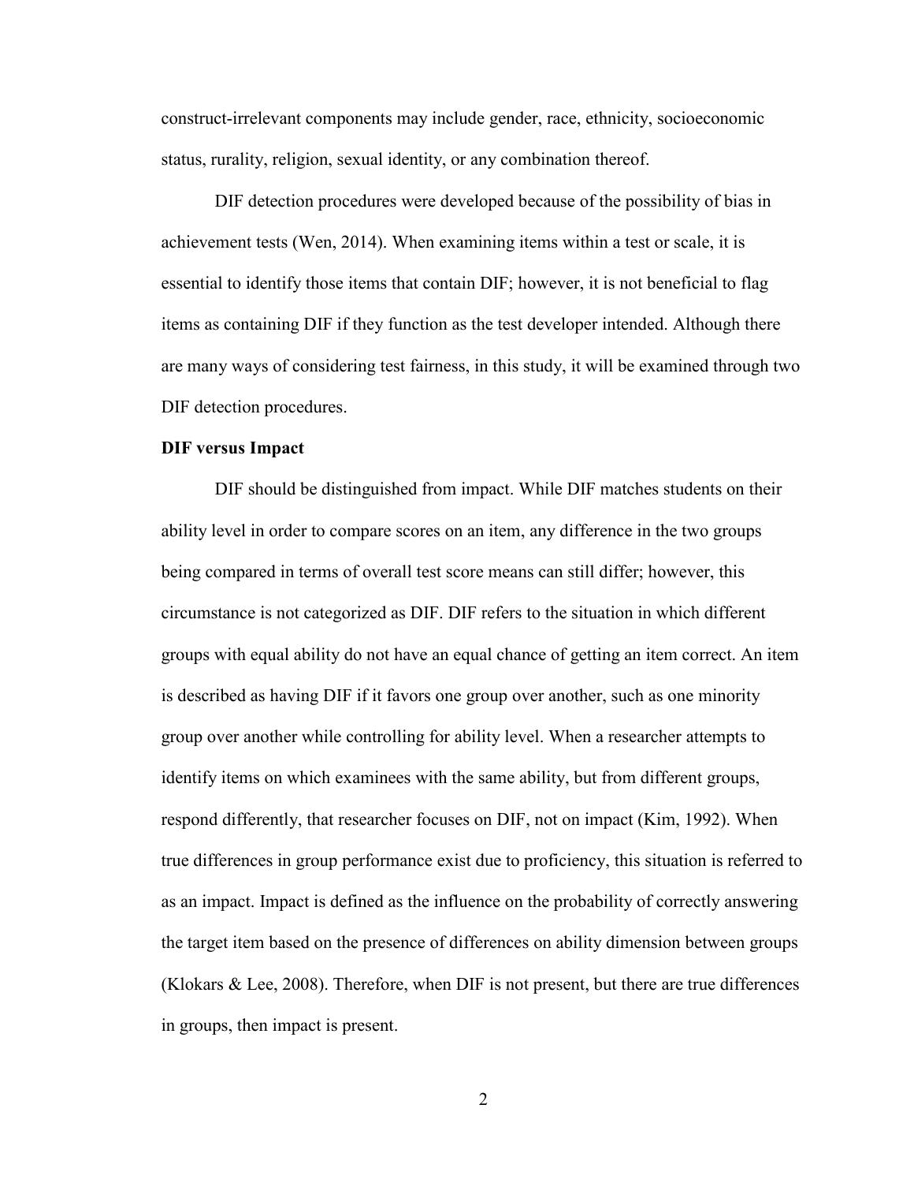construct-irrelevant components may include gender, race, ethnicity, socioeconomic status, rurality, religion, sexual identity, or any combination thereof.

DIF detection procedures were developed because of the possibility of bias in achievement tests (Wen, 2014). When examining items within a test or scale, it is essential to identify those items that contain DIF; however, it is not beneficial to flag items as containing DIF if they function as the test developer intended. Although there are many ways of considering test fairness, in this study, it will be examined through two DIF detection procedures.

**DIF versus Impact**

DIF should be distinguished from impact. While DIF matches students on their ability level in order to compare scores on an item, any difference in the two groups being compared in terms of overall test score means can still differ; however, this circumstance is not categorized as DIF. DIF refers to the situation in which different groups with equal ability do not have an equal chance of getting an item correct. An item is described as having DIF if it favors one group over another, such as one minority group over another while controlling for ability level. When a researcher attempts to identify items on which examinees with the same ability, but from different groups, respond differently, that researcher focuses on DIF, not on impact (Kim, 1992). When true differences in group performance exist due to proficiency, this situation is referred to as an impact. Impact is defined as the influence on the probability of correctly answering the target item based on the presence of differences on ability dimension between groups (Klokars & Lee, 2008). Therefore, when DIF is not present, but there are true differences in groups, then impact is present.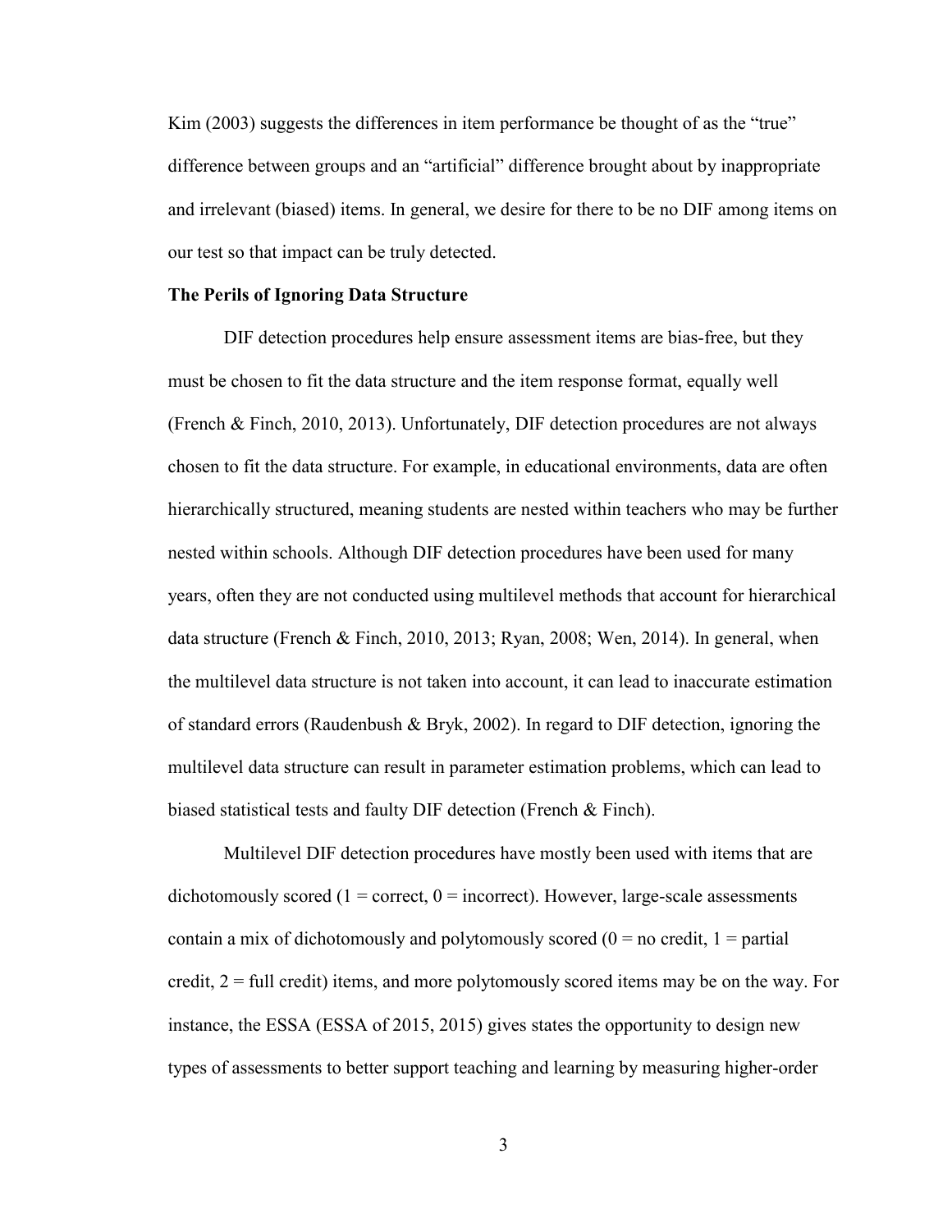Kim (2003) suggests the differences in item performance be thought of as the "true" difference between groups and an "artificial" difference brought about by inappropriate and irrelevant (biased) items. In general, we desire for there to be no DIF among items on our test so that impact can be truly detected.

**The Perils of Ignoring Data Structure**

DIF detection procedures help ensure assessment items are bias-free, but they must be chosen to fit the data structure and the item response format, equally well (French & Finch, 2010, 2013). Unfortunately, DIF detection procedures are not always chosen to fit the data structure. For example, in educational environments, data are often hierarchically structured, meaning students are nested within teachers who may be further nested within schools. Although DIF detection procedures have been used for many years, often they are not conducted using multilevel methods that account for hierarchical data structure (French & Finch, 2010, 2013; Ryan, 2008; Wen, 2014). In general, when the multilevel data structure is not taken into account, it can lead to inaccurate estimation of standard errors (Raudenbush & Bryk, 2002). In regard to DIF detection, ignoring the multilevel data structure can result in parameter estimation problems, which can lead to biased statistical tests and faulty DIF detection (French & Finch).

Multilevel DIF detection procedures have mostly been used with items that are dichotomously scored (1 = correct, 0 = incorrect). However, large-scale assessments contain a mix of dichotomously and polytomously scored (0 = no credit, 1 = partial credit, 2 = full credit) items, and more polytomously scored items may be on the way. For instance, the ESSA (ESSA of 2015, 2015) gives states the opportunity to design new types of assessments to better support teaching and learning by measuring higher-order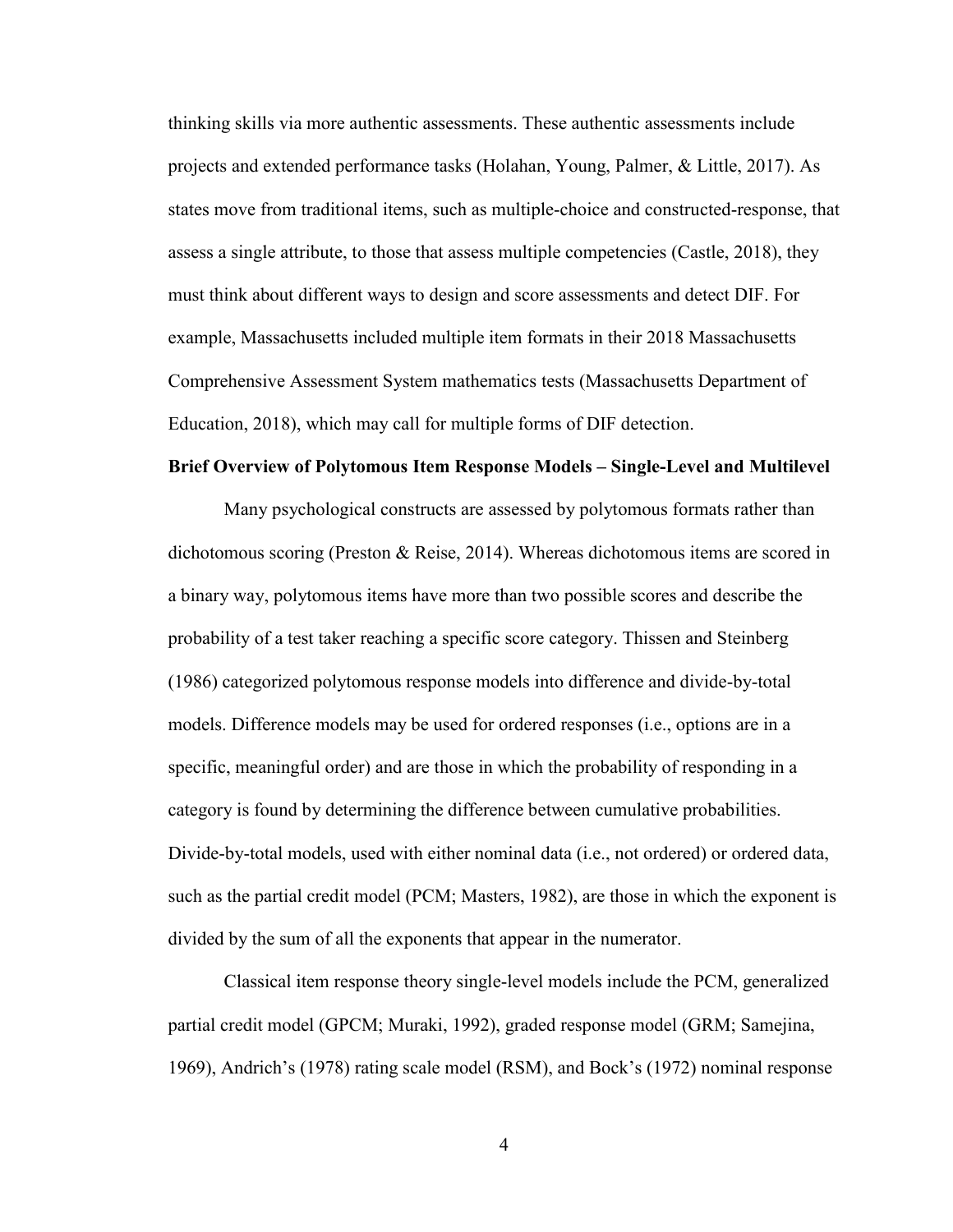thinking skills via more authentic assessments. These authentic assessments include projects and extended performance tasks (Holahan, Young, Palmer, & Little, 2017). As states move from traditional items, such as multiple-choice and constructed-response, that assess a single attribute, to those that assess multiple competencies (Castle, 2018), they must think about different ways to design and score assessments and detect DIF. For example, Massachusetts included multiple item formats in their 2018 Massachusetts Comprehensive Assessment System mathematics tests (Massachusetts Department of Education, 2018), which may call for multiple forms of DIF detection.

**Brief Overview of Polytomous Item Response Models – Single-Level and Multilevel**

Many psychological constructs are assessed by polytomous formats rather than dichotomous scoring (Preston & Reise, 2014). Whereas dichotomous items are scored in a binary way, polytomous items have more than two possible scores and describe the probability of a test taker reaching a specific score category. Thissen and Steinberg (1986) categorized polytomous response models into difference and divide-by-total models. Difference models may be used for ordered responses (i.e., options are in a specific, meaningful order) and are those in which the probability of responding in a category is found by determining the difference between cumulative probabilities. Divide-by-total models, used with either nominal data (i.e., not ordered) or ordered data, such as the partial credit model (PCM; Masters, 1982), are those in which the exponent is divided by the sum of all the exponents that appear in the numerator.

Classical item response theory single-level models include the PCM, generalized partial credit model (GPCM; Muraki, 1992), graded response model (GRM; Samejina, 1969), Andrich's (1978) rating scale model (RSM), and Bock's (1972) nominal response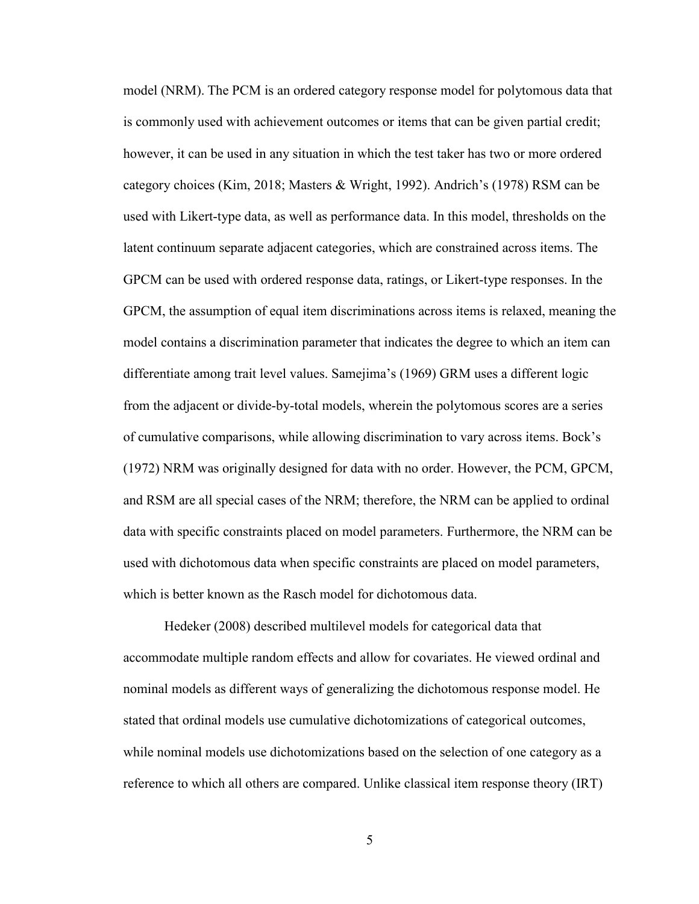model (NRM). The PCM is an ordered category response model for polytomous data that is commonly used with achievement outcomes or items that can be given partial credit; however, it can be used in any situation in which the test taker has two or more ordered category choices (Kim, 2018; Masters & Wright, 1992). Andrich's (1978) RSM can be used with Likert-type data, as well as performance data. In this model, thresholds on the latent continuum separate adjacent categories, which are constrained across items. The GPCM can be used with ordered response data, ratings, or Likert-type responses. In the GPCM, the assumption of equal item discriminations across items is relaxed, meaning the model contains a discrimination parameter that indicates the degree to which an item can differentiate among trait level values. Samejima's (1969) GRM uses a different logic from the adjacent or divide-by-total models, wherein the polytomous scores are a series of cumulative comparisons, while allowing discrimination to vary across items. Bock's (1972) NRM was originally designed for data with no order. However, the PCM, GPCM, and RSM are all special cases of the NRM; therefore, the NRM can be applied to ordinal data with specific constraints placed on model parameters. Furthermore, the NRM can be used with dichotomous data when specific constraints are placed on model parameters, which is better known as the Rasch model for dichotomous data.

Hedeker (2008) described multilevel models for categorical data that accommodate multiple random effects and allow for covariates. He viewed ordinal and nominal models as different ways of generalizing the dichotomous response model. He stated that ordinal models use cumulative dichotomizations of categorical outcomes, while nominal models use dichotomizations based on the selection of one category as a reference to which all others are compared. Unlike classical item response theory (IRT)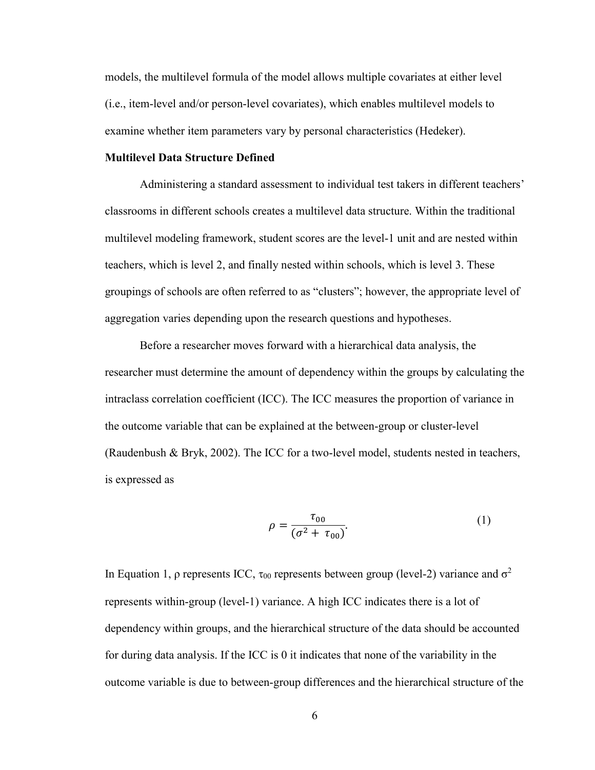models, the multilevel formula of the model allows multiple covariates at either level (i.e., item-level and/or person-level covariates), which enables multilevel models to examine whether item parameters vary by personal characteristics (Hedeker).

**Multilevel Data Structure Defined**

Administering a standard assessment to individual test takers in different teachers' classrooms in different schools creates a multilevel data structure. Within the traditional multilevel modeling framework, student scores are the level-1 unit and are nested within teachers, which is level 2, and finally nested within schools, which is level 3. These groupings of schools are often referred to as "clusters"; however, the appropriate level of aggregation varies depending upon the research questions and hypotheses.

Before a researcher moves forward with a hierarchical data analysis, the researcher must determine the amount of dependency within the groups by calculating the intraclass correlation coefficient (ICC). The ICC measures the proportion of variance in the outcome variable that can be explained at the between-group or cluster-level (Raudenbush & Bryk, 2002). The ICC for a two-level model, students nested in teachers, is expressed as

$$\rho = \frac{\tau_{00}}{(\sigma^2 + \tau_{00})}. \tag{1}$$

In Equation 1, $\rho$ represents ICC, $\tau_{00}$ represents between group (level-2) variance and $\sigma^2$ represents within-group (level-1) variance. A high ICC indicates there is a lot of dependency within groups, and the hierarchical structure of the data should be accounted for during data analysis. If the ICC is 0 it indicates that none of the variability in the outcome variable is due to between-group differences and the hierarchical structure of the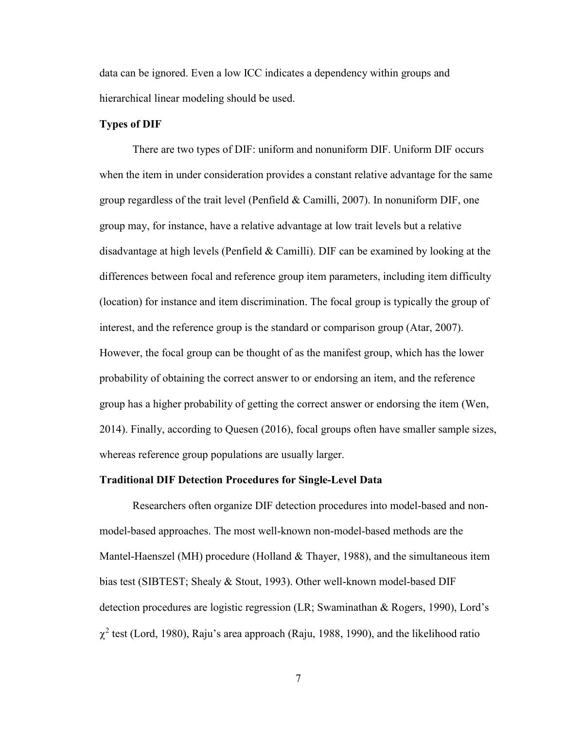data can be ignored. Even a low ICC indicates a dependency within groups and hierarchical linear modeling should be used.

**Types of DIF**

There are two types of DIF: uniform and nonuniform DIF. Uniform DIF occurs when the item in under consideration provides a constant relative advantage for the same group regardless of the trait level (Penfield & Camilli, 2007). In nonuniform DIF, one group may, for instance, have a relative advantage at low trait levels but a relative disadvantage at high levels (Penfield & Camilli). DIF can be examined by looking at the differences between focal and reference group item parameters, including item difficulty (location) for instance and item discrimination. The focal group is typically the group of interest, and the reference group is the standard or comparison group (Atar, 2007). However, the focal group can be thought of as the manifest group, which has the lower probability of obtaining the correct answer to or endorsing an item, and the reference group has a higher probability of getting the correct answer or endorsing the item (Wen, 2014). Finally, according to Quesen (2016), focal groups often have smaller sample sizes, whereas reference group populations are usually larger.

**Traditional DIF Detection Procedures for Single-Level Data**

Researchers often organize DIF detection procedures into model-based and non-model-based approaches. The most well-known non-model-based methods are the Mantel-Haenszel (MH) procedure (Holland & Thayer, 1988), and the simultaneous item bias test (SIBTEST; Shealy & Stout, 1993). Other well-known model-based DIF detection procedures are logistic regression (LR; Swaminathan & Rogers, 1990), Lord's $\chi^2$ test (Lord, 1980), Raju's area approach (Raju, 1988, 1990), and the likelihood ratio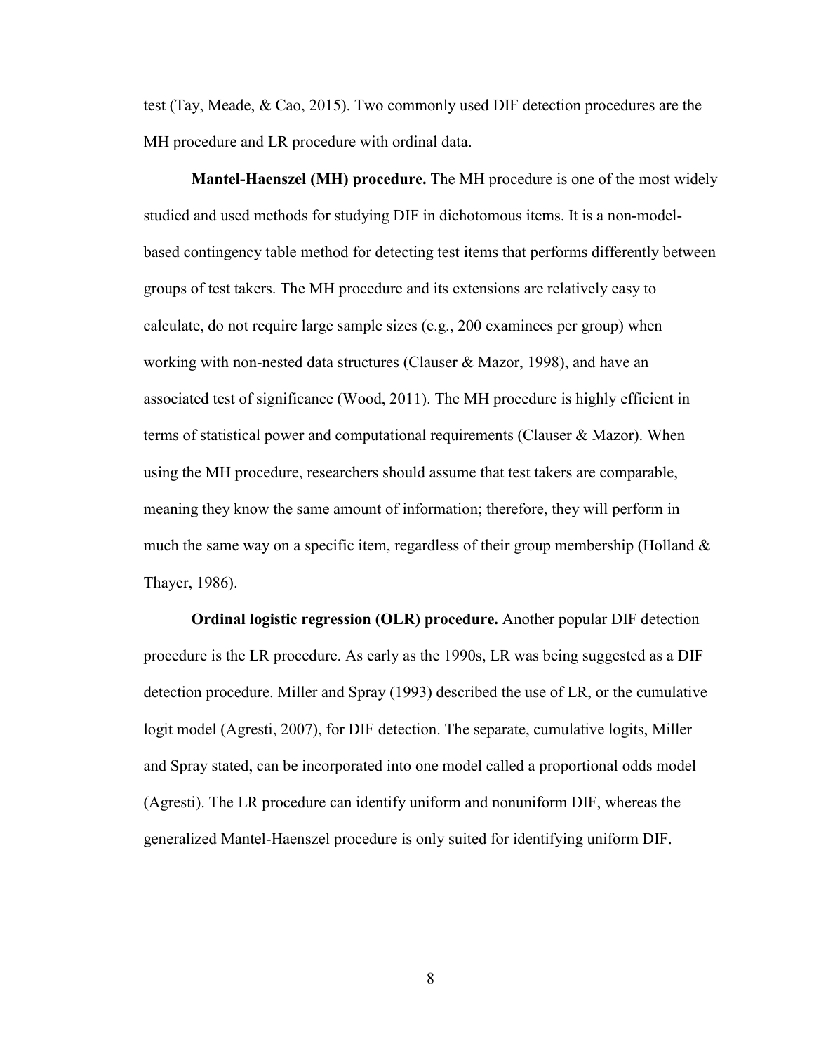test (Tay, Meade, & Cao, 2015). Two commonly used DIF detection procedures are the MH procedure and LR procedure with ordinal data.

**Mantel-Haenszel (MH) procedure.** The MH procedure is one of the most widely studied and used methods for studying DIF in dichotomous items. It is a non-model-based contingency table method for detecting test items that performs differently between groups of test takers. The MH procedure and its extensions are relatively easy to calculate, do not require large sample sizes (e.g., 200 examinees per group) when working with non-nested data structures (Clauser & Mazor, 1998), and have an associated test of significance (Wood, 2011). The MH procedure is highly efficient in terms of statistical power and computational requirements (Clauser & Mazor). When using the MH procedure, researchers should assume that test takers are comparable, meaning they know the same amount of information; therefore, they will perform in much the same way on a specific item, regardless of their group membership (Holland & Thayer, 1986).

**Ordinal logistic regression (OLR) procedure.** Another popular DIF detection procedure is the LR procedure. As early as the 1990s, LR was being suggested as a DIF detection procedure. Miller and Spray (1993) described the use of LR, or the cumulative logit model (Agresti, 2007), for DIF detection. The separate, cumulative logits, Miller and Spray stated, can be incorporated into one model called a proportional odds model (Agresti). The LR procedure can identify uniform and nonuniform DIF, whereas the generalized Mantel-Haenszel procedure is only suited for identifying uniform DIF.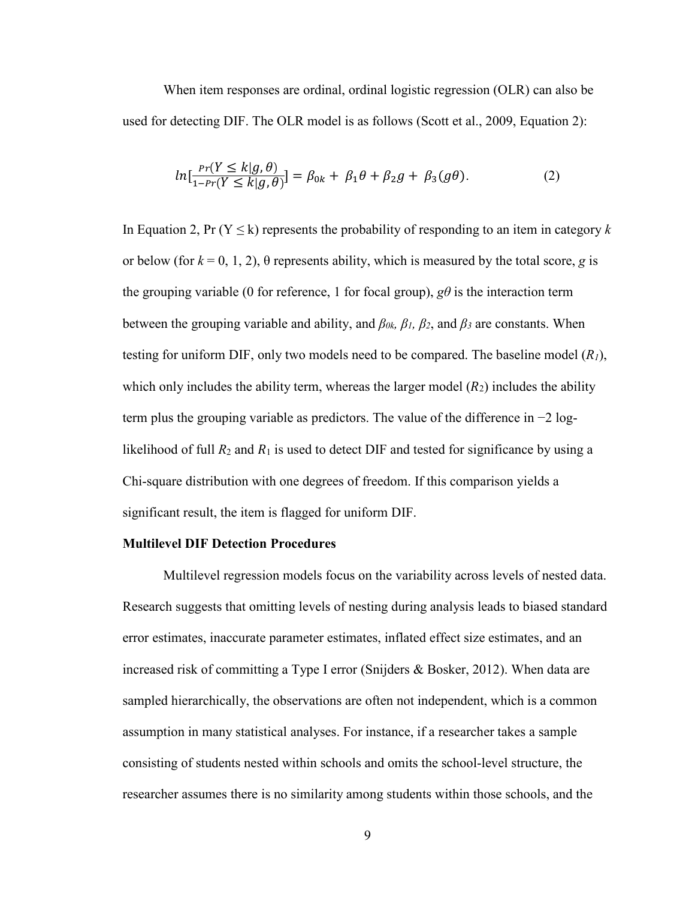When item responses are ordinal, ordinal logistic regression (OLR) can also be used for detecting DIF. The OLR model is as follows (Scott et al., 2009, Equation 2):

$$ln\left[\frac{Pr(Y \leq k|g,\theta)}{1-Pr(Y \leq k|g,\theta)}\right] = \beta_{0k} + \beta_1\theta + \beta_2 g + \beta_3(g\theta). \tag{2}$$

In Equation 2, Pr ($Y \leq k$) represents the probability of responding to an item in category $k$ or below (for $k = 0, 1, 2$), $\theta$ represents ability, which is measured by the total score, $g$ is the grouping variable (0 for reference, 1 for focal group), $g\theta$ is the interaction term between the grouping variable and ability, and $\beta_{0k}$, $\beta_1$, $\beta_2$, and $\beta_3$ are constants. When testing for uniform DIF, only two models need to be compared. The baseline model ($R_1$), which only includes the ability term, whereas the larger model ($R_2$) includes the ability term plus the grouping variable as predictors. The value of the difference in −2 log-likelihood of full $R_2$ and $R_1$ is used to detect DIF and tested for significance by using a Chi-square distribution with one degrees of freedom. If this comparison yields a significant result, the item is flagged for uniform DIF.

**Multilevel DIF Detection Procedures**

Multilevel regression models focus on the variability across levels of nested data. Research suggests that omitting levels of nesting during analysis leads to biased standard error estimates, inaccurate parameter estimates, inflated effect size estimates, and an increased risk of committing a Type I error (Snijders & Bosker, 2012). When data are sampled hierarchically, the observations are often not independent, which is a common assumption in many statistical analyses. For instance, if a researcher takes a sample consisting of students nested within schools and omits the school-level structure, the researcher assumes there is no similarity among students within those schools, and the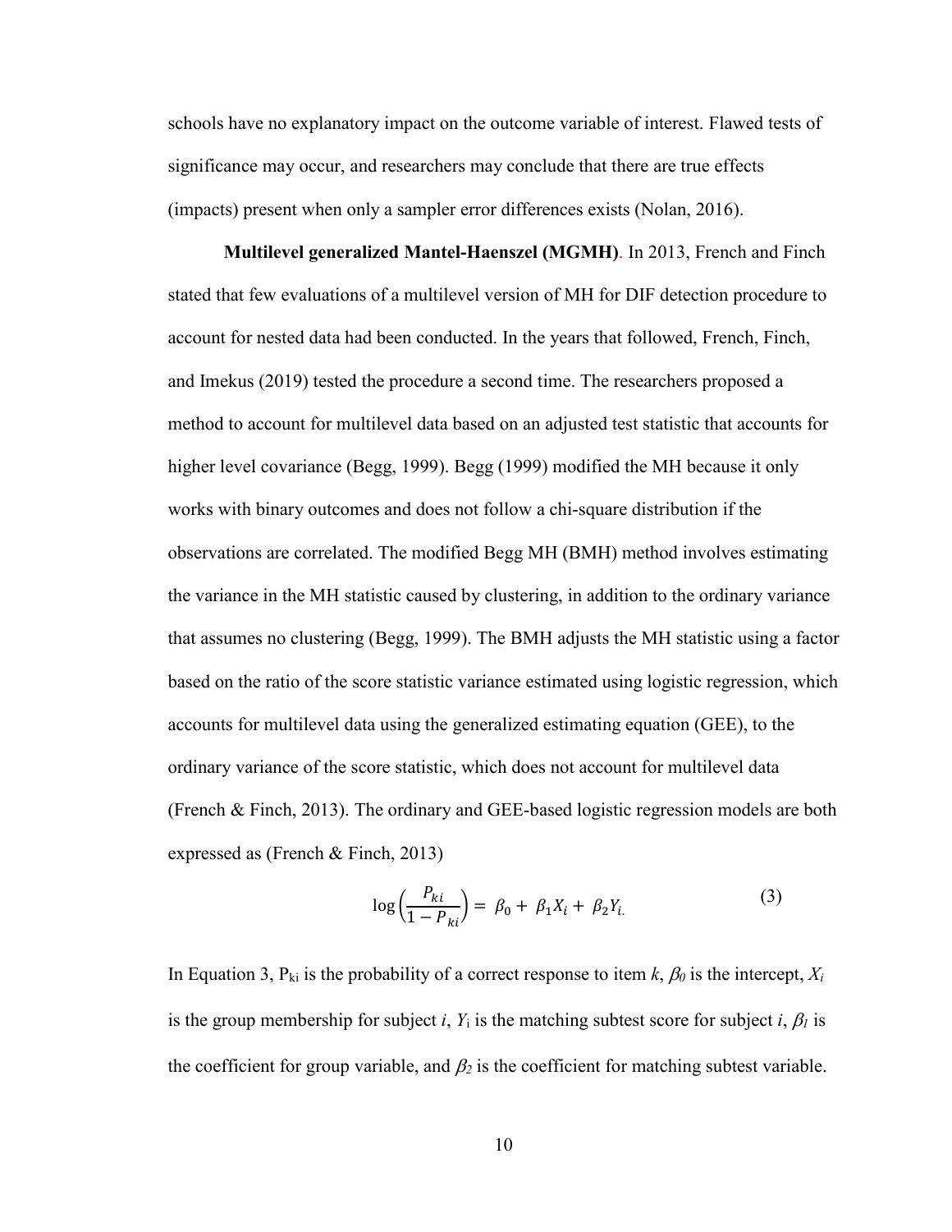schools have no explanatory impact on the outcome variable of interest. Flawed tests of significance may occur, and researchers may conclude that there are true effects (impacts) present when only a sampler error differences exists (Nolan, 2016).

**Multilevel generalized Mantel-Haenszel (MGMH)**. In 2013, French and Finch stated that few evaluations of a multilevel version of MH for DIF detection procedure to account for nested data had been conducted. In the years that followed, French, Finch, and Imekus (2019) tested the procedure a second time. The researchers proposed a method to account for multilevel data based on an adjusted test statistic that accounts for higher level covariance (Begg, 1999). Begg (1999) modified the MH because it only works with binary outcomes and does not follow a chi-square distribution if the observations are correlated. The modified Begg MH (BMH) method involves estimating the variance in the MH statistic caused by clustering, in addition to the ordinary variance that assumes no clustering (Begg, 1999). The BMH adjusts the MH statistic using a factor based on the ratio of the score statistic variance estimated using logistic regression, which accounts for multilevel data using the generalized estimating equation (GEE), to the ordinary variance of the score statistic, which does not account for multilevel data (French & Finch, 2013). The ordinary and GEE-based logistic regression models are both expressed as (French & Finch, 2013)

$$\log\left(\frac{P_{ki}}{1-P_{ki}}\right) = \beta_0 + \beta_1 X_i + \beta_2 Y_{i.} \tag{3}$$

In Equation 3, $P_{ki}$ is the probability of a correct response to item $k$, $\beta_0$ is the intercept, $X_i$ is the group membership for subject $i$, $Y_i$ is the matching subtest score for subject $i$, $\beta_1$ is the coefficient for group variable, and $\beta_2$ is the coefficient for matching subtest variable.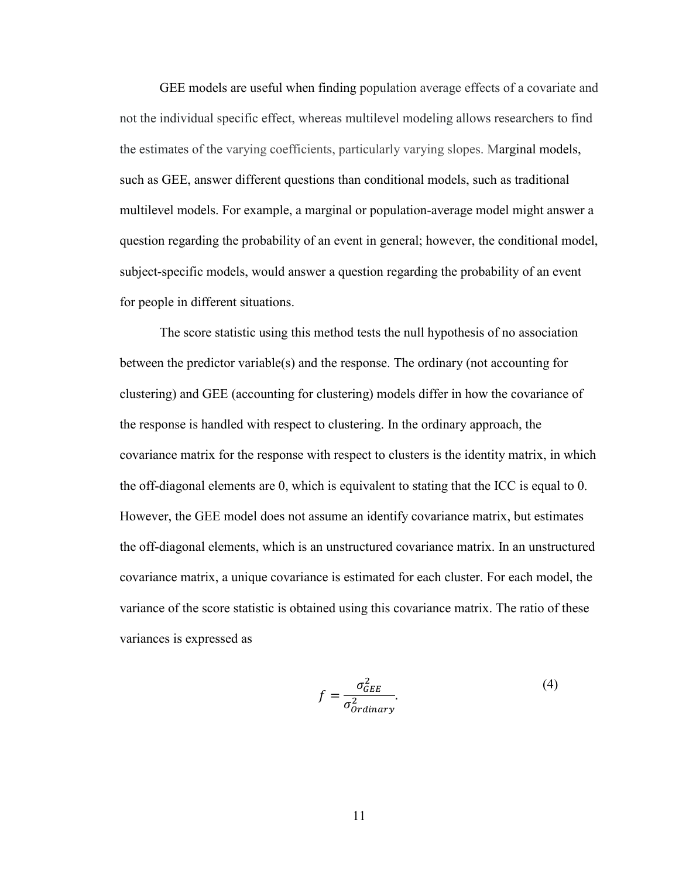GEE models are useful when finding population average effects of a covariate and not the individual specific effect, whereas multilevel modeling allows researchers to find the estimates of the varying coefficients, particularly varying slopes. Marginal models, such as GEE, answer different questions than conditional models, such as traditional multilevel models. For example, a marginal or population-average model might answer a question regarding the probability of an event in general; however, the conditional model, subject-specific models, would answer a question regarding the probability of an event for people in different situations.

The score statistic using this method tests the null hypothesis of no association between the predictor variable(s) and the response. The ordinary (not accounting for clustering) and GEE (accounting for clustering) models differ in how the covariance of the response is handled with respect to clustering. In the ordinary approach, the covariance matrix for the response with respect to clusters is the identity matrix, in which the off-diagonal elements are 0, which is equivalent to stating that the ICC is equal to 0. However, the GEE model does not assume an identify covariance matrix, but estimates the off-diagonal elements, which is an unstructured covariance matrix. In an unstructured covariance matrix, a unique covariance is estimated for each cluster. For each model, the variance of the score statistic is obtained using this covariance matrix. The ratio of these variances is expressed as

$$f = \frac{\sigma^2_{GEE}}{\sigma^2_{Ordinary}}. \tag{4}$$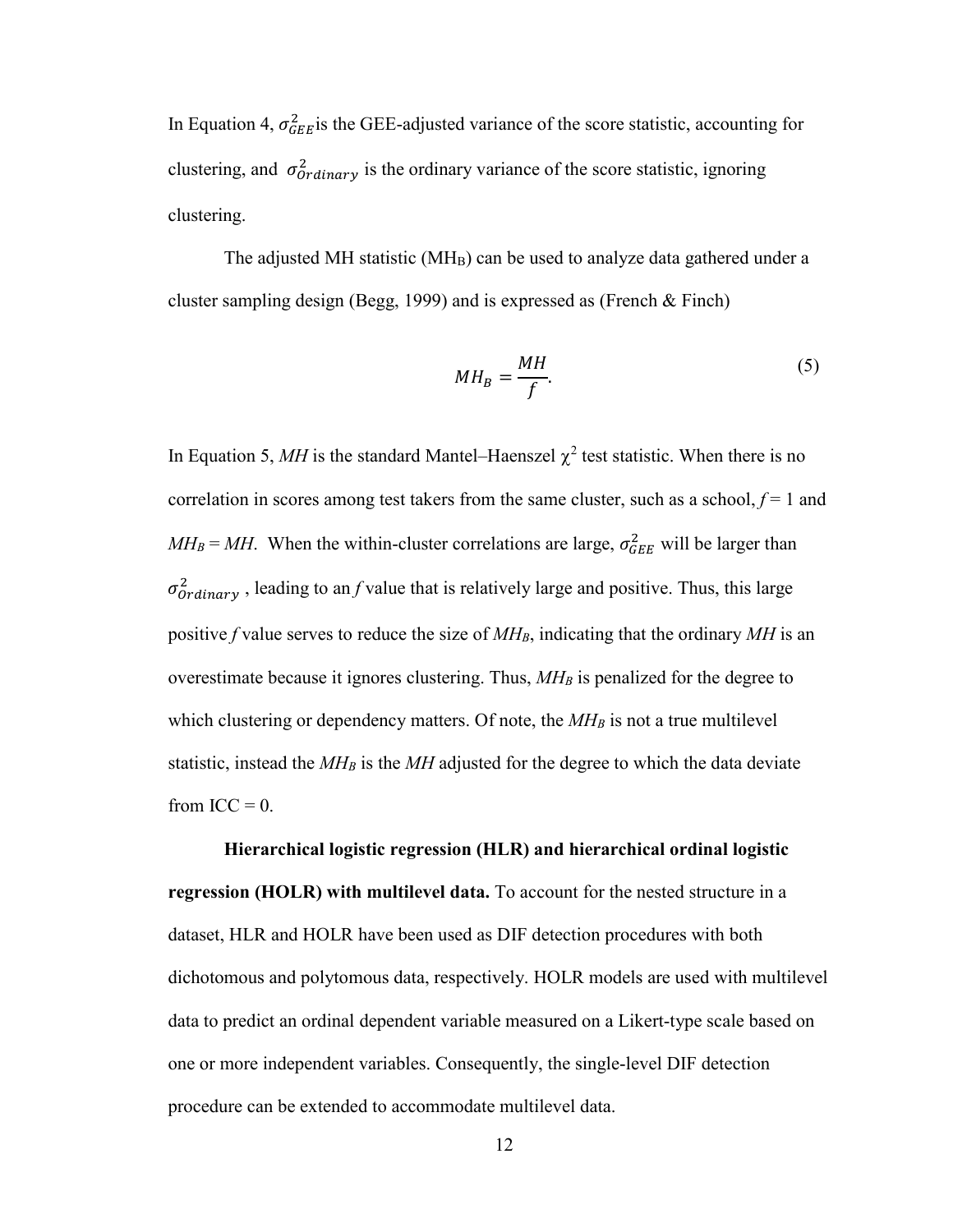In Equation 4, $\sigma^2_{GEE}$is the GEE-adjusted variance of the score statistic, accounting for clustering, and $\sigma^2_{Ordinary}$ is the ordinary variance of the score statistic, ignoring clustering.

The adjusted MH statistic ($MH_B$) can be used to analyze data gathered under a cluster sampling design (Begg, 1999) and is expressed as (French & Finch)

$$MH_B = \frac{MH}{f}. \tag{5}$$

In Equation 5, *MH* is the standard Mantel–Haenszel $\chi^2$ test statistic. When there is no correlation in scores among test takers from the same cluster, such as a school, $f = 1$ and $MH_B = MH$. When the within-cluster correlations are large, $\sigma^2_{GEE}$ will be larger than $\sigma^2_{Ordinary}$ , leading to an $f$ value that is relatively large and positive. Thus, this large positive $f$ value serves to reduce the size of $MH_B$, indicating that the ordinary *MH* is an overestimate because it ignores clustering. Thus, $MH_B$ is penalized for the degree to which clustering or dependency matters. Of note, the $MH_B$ is not a true multilevel statistic, instead the $MH_B$ is the *MH* adjusted for the degree to which the data deviate from ICC = 0.

**Hierarchical logistic regression (HLR) and hierarchical ordinal logistic regression (HOLR) with multilevel data.** To account for the nested structure in a dataset, HLR and HOLR have been used as DIF detection procedures with both dichotomous and polytomous data, respectively. HOLR models are used with multilevel data to predict an ordinal dependent variable measured on a Likert-type scale based on one or more independent variables. Consequently, the single-level DIF detection procedure can be extended to accommodate multilevel data.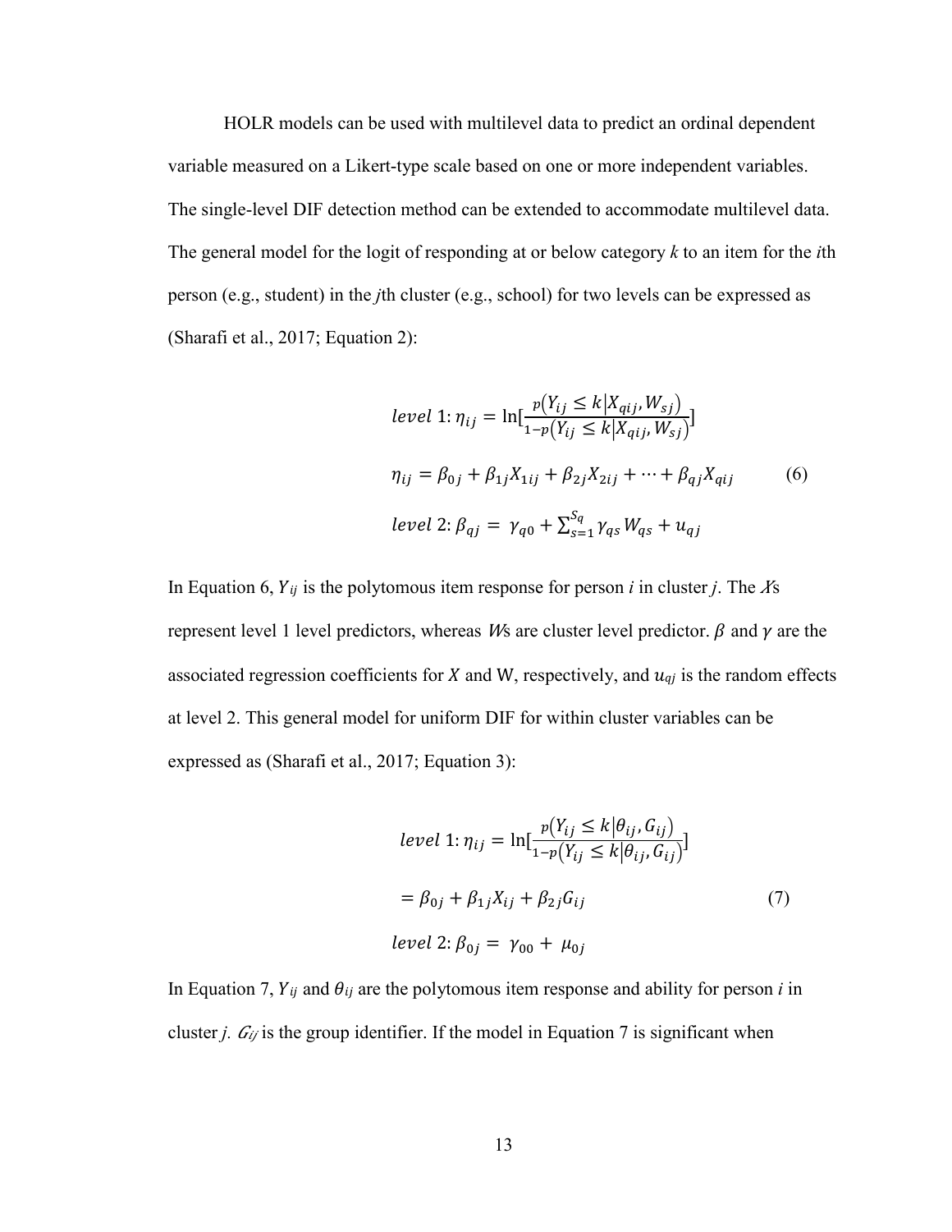HOLR models can be used with multilevel data to predict an ordinal dependent variable measured on a Likert-type scale based on one or more independent variables. The single-level DIF detection method can be extended to accommodate multilevel data. The general model for the logit of responding at or below category *k* to an item for the *i*th person (e.g., student) in the *j*th cluster (e.g., school) for two levels can be expressed as (Sharafi et al., 2017; Equation 2):

$$
\begin{aligned}
&level\ 1: \eta_{ij} = \ln[\frac{p(Y_{ij} \leq k | X_{qij}, W_{sj})}{1-p(Y_{ij} \leq k | X_{qij}, W_{sj})}] \\
&\eta_{ij} = \beta_{0j} + \beta_{1j}X_{1ij} + \beta_{2j}X_{2ij} + \cdots + \beta_{qj}X_{qij} \qquad (6) \\
&level\ 2: \beta_{qj} = \gamma_{q0} + \sum_{s=1}^{S_q} \gamma_{qs} W_{qs} + u_{qj}
\end{aligned}
$$

In Equation 6, $Y_{ij}$ is the polytomous item response for person *i* in cluster *j*. The *X*s represent level 1 level predictors, whereas *W*s are cluster level predictor. $\beta$ and $\gamma$ are the associated regression coefficients for $X$ and W, respectively, and $u_{qj}$ is the random effects at level 2. This general model for uniform DIF for within cluster variables can be expressed as (Sharafi et al., 2017; Equation 3):

$$
\begin{aligned}
&level\ 1: \eta_{ij} = \ln[\frac{p(Y_{ij} \leq k | \theta_{ij}, G_{ij})}{1-p(Y_{ij} \leq k | \theta_{ij}, G_{ij})}] \\
&= \beta_{0j} + \beta_{1j}X_{ij} + \beta_{2j}G_{ij} \qquad (7) \\
&level\ 2: \beta_{0j} = \gamma_{00} + \mu_{0j}
\end{aligned}
$$

In Equation 7, $Y_{ij}$ and $\theta_{ij}$ are the polytomous item response and ability for person *i* in cluster *j*. $G_{ij}$ is the group identifier. If the model in Equation 7 is significant when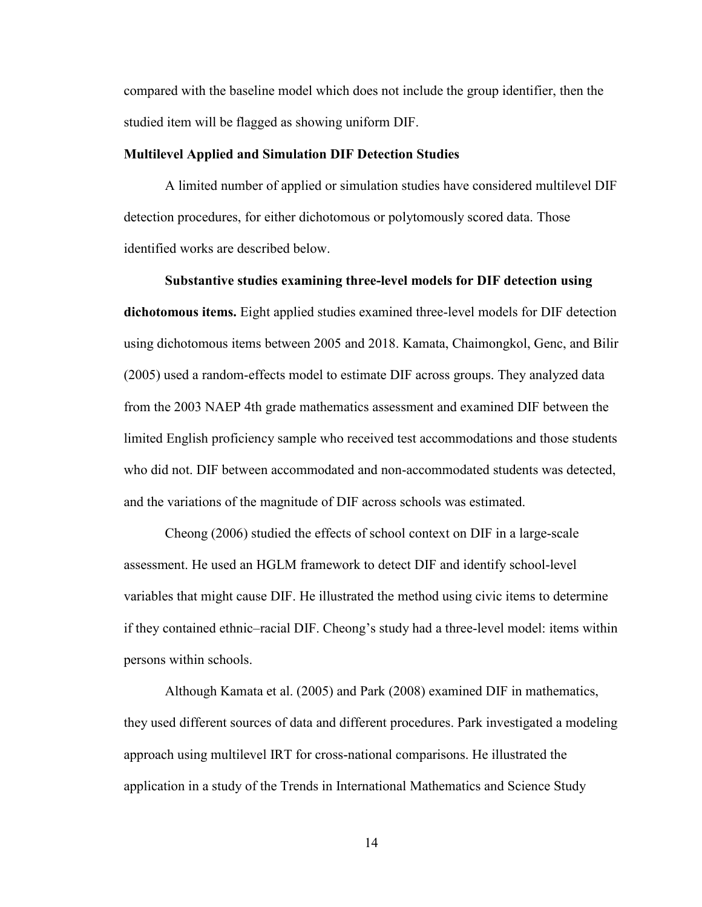compared with the baseline model which does not include the group identifier, then the studied item will be flagged as showing uniform DIF.

## Multilevel Applied and Simulation DIF Detection Studies

A limited number of applied or simulation studies have considered multilevel DIF detection procedures, for either dichotomous or polytomously scored data. Those identified works are described below.

**Substantive studies examining three-level models for DIF detection using dichotomous items.** Eight applied studies examined three-level models for DIF detection using dichotomous items between 2005 and 2018. Kamata, Chaimongkol, Genc, and Bilir (2005) used a random-effects model to estimate DIF across groups. They analyzed data from the 2003 NAEP 4th grade mathematics assessment and examined DIF between the limited English proficiency sample who received test accommodations and those students who did not. DIF between accommodated and non-accommodated students was detected, and the variations of the magnitude of DIF across schools was estimated.

Cheong (2006) studied the effects of school context on DIF in a large-scale assessment. He used an HGLM framework to detect DIF and identify school-level variables that might cause DIF. He illustrated the method using civic items to determine if they contained ethnic–racial DIF. Cheong's study had a three-level model: items within persons within schools.

Although Kamata et al. (2005) and Park (2008) examined DIF in mathematics, they used different sources of data and different procedures. Park investigated a modeling approach using multilevel IRT for cross-national comparisons. He illustrated the application in a study of the Trends in International Mathematics and Science Study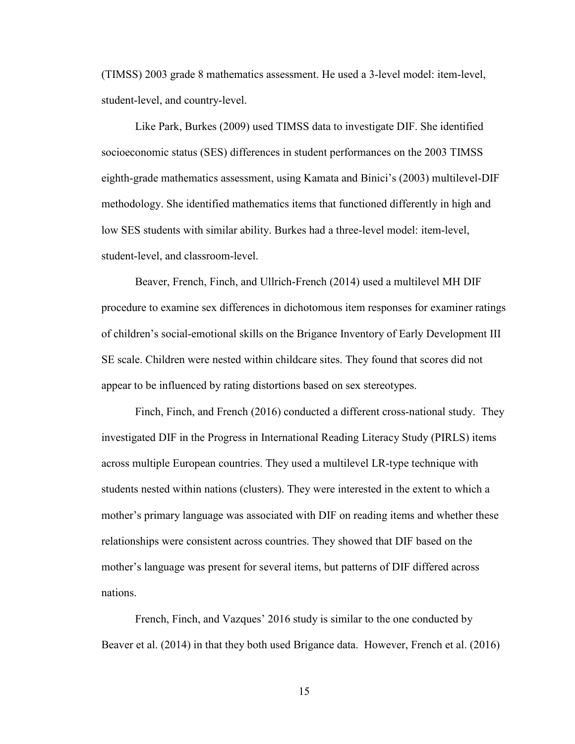(TIMSS) 2003 grade 8 mathematics assessment. He used a 3-level model: item-level, student-level, and country-level.

Like Park, Burkes (2009) used TIMSS data to investigate DIF. She identified socioeconomic status (SES) differences in student performances on the 2003 TIMSS eighth-grade mathematics assessment, using Kamata and Binici's (2003) multilevel-DIF methodology. She identified mathematics items that functioned differently in high and low SES students with similar ability. Burkes had a three-level model: item-level, student-level, and classroom-level.

Beaver, French, Finch, and Ullrich-French (2014) used a multilevel MH DIF procedure to examine sex differences in dichotomous item responses for examiner ratings of children's social-emotional skills on the Brigance Inventory of Early Development III SE scale. Children were nested within childcare sites. They found that scores did not appear to be influenced by rating distortions based on sex stereotypes.

Finch, Finch, and French (2016) conducted a different cross-national study. They investigated DIF in the Progress in International Reading Literacy Study (PIRLS) items across multiple European countries. They used a multilevel LR-type technique with students nested within nations (clusters). They were interested in the extent to which a mother's primary language was associated with DIF on reading items and whether these relationships were consistent across countries. They showed that DIF based on the mother's language was present for several items, but patterns of DIF differed across nations.

French, Finch, and Vazques' 2016 study is similar to the one conducted by Beaver et al. (2014) in that they both used Brigance data. However, French et al. (2016)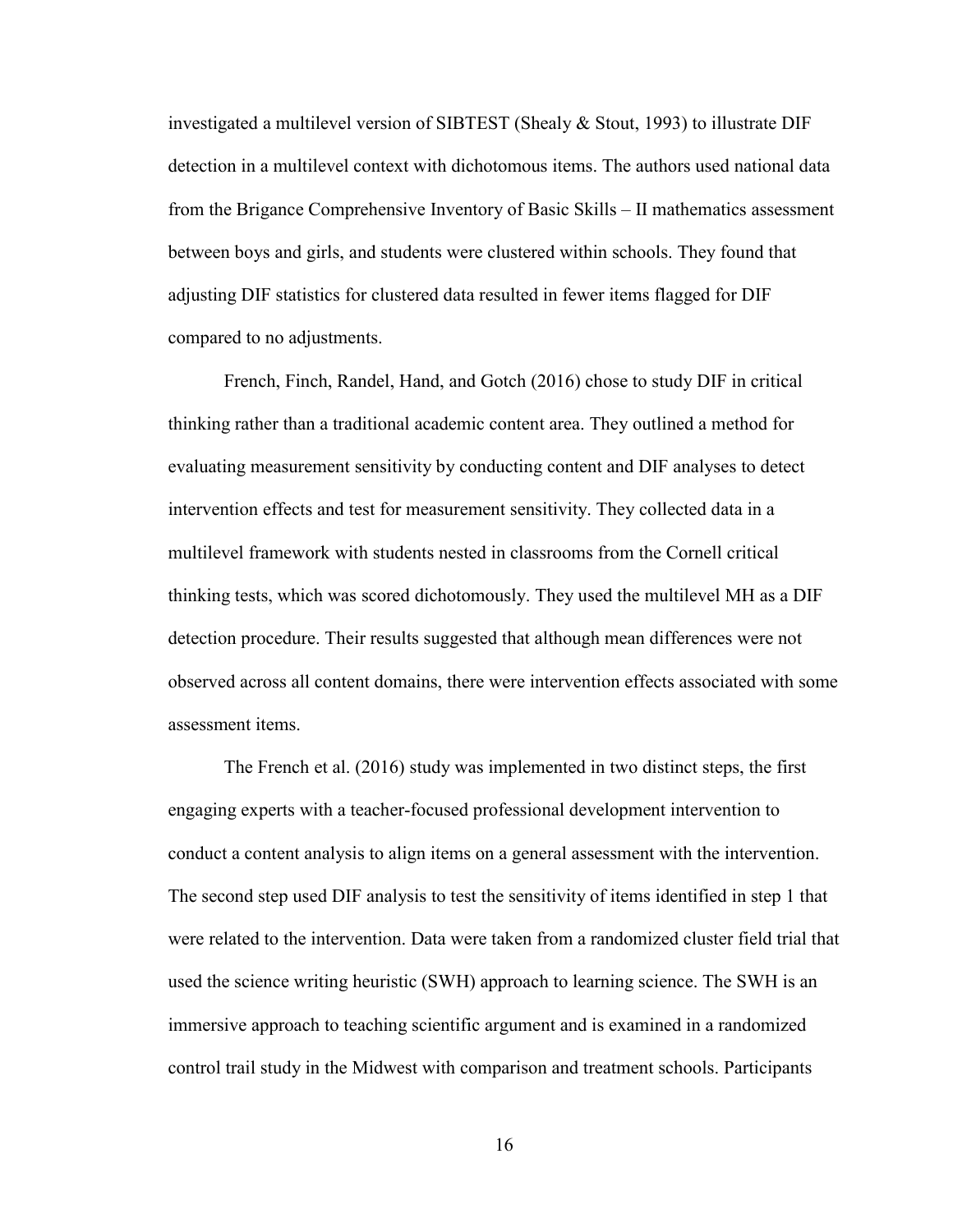investigated a multilevel version of SIBTEST (Shealy & Stout, 1993) to illustrate DIF detection in a multilevel context with dichotomous items. The authors used national data from the Brigance Comprehensive Inventory of Basic Skills – II mathematics assessment between boys and girls, and students were clustered within schools. They found that adjusting DIF statistics for clustered data resulted in fewer items flagged for DIF compared to no adjustments.

French, Finch, Randel, Hand, and Gotch (2016) chose to study DIF in critical thinking rather than a traditional academic content area. They outlined a method for evaluating measurement sensitivity by conducting content and DIF analyses to detect intervention effects and test for measurement sensitivity. They collected data in a multilevel framework with students nested in classrooms from the Cornell critical thinking tests, which was scored dichotomously. They used the multilevel MH as a DIF detection procedure. Their results suggested that although mean differences were not observed across all content domains, there were intervention effects associated with some assessment items.

The French et al. (2016) study was implemented in two distinct steps, the first engaging experts with a teacher-focused professional development intervention to conduct a content analysis to align items on a general assessment with the intervention. The second step used DIF analysis to test the sensitivity of items identified in step 1 that were related to the intervention. Data were taken from a randomized cluster field trial that used the science writing heuristic (SWH) approach to learning science. The SWH is an immersive approach to teaching scientific argument and is examined in a randomized control trail study in the Midwest with comparison and treatment schools. Participants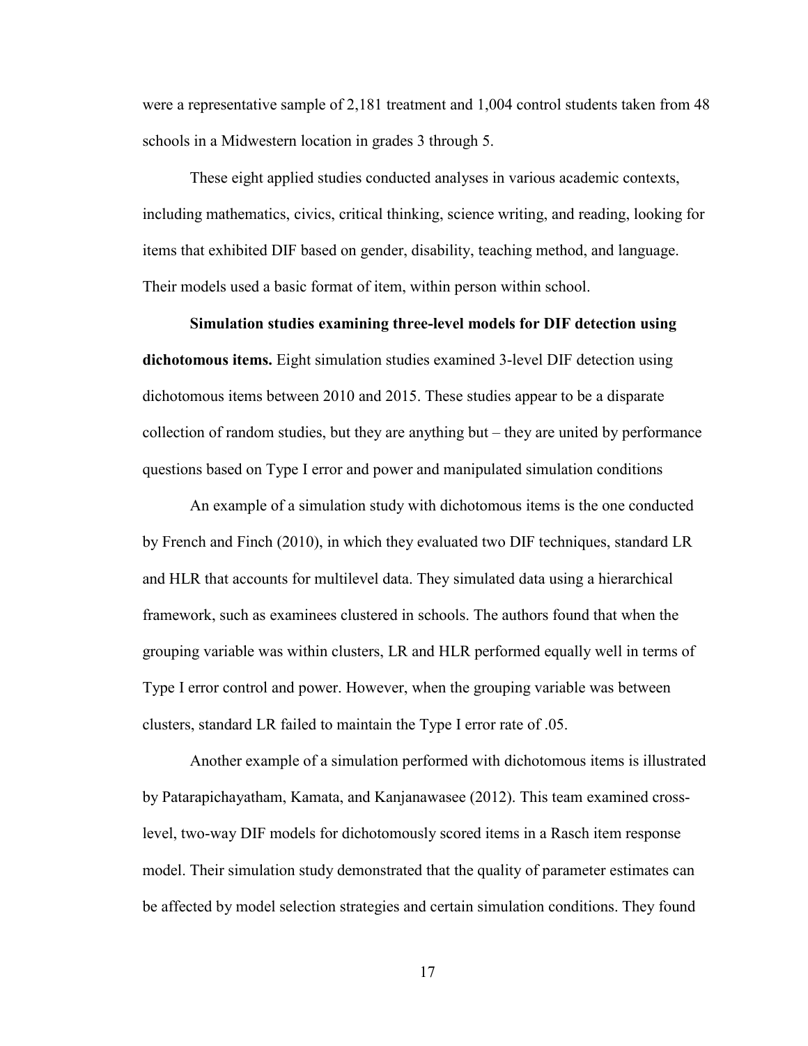were a representative sample of 2,181 treatment and 1,004 control students taken from 48 schools in a Midwestern location in grades 3 through 5.

These eight applied studies conducted analyses in various academic contexts, including mathematics, civics, critical thinking, science writing, and reading, looking for items that exhibited DIF based on gender, disability, teaching method, and language. Their models used a basic format of item, within person within school.

**Simulation studies examining three-level models for DIF detection using dichotomous items.** Eight simulation studies examined 3-level DIF detection using dichotomous items between 2010 and 2015. These studies appear to be a disparate collection of random studies, but they are anything but – they are united by performance questions based on Type I error and power and manipulated simulation conditions

An example of a simulation study with dichotomous items is the one conducted by French and Finch (2010), in which they evaluated two DIF techniques, standard LR and HLR that accounts for multilevel data. They simulated data using a hierarchical framework, such as examinees clustered in schools. The authors found that when the grouping variable was within clusters, LR and HLR performed equally well in terms of Type I error control and power. However, when the grouping variable was between clusters, standard LR failed to maintain the Type I error rate of .05.

Another example of a simulation performed with dichotomous items is illustrated by Patarapichayatham, Kamata, and Kanjanawasee (2012). This team examined cross-level, two-way DIF models for dichotomously scored items in a Rasch item response model. Their simulation study demonstrated that the quality of parameter estimates can be affected by model selection strategies and certain simulation conditions. They found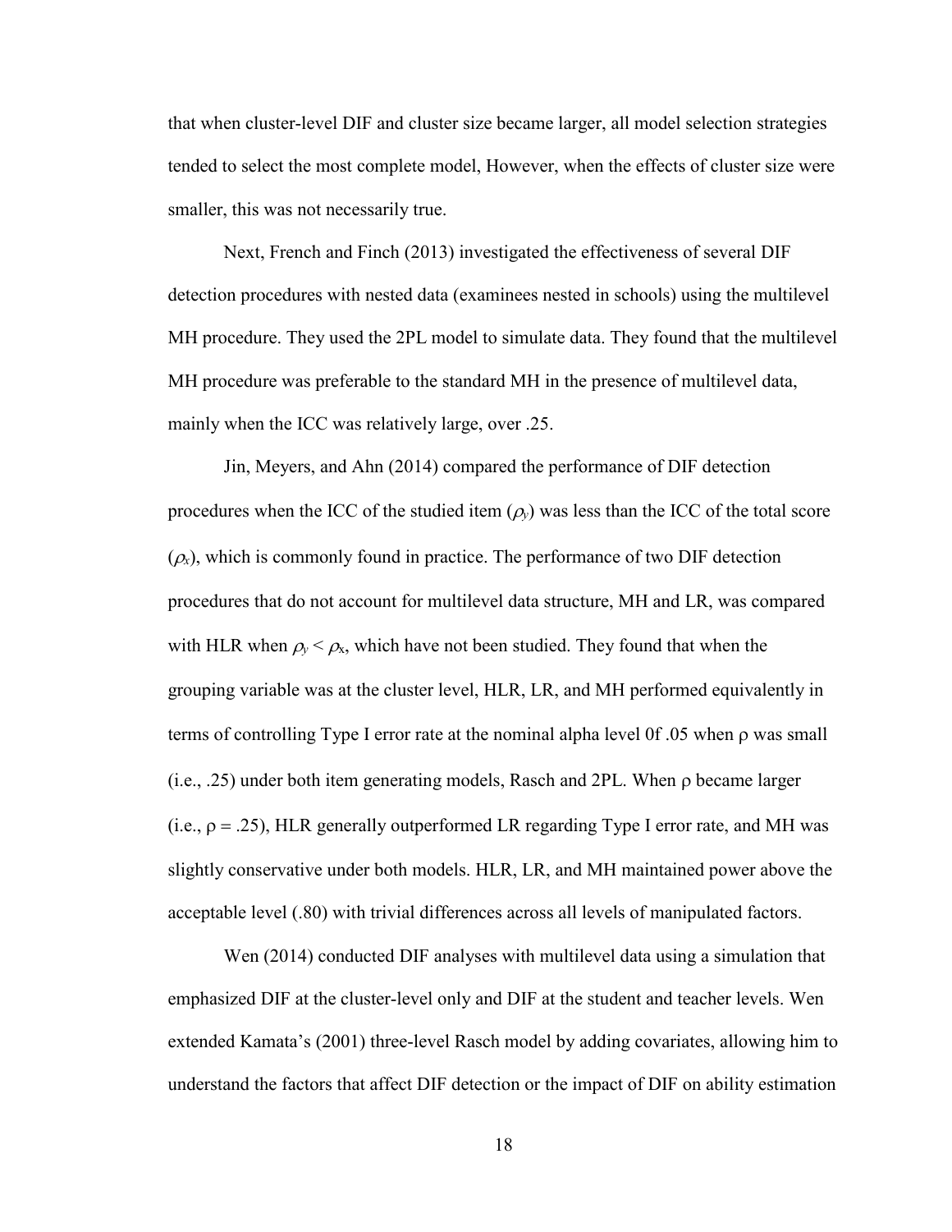that when cluster-level DIF and cluster size became larger, all model selection strategies tended to select the most complete model, However, when the effects of cluster size were smaller, this was not necessarily true.

Next, French and Finch (2013) investigated the effectiveness of several DIF detection procedures with nested data (examinees nested in schools) using the multilevel MH procedure. They used the 2PL model to simulate data. They found that the multilevel MH procedure was preferable to the standard MH in the presence of multilevel data, mainly when the ICC was relatively large, over .25.

Jin, Meyers, and Ahn (2014) compared the performance of DIF detection procedures when the ICC of the studied item ($\rho_y$) was less than the ICC of the total score ($\rho_x$), which is commonly found in practice. The performance of two DIF detection procedures that do not account for multilevel data structure, MH and LR, was compared with HLR when $\rho_y < \rho_x$, which have not been studied. They found that when the grouping variable was at the cluster level, HLR, LR, and MH performed equivalently in terms of controlling Type I error rate at the nominal alpha level 0f .05 when $\rho$ was small (i.e., .25) under both item generating models, Rasch and 2PL. When $\rho$ became larger (i.e., $\rho$ = .25), HLR generally outperformed LR regarding Type I error rate, and MH was slightly conservative under both models. HLR, LR, and MH maintained power above the acceptable level (.80) with trivial differences across all levels of manipulated factors.

Wen (2014) conducted DIF analyses with multilevel data using a simulation that emphasized DIF at the cluster-level only and DIF at the student and teacher levels. Wen extended Kamata's (2001) three-level Rasch model by adding covariates, allowing him to understand the factors that affect DIF detection or the impact of DIF on ability estimation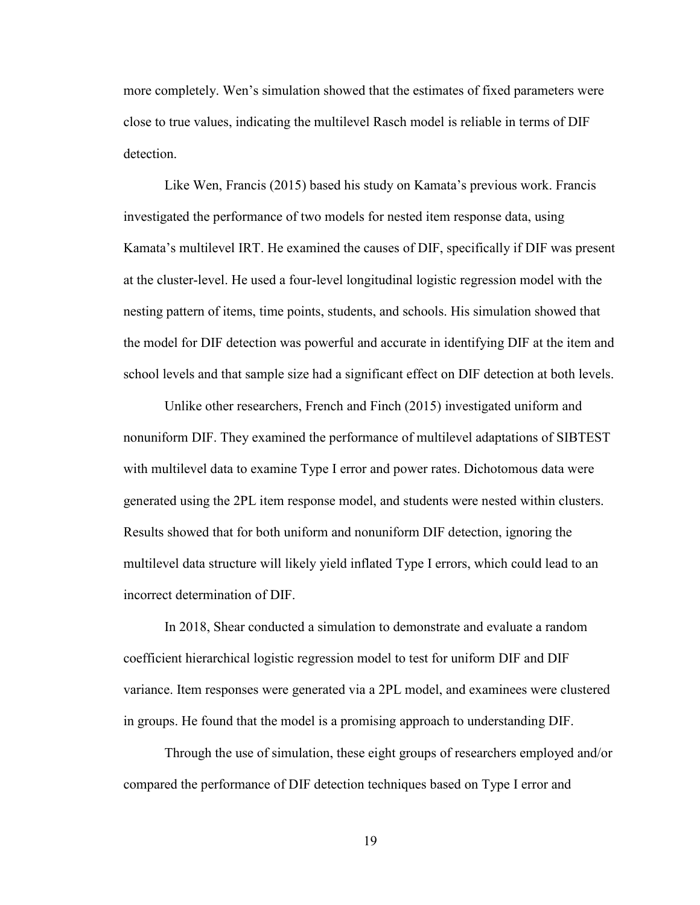more completely. Wen's simulation showed that the estimates of fixed parameters were close to true values, indicating the multilevel Rasch model is reliable in terms of DIF detection.

Like Wen, Francis (2015) based his study on Kamata's previous work. Francis investigated the performance of two models for nested item response data, using Kamata's multilevel IRT. He examined the causes of DIF, specifically if DIF was present at the cluster-level. He used a four-level longitudinal logistic regression model with the nesting pattern of items, time points, students, and schools. His simulation showed that the model for DIF detection was powerful and accurate in identifying DIF at the item and school levels and that sample size had a significant effect on DIF detection at both levels.

Unlike other researchers, French and Finch (2015) investigated uniform and nonuniform DIF. They examined the performance of multilevel adaptations of SIBTEST with multilevel data to examine Type I error and power rates. Dichotomous data were generated using the 2PL item response model, and students were nested within clusters. Results showed that for both uniform and nonuniform DIF detection, ignoring the multilevel data structure will likely yield inflated Type I errors, which could lead to an incorrect determination of DIF.

In 2018, Shear conducted a simulation to demonstrate and evaluate a random coefficient hierarchical logistic regression model to test for uniform DIF and DIF variance. Item responses were generated via a 2PL model, and examinees were clustered in groups. He found that the model is a promising approach to understanding DIF.

Through the use of simulation, these eight groups of researchers employed and/or compared the performance of DIF detection techniques based on Type I error and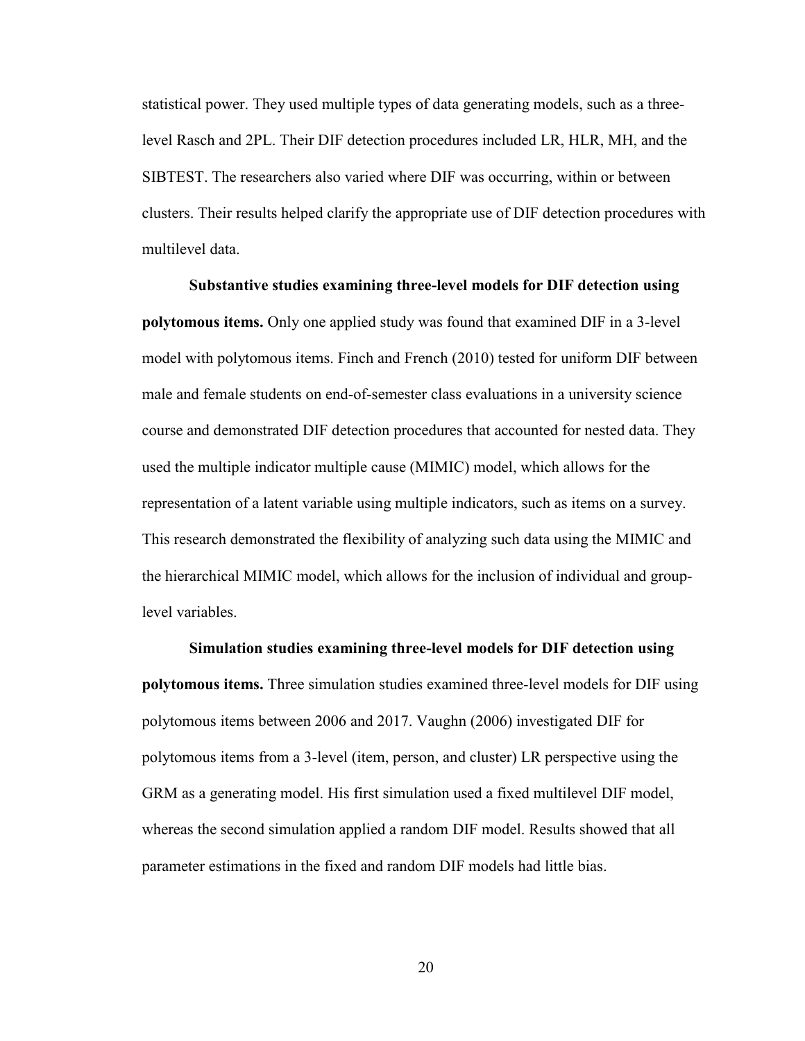statistical power. They used multiple types of data generating models, such as a three-level Rasch and 2PL. Their DIF detection procedures included LR, HLR, MH, and the SIBTEST. The researchers also varied where DIF was occurring, within or between clusters. Their results helped clarify the appropriate use of DIF detection procedures with multilevel data.

**Substantive studies examining three-level models for DIF detection using polytomous items.** Only one applied study was found that examined DIF in a 3-level model with polytomous items. Finch and French (2010) tested for uniform DIF between male and female students on end-of-semester class evaluations in a university science course and demonstrated DIF detection procedures that accounted for nested data. They used the multiple indicator multiple cause (MIMIC) model, which allows for the representation of a latent variable using multiple indicators, such as items on a survey. This research demonstrated the flexibility of analyzing such data using the MIMIC and the hierarchical MIMIC model, which allows for the inclusion of individual and group-level variables.

**Simulation studies examining three-level models for DIF detection using polytomous items.** Three simulation studies examined three-level models for DIF using polytomous items between 2006 and 2017. Vaughn (2006) investigated DIF for polytomous items from a 3-level (item, person, and cluster) LR perspective using the GRM as a generating model. His first simulation used a fixed multilevel DIF model, whereas the second simulation applied a random DIF model. Results showed that all parameter estimations in the fixed and random DIF models had little bias.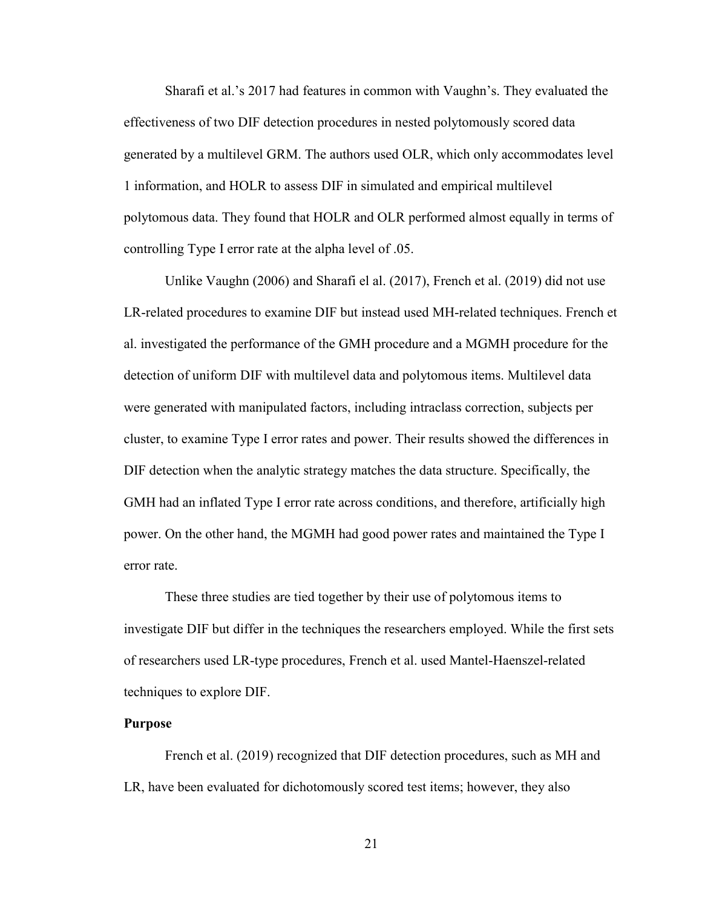Sharafi et al.'s 2017 had features in common with Vaughn's. They evaluated the effectiveness of two DIF detection procedures in nested polytomously scored data generated by a multilevel GRM. The authors used OLR, which only accommodates level 1 information, and HOLR to assess DIF in simulated and empirical multilevel polytomous data. They found that HOLR and OLR performed almost equally in terms of controlling Type I error rate at the alpha level of .05.

Unlike Vaughn (2006) and Sharafi el al. (2017), French et al. (2019) did not use LR-related procedures to examine DIF but instead used MH-related techniques. French et al. investigated the performance of the GMH procedure and a MGMH procedure for the detection of uniform DIF with multilevel data and polytomous items. Multilevel data were generated with manipulated factors, including intraclass correction, subjects per cluster, to examine Type I error rates and power. Their results showed the differences in DIF detection when the analytic strategy matches the data structure. Specifically, the GMH had an inflated Type I error rate across conditions, and therefore, artificially high power. On the other hand, the MGMH had good power rates and maintained the Type I error rate.

These three studies are tied together by their use of polytomous items to investigate DIF but differ in the techniques the researchers employed. While the first sets of researchers used LR-type procedures, French et al. used Mantel-Haenszel-related techniques to explore DIF.

**Purpose**

French et al. (2019) recognized that DIF detection procedures, such as MH and LR, have been evaluated for dichotomously scored test items; however, they also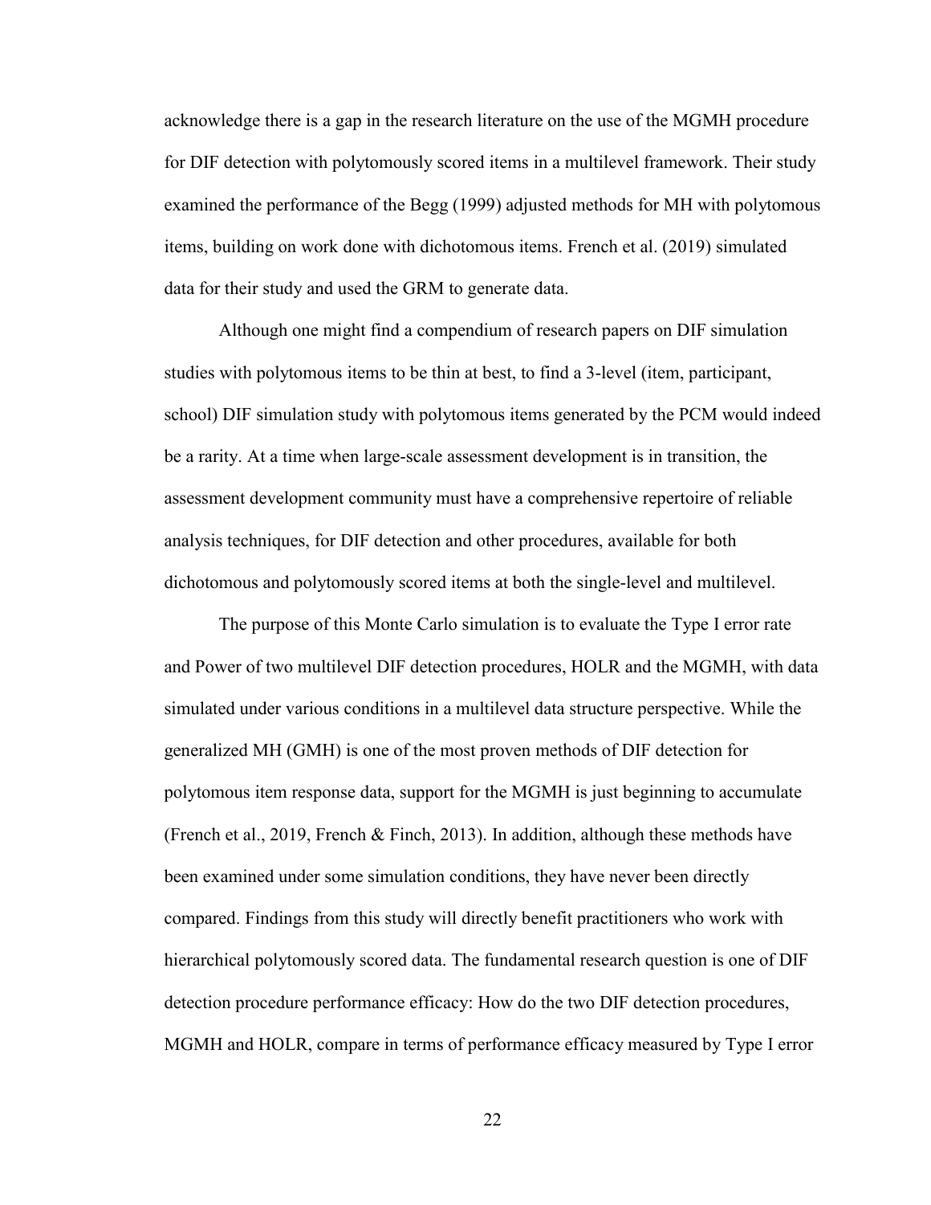acknowledge there is a gap in the research literature on the use of the MGMH procedure for DIF detection with polytomously scored items in a multilevel framework. Their study examined the performance of the Begg (1999) adjusted methods for MH with polytomous items, building on work done with dichotomous items. French et al. (2019) simulated data for their study and used the GRM to generate data.

Although one might find a compendium of research papers on DIF simulation studies with polytomous items to be thin at best, to find a 3-level (item, participant, school) DIF simulation study with polytomous items generated by the PCM would indeed be a rarity. At a time when large-scale assessment development is in transition, the assessment development community must have a comprehensive repertoire of reliable analysis techniques, for DIF detection and other procedures, available for both dichotomous and polytomously scored items at both the single-level and multilevel.

The purpose of this Monte Carlo simulation is to evaluate the Type I error rate and Power of two multilevel DIF detection procedures, HOLR and the MGMH, with data simulated under various conditions in a multilevel data structure perspective. While the generalized MH (GMH) is one of the most proven methods of DIF detection for polytomous item response data, support for the MGMH is just beginning to accumulate (French et al., 2019, French & Finch, 2013). In addition, although these methods have been examined under some simulation conditions, they have never been directly compared. Findings from this study will directly benefit practitioners who work with hierarchical polytomously scored data. The fundamental research question is one of DIF detection procedure performance efficacy: How do the two DIF detection procedures, MGMH and HOLR, compare in terms of performance efficacy measured by Type I error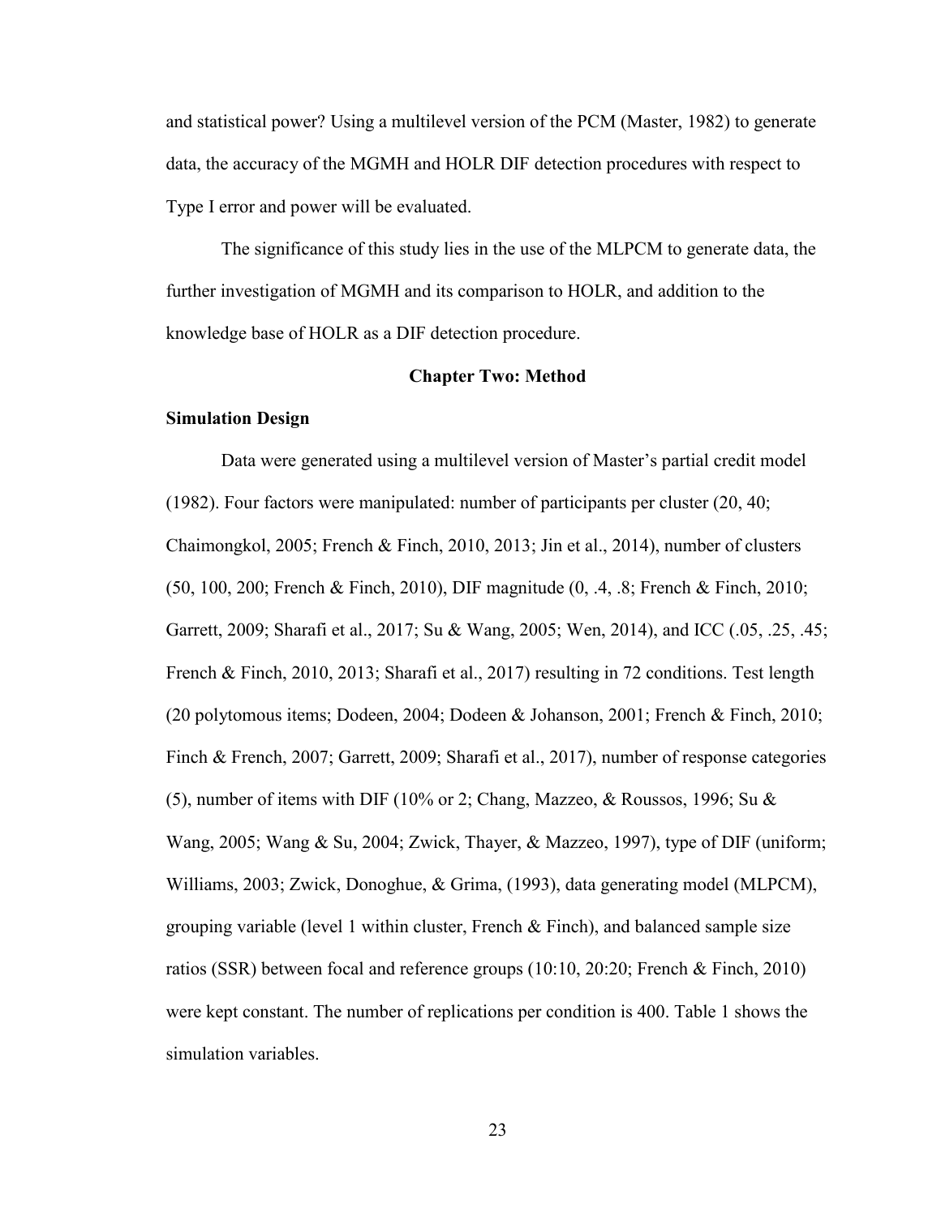and statistical power? Using a multilevel version of the PCM (Master, 1982) to generate data, the accuracy of the MGMH and HOLR DIF detection procedures with respect to Type I error and power will be evaluated.

The significance of this study lies in the use of the MLPCM to generate data, the further investigation of MGMH and its comparison to HOLR, and addition to the knowledge base of HOLR as a DIF detection procedure.

# Chapter Two: Method

## Simulation Design

Data were generated using a multilevel version of Master's partial credit model (1982). Four factors were manipulated: number of participants per cluster (20, 40; Chaimongkol, 2005; French & Finch, 2010, 2013; Jin et al., 2014), number of clusters (50, 100, 200; French & Finch, 2010), DIF magnitude (0, .4, .8; French & Finch, 2010; Garrett, 2009; Sharafi et al., 2017; Su & Wang, 2005; Wen, 2014), and ICC (.05, .25, .45; French & Finch, 2010, 2013; Sharafi et al., 2017) resulting in 72 conditions. Test length (20 polytomous items; Dodeen, 2004; Dodeen & Johanson, 2001; French & Finch, 2010; Finch & French, 2007; Garrett, 2009; Sharafi et al., 2017), number of response categories (5), number of items with DIF (10% or 2; Chang, Mazzeo, & Roussos, 1996; Su & Wang, 2005; Wang & Su, 2004; Zwick, Thayer, & Mazzeo, 1997), type of DIF (uniform; Williams, 2003; Zwick, Donoghue, & Grima, (1993), data generating model (MLPCM), grouping variable (level 1 within cluster, French & Finch), and balanced sample size ratios (SSR) between focal and reference groups (10:10, 20:20; French & Finch, 2010) were kept constant. The number of replications per condition is 400. Table 1 shows the simulation variables.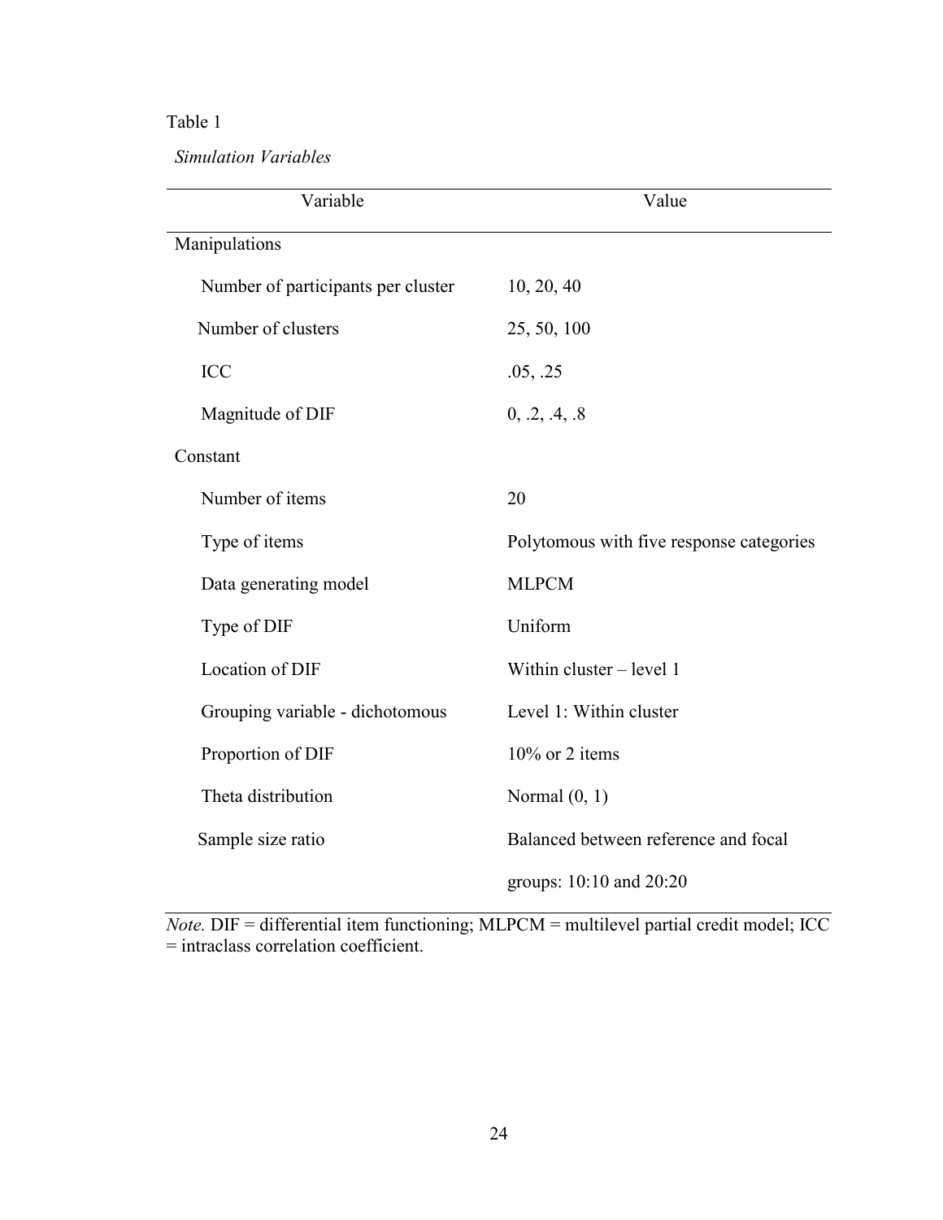Table 1

*Simulation Variables*

| Variable | Value |
|---|---|
| Manipulations | |
| Number of participants per cluster | 10, 20, 40 |
| Number of clusters | 25, 50, 100 |
| ICC | .05, .25 |
| Magnitude of DIF | 0, .2, .4, .8 |
| Constant | |
| Number of items | 20 |
| Type of items | Polytomous with five response categories |
| Data generating model | MLPCM |
| Type of DIF | Uniform |
| Location of DIF | Within cluster – level 1 |
| Grouping variable - dichotomous | Level 1: Within cluster |
| Proportion of DIF | 10% or 2 items |
| Theta distribution | Normal (0, 1) |
| Sample size ratio | Balanced between reference and focal groups: 10:10 and 20:20 |

*Note.* DIF = differential item functioning; MLPCM = multilevel partial credit model; ICC = intraclass correlation coefficient.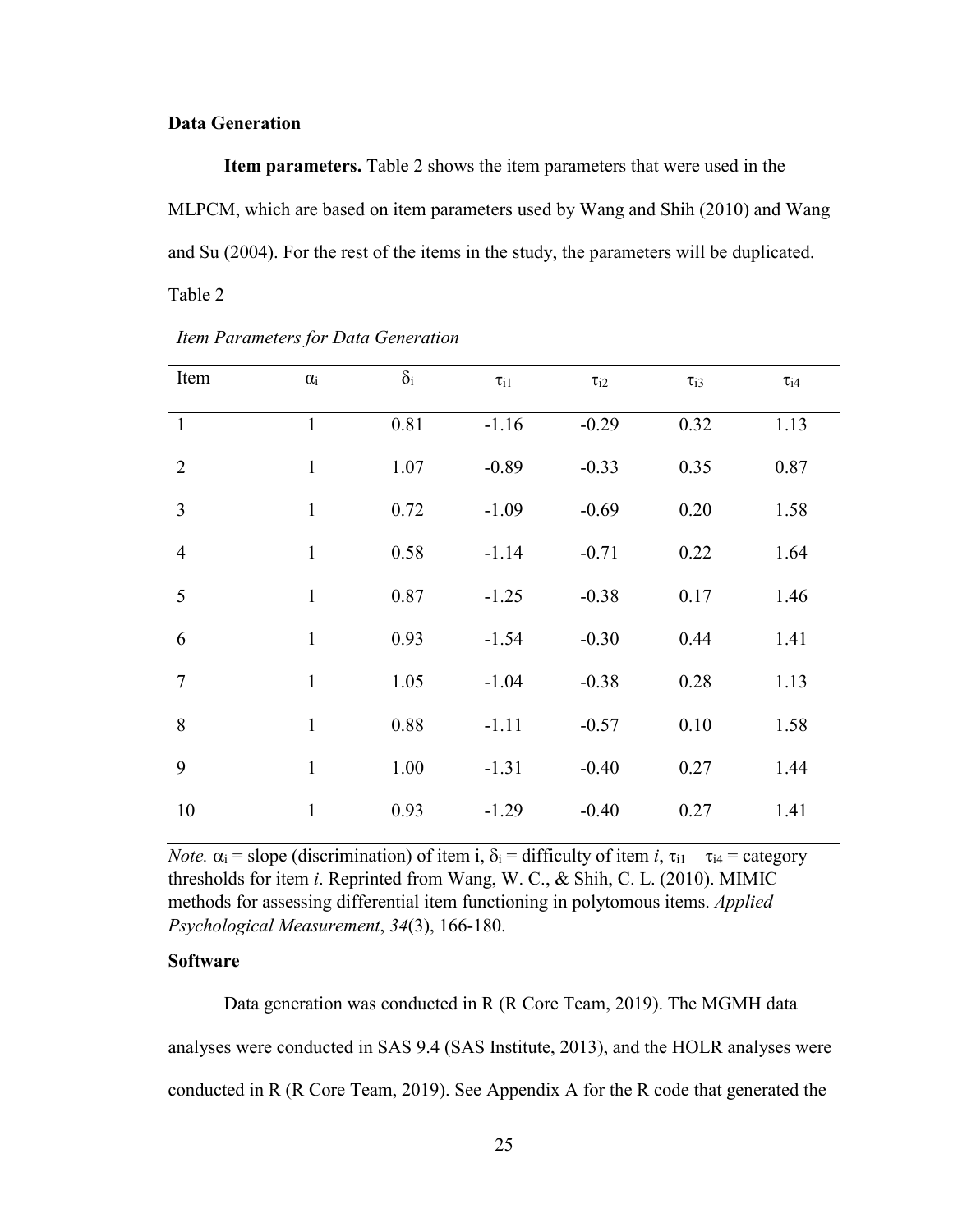### Data Generation

**Item parameters.** Table 2 shows the item parameters that were used in the MLPCM, which are based on item parameters used by Wang and Shih (2010) and Wang and Su (2004). For the rest of the items in the study, the parameters will be duplicated.

Table 2

*Item Parameters for Data Generation*

| Item | $\alpha_i$ | $\delta_i$ | $\tau_{i1}$ | $\tau_{i2}$ | $\tau_{i3}$ | $\tau_{i4}$ |
|---|---|---|---|---|---|---|
| 1 | 1 | 0.81 | -1.16 | -0.29 | 0.32 | 1.13 |
| 2 | 1 | 1.07 | -0.89 | -0.33 | 0.35 | 0.87 |
| 3 | 1 | 0.72 | -1.09 | -0.69 | 0.20 | 1.58 |
| 4 | 1 | 0.58 | -1.14 | -0.71 | 0.22 | 1.64 |
| 5 | 1 | 0.87 | -1.25 | -0.38 | 0.17 | 1.46 |
| 6 | 1 | 0.93 | -1.54 | -0.30 | 0.44 | 1.41 |
| 7 | 1 | 1.05 | -1.04 | -0.38 | 0.28 | 1.13 |
| 8 | 1 | 0.88 | -1.11 | -0.57 | 0.10 | 1.58 |
| 9 | 1 | 1.00 | -1.31 | -0.40 | 0.27 | 1.44 |
| 10 | 1 | 0.93 | -1.29 | -0.40 | 0.27 | 1.41 |

*Note.* $\alpha_i$ = slope (discrimination) of item i, $\delta_i$ = difficulty of item *i*, $\tau_{i1}$ – $\tau_{i4}$ = category thresholds for item *i*. Reprinted from Wang, W. C., & Shih, C. L. (2010). MIMIC methods for assessing differential item functioning in polytomous items. *Applied Psychological Measurement*, *34*(3), 166-180.

### Software

Data generation was conducted in R (R Core Team, 2019). The MGMH data analyses were conducted in SAS 9.4 (SAS Institute, 2013), and the HOLR analyses were conducted in R (R Core Team, 2019). See Appendix A for the R code that generated the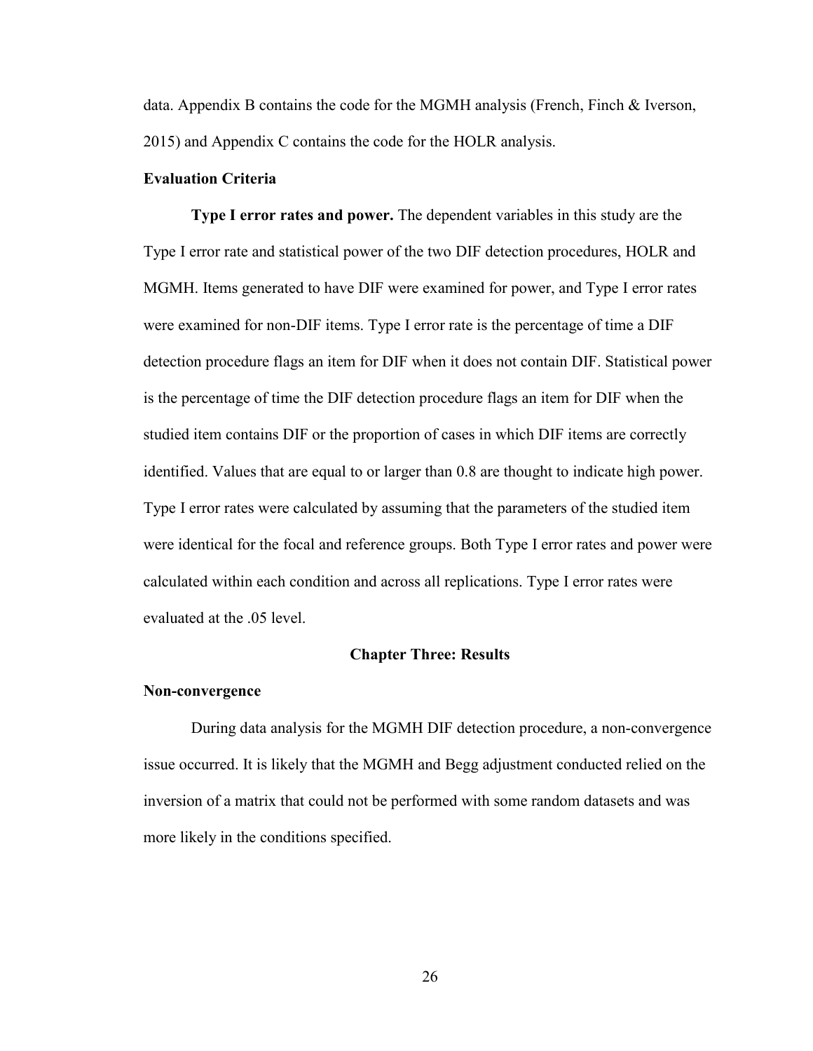data. Appendix B contains the code for the MGMH analysis (French, Finch & Iverson, 2015) and Appendix C contains the code for the HOLR analysis.

### Evaluation Criteria

**Type I error rates and power.** The dependent variables in this study are the Type I error rate and statistical power of the two DIF detection procedures, HOLR and MGMH. Items generated to have DIF were examined for power, and Type I error rates were examined for non-DIF items. Type I error rate is the percentage of time a DIF detection procedure flags an item for DIF when it does not contain DIF. Statistical power is the percentage of time the DIF detection procedure flags an item for DIF when the studied item contains DIF or the proportion of cases in which DIF items are correctly identified. Values that are equal to or larger than 0.8 are thought to indicate high power. Type I error rates were calculated by assuming that the parameters of the studied item were identical for the focal and reference groups. Both Type I error rates and power were calculated within each condition and across all replications. Type I error rates were evaluated at the .05 level.

## Chapter Three: Results

### Non-convergence

During data analysis for the MGMH DIF detection procedure, a non-convergence issue occurred. It is likely that the MGMH and Begg adjustment conducted relied on the inversion of a matrix that could not be performed with some random datasets and was more likely in the conditions specified.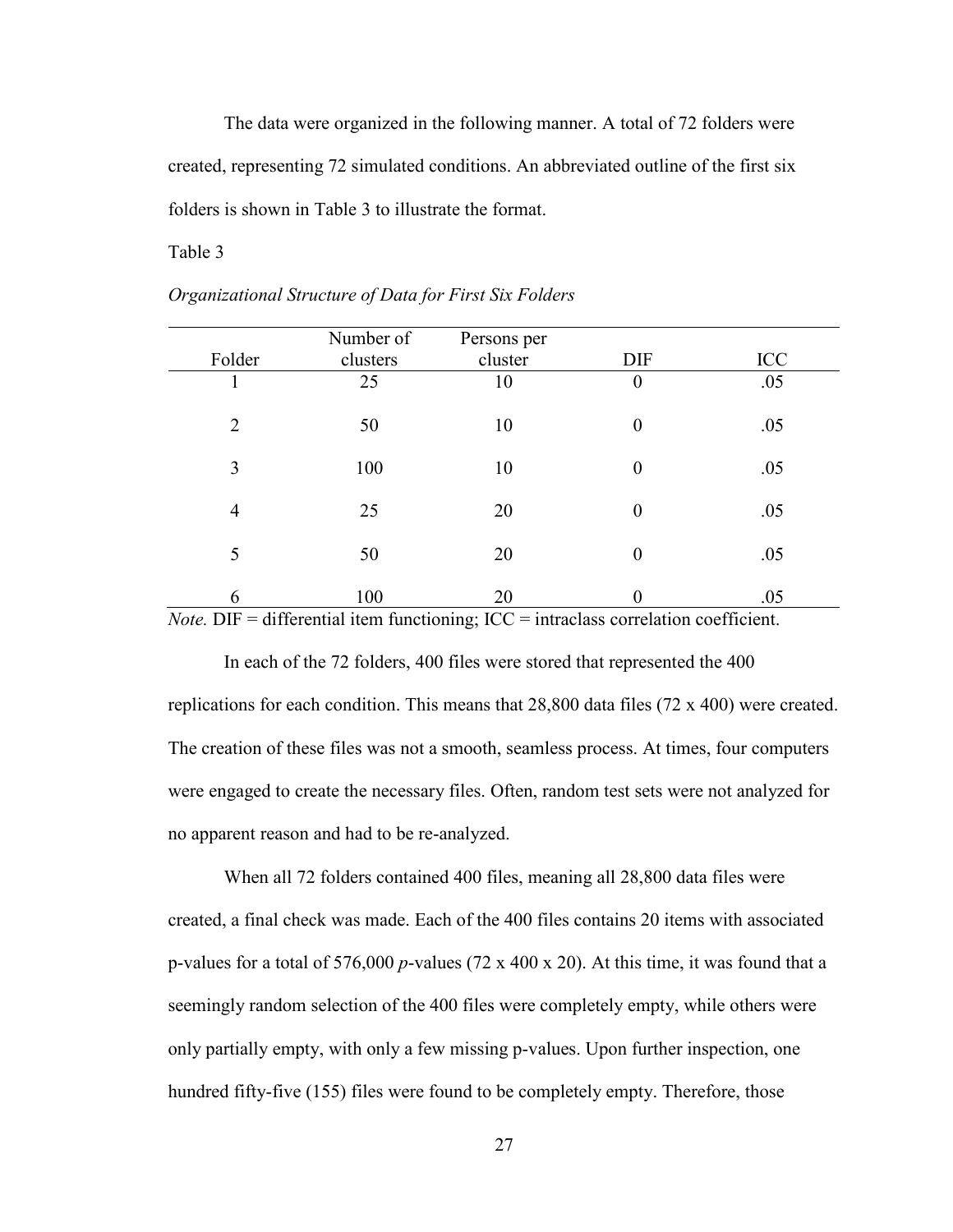The data were organized in the following manner. A total of 72 folders were created, representing 72 simulated conditions. An abbreviated outline of the first six folders is shown in Table 3 to illustrate the format.

Table 3

*Organizational Structure of Data for First Six Folders*

| Folder | Number of clusters | Persons per cluster | DIF | ICC |
|---|---|---|---|---|
| 1 | 25 | 10 | 0 | .05 |
| 2 | 50 | 10 | 0 | .05 |
| 3 | 100 | 10 | 0 | .05 |
| 4 | 25 | 20 | 0 | .05 |
| 5 | 50 | 20 | 0 | .05 |
| 6 | 100 | 20 | 0 | .05 |

*Note.* DIF = differential item functioning; ICC = intraclass correlation coefficient.

In each of the 72 folders, 400 files were stored that represented the 400 replications for each condition. This means that 28,800 data files (72 x 400) were created. The creation of these files was not a smooth, seamless process. At times, four computers were engaged to create the necessary files. Often, random test sets were not analyzed for no apparent reason and had to be re-analyzed.

When all 72 folders contained 400 files, meaning all 28,800 data files were created, a final check was made. Each of the 400 files contains 20 items with associated p-values for a total of 576,000 *p*-values (72 x 400 x 20). At this time, it was found that a seemingly random selection of the 400 files were completely empty, while others were only partially empty, with only a few missing p-values. Upon further inspection, one hundred fifty-five (155) files were found to be completely empty. Therefore, those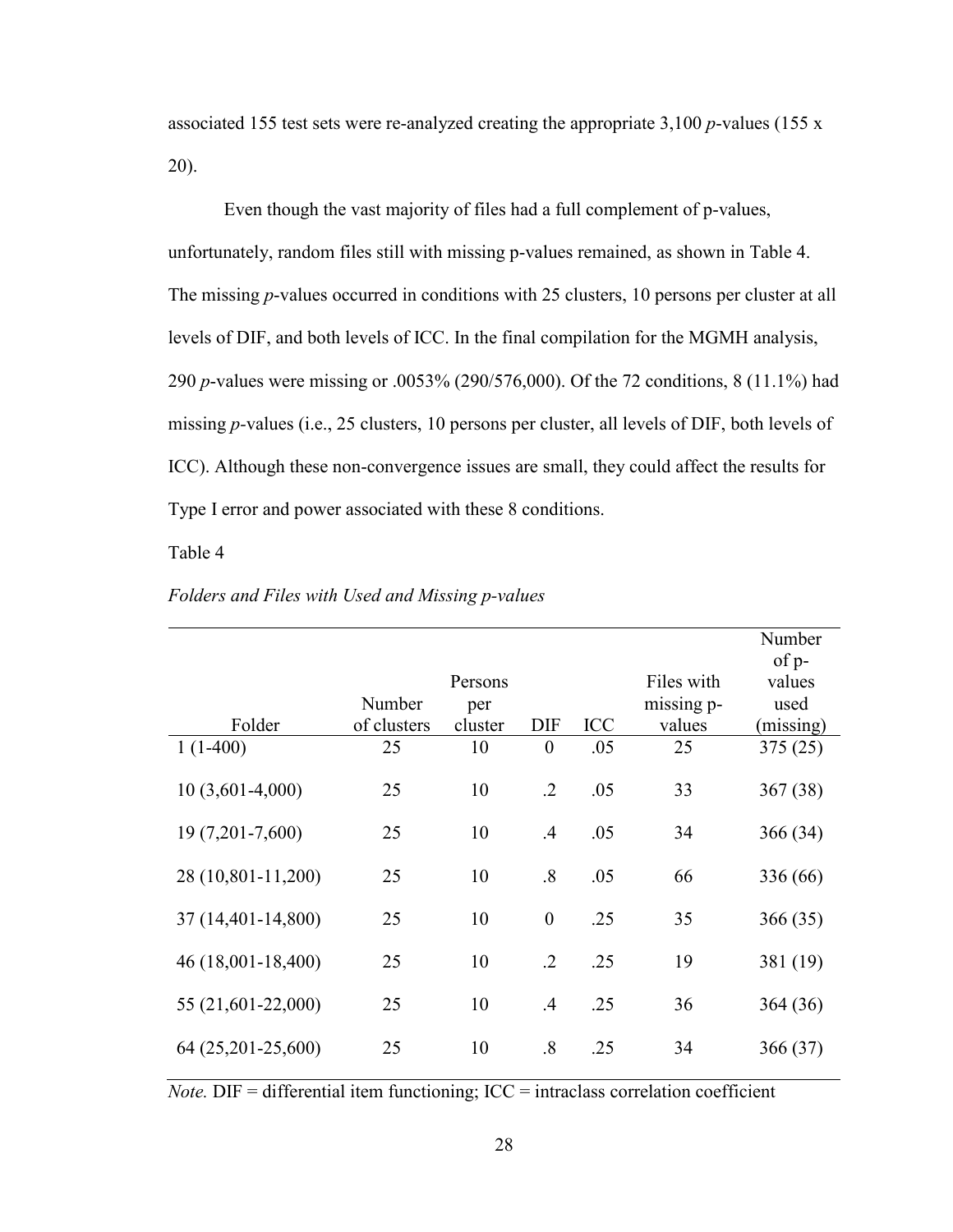associated 155 test sets were re-analyzed creating the appropriate 3,100 *p*-values (155 x 20).

Even though the vast majority of files had a full complement of p-values, unfortunately, random files still with missing p-values remained, as shown in Table 4. The missing *p*-values occurred in conditions with 25 clusters, 10 persons per cluster at all levels of DIF, and both levels of ICC. In the final compilation for the MGMH analysis, 290 *p*-values were missing or .0053% (290/576,000). Of the 72 conditions, 8 (11.1%) had missing *p*-values (i.e., 25 clusters, 10 persons per cluster, all levels of DIF, both levels of ICC). Although these non-convergence issues are small, they could affect the results for Type I error and power associated with these 8 conditions.

Table 4

*Folders and Files with Used and Missing p-values*

| Folder | Number of clusters | Persons per cluster | DIF | ICC | Files with missing p-values | Number of p-values used (missing) |
|---|---|---|---|---|---|---|
| 1 (1-400) | 25 | 10 | 0 | .05 | 25 | 375 (25) |
| 10 (3,601-4,000) | 25 | 10 | .2 | .05 | 33 | 367 (38) |
| 19 (7,201-7,600) | 25 | 10 | .4 | .05 | 34 | 366 (34) |
| 28 (10,801-11,200) | 25 | 10 | .8 | .05 | 66 | 336 (66) |
| 37 (14,401-14,800) | 25 | 10 | 0 | .25 | 35 | 366 (35) |
| 46 (18,001-18,400) | 25 | 10 | .2 | .25 | 19 | 381 (19) |
| 55 (21,601-22,000) | 25 | 10 | .4 | .25 | 36 | 364 (36) |
| 64 (25,201-25,600) | 25 | 10 | .8 | .25 | 34 | 366 (37) |

*Note.* DIF = differential item functioning; ICC = intraclass correlation coefficient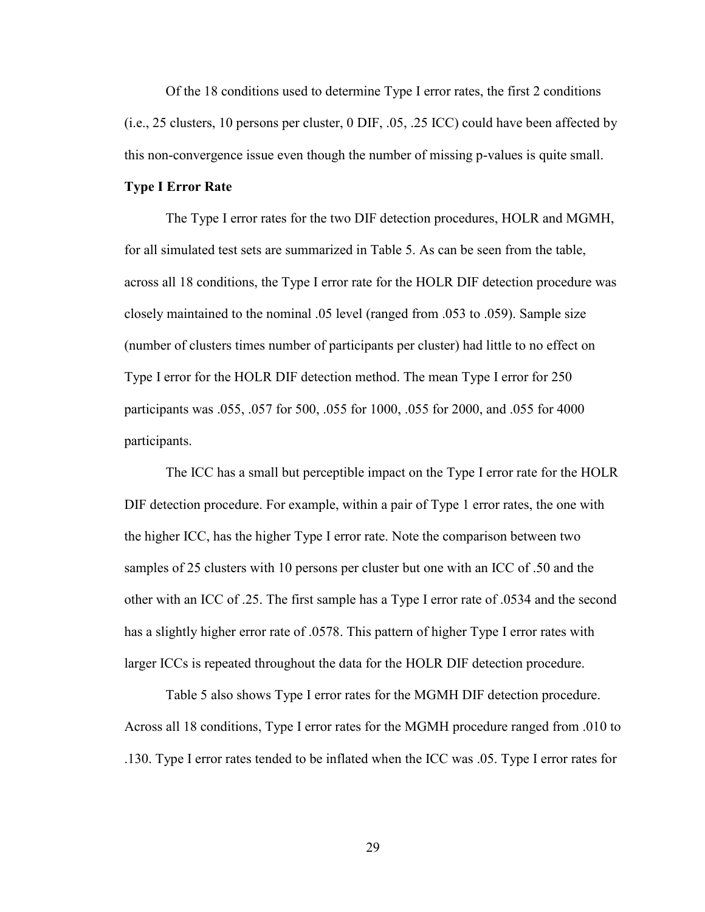Of the 18 conditions used to determine Type I error rates, the first 2 conditions (i.e., 25 clusters, 10 persons per cluster, 0 DIF, .05, .25 ICC) could have been affected by this non-convergence issue even though the number of missing p-values is quite small.

### Type I Error Rate

The Type I error rates for the two DIF detection procedures, HOLR and MGMH, for all simulated test sets are summarized in Table 5. As can be seen from the table, across all 18 conditions, the Type I error rate for the HOLR DIF detection procedure was closely maintained to the nominal .05 level (ranged from .053 to .059). Sample size (number of clusters times number of participants per cluster) had little to no effect on Type I error for the HOLR DIF detection method. The mean Type I error for 250 participants was .055, .057 for 500, .055 for 1000, .055 for 2000, and .055 for 4000 participants.

The ICC has a small but perceptible impact on the Type I error rate for the HOLR DIF detection procedure. For example, within a pair of Type 1 error rates, the one with the higher ICC, has the higher Type I error rate. Note the comparison between two samples of 25 clusters with 10 persons per cluster but one with an ICC of .50 and the other with an ICC of .25. The first sample has a Type I error rate of .0534 and the second has a slightly higher error rate of .0578. This pattern of higher Type I error rates with larger ICCs is repeated throughout the data for the HOLR DIF detection procedure.

Table 5 also shows Type I error rates for the MGMH DIF detection procedure. Across all 18 conditions, Type I error rates for the MGMH procedure ranged from .010 to .130. Type I error rates tended to be inflated when the ICC was .05. Type I error rates for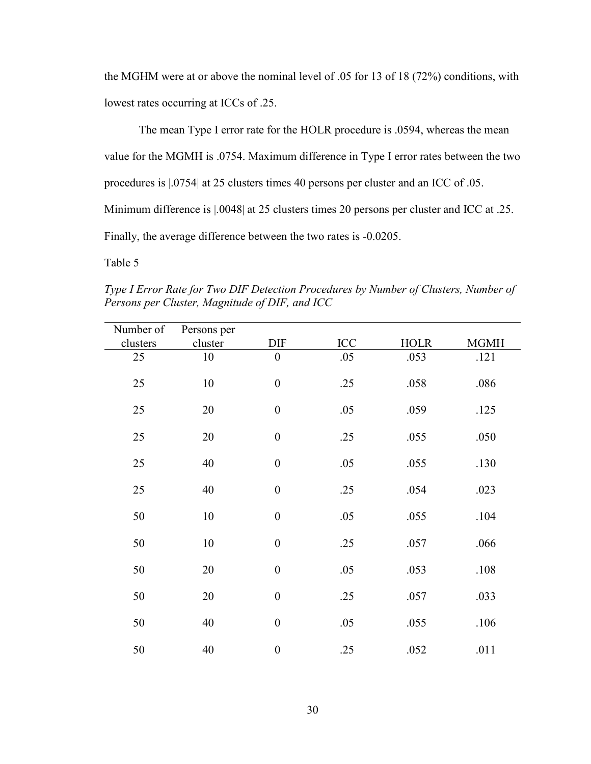the MGHM were at or above the nominal level of .05 for 13 of 18 (72%) conditions, with lowest rates occurring at ICCs of .25.

The mean Type I error rate for the HOLR procedure is .0594, whereas the mean value for the MGMH is .0754. Maximum difference in Type I error rates between the two procedures is |.0754| at 25 clusters times 40 persons per cluster and an ICC of .05. Minimum difference is |.0048| at 25 clusters times 20 persons per cluster and ICC at .25. Finally, the average difference between the two rates is -0.0205.

Table 5

*Type I Error Rate for Two DIF Detection Procedures by Number of Clusters, Number of Persons per Cluster, Magnitude of DIF, and ICC*

| Number of clusters | Persons per cluster | DIF | ICC | HOLR | MGMH |
|---|---|---|---|---|---|
| 25 | 10 | 0 | .05 | .053 | .121 |
| 25 | 10 | 0 | .25 | .058 | .086 |
| 25 | 20 | 0 | .05 | .059 | .125 |
| 25 | 20 | 0 | .25 | .055 | .050 |
| 25 | 40 | 0 | .05 | .055 | .130 |
| 25 | 40 | 0 | .25 | .054 | .023 |
| 50 | 10 | 0 | .05 | .055 | .104 |
| 50 | 10 | 0 | .25 | .057 | .066 |
| 50 | 20 | 0 | .05 | .053 | .108 |
| 50 | 20 | 0 | .25 | .057 | .033 |
| 50 | 40 | 0 | .05 | .055 | .106 |
| 50 | 40 | 0 | .25 | .052 | .011 |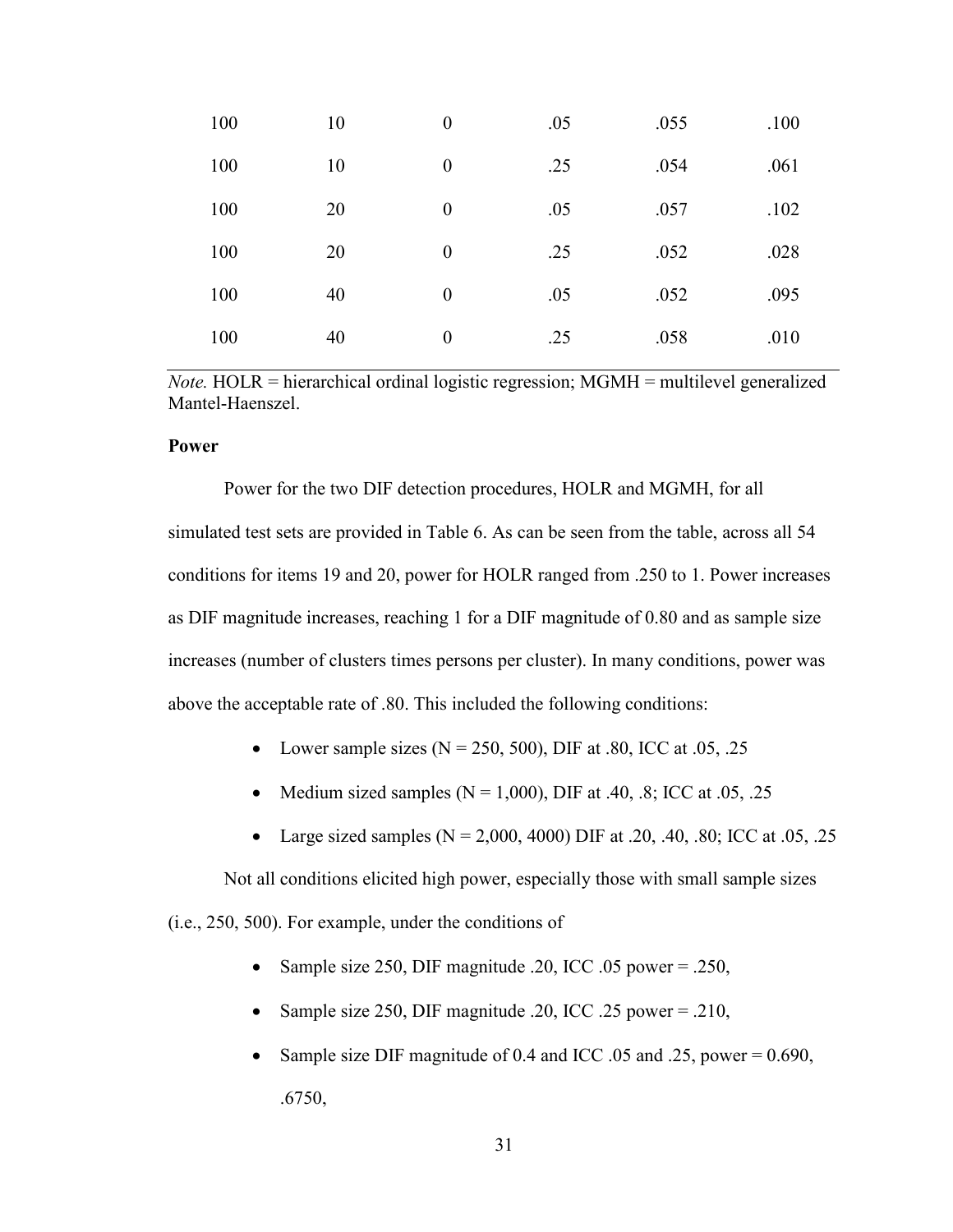| | | | | | |
|---|---|---|---|---|---|
| 100 | 10 | 0 | .05 | .055 | .100 |
| 100 | 10 | 0 | .25 | .054 | .061 |
| 100 | 20 | 0 | .05 | .057 | .102 |
| 100 | 20 | 0 | .25 | .052 | .028 |
| 100 | 40 | 0 | .05 | .052 | .095 |
| 100 | 40 | 0 | .25 | .058 | .010 |

*Note.* HOLR = hierarchical ordinal logistic regression; MGMH = multilevel generalized Mantel-Haenszel.

**Power**

Power for the two DIF detection procedures, HOLR and MGMH, for all simulated test sets are provided in Table 6. As can be seen from the table, across all 54 conditions for items 19 and 20, power for HOLR ranged from .250 to 1. Power increases as DIF magnitude increases, reaching 1 for a DIF magnitude of 0.80 and as sample size increases (number of clusters times persons per cluster). In many conditions, power was above the acceptable rate of .80. This included the following conditions:

- Lower sample sizes (N = 250, 500), DIF at .80, ICC at .05, .25
- Medium sized samples (N = 1,000), DIF at .40, .8; ICC at .05, .25
- Large sized samples (N = 2,000, 4000) DIF at .20, .40, .80; ICC at .05, .25

Not all conditions elicited high power, especially those with small sample sizes (i.e., 250, 500). For example, under the conditions of

- Sample size 250, DIF magnitude .20, ICC .05 power = .250,
- Sample size 250, DIF magnitude .20, ICC .25 power = .210,
- Sample size DIF magnitude of 0.4 and ICC .05 and .25, power = 0.690, .6750,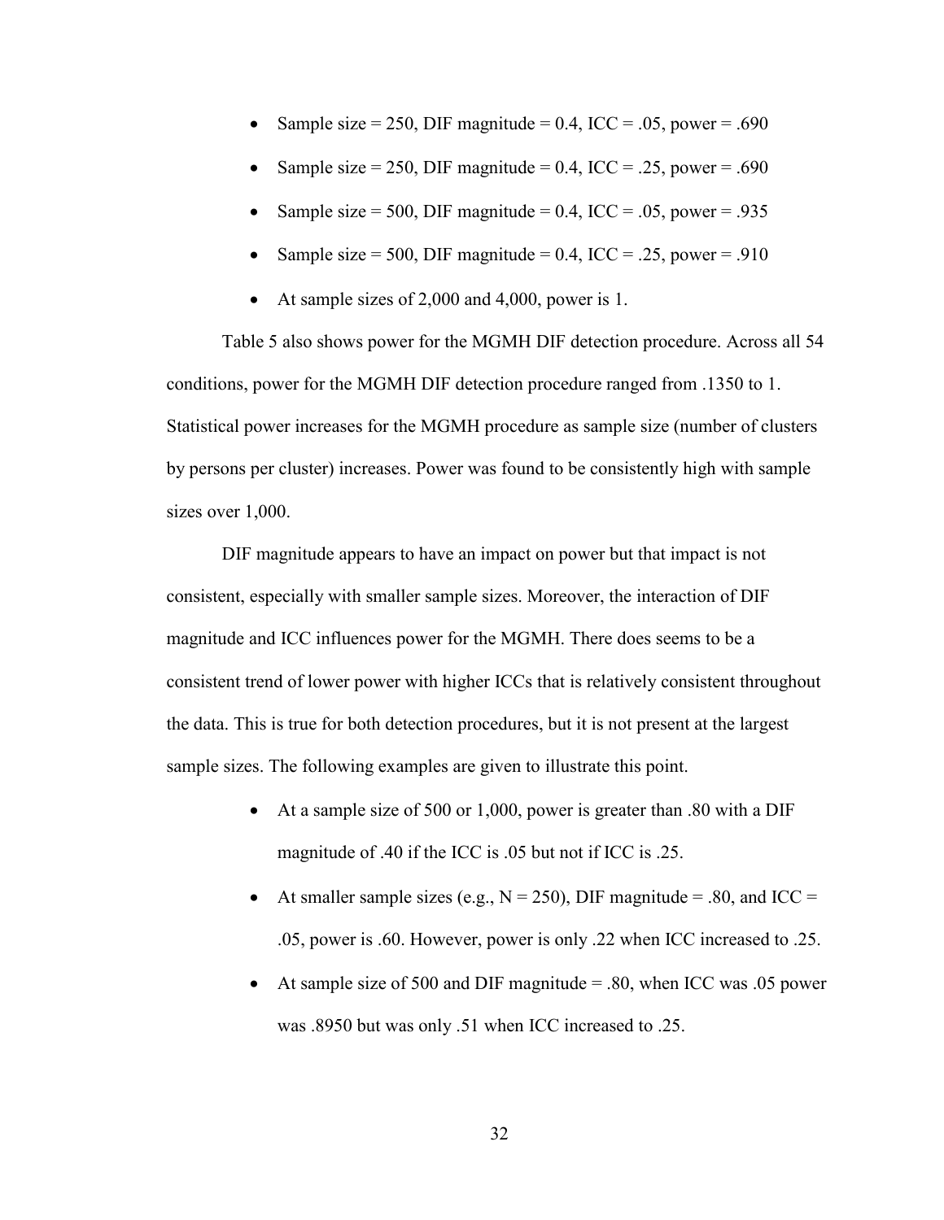- Sample size = 250, DIF magnitude = 0.4, ICC = .05, power = .690
- Sample size = 250, DIF magnitude = 0.4, ICC = .25, power = .690
- Sample size = 500, DIF magnitude = 0.4, ICC = .05, power = .935
- Sample size = 500, DIF magnitude = 0.4, ICC = .25, power = .910
- At sample sizes of 2,000 and 4,000, power is 1.

Table 5 also shows power for the MGMH DIF detection procedure. Across all 54 conditions, power for the MGMH DIF detection procedure ranged from .1350 to 1. Statistical power increases for the MGMH procedure as sample size (number of clusters by persons per cluster) increases. Power was found to be consistently high with sample sizes over 1,000.

DIF magnitude appears to have an impact on power but that impact is not consistent, especially with smaller sample sizes. Moreover, the interaction of DIF magnitude and ICC influences power for the MGMH. There does seems to be a consistent trend of lower power with higher ICCs that is relatively consistent throughout the data. This is true for both detection procedures, but it is not present at the largest sample sizes. The following examples are given to illustrate this point.

- At a sample size of 500 or 1,000, power is greater than .80 with a DIF magnitude of .40 if the ICC is .05 but not if ICC is .25.
- At smaller sample sizes (e.g., N = 250), DIF magnitude = .80, and ICC = .05, power is .60. However, power is only .22 when ICC increased to .25.
- At sample size of 500 and DIF magnitude = .80, when ICC was .05 power was .8950 but was only .51 when ICC increased to .25.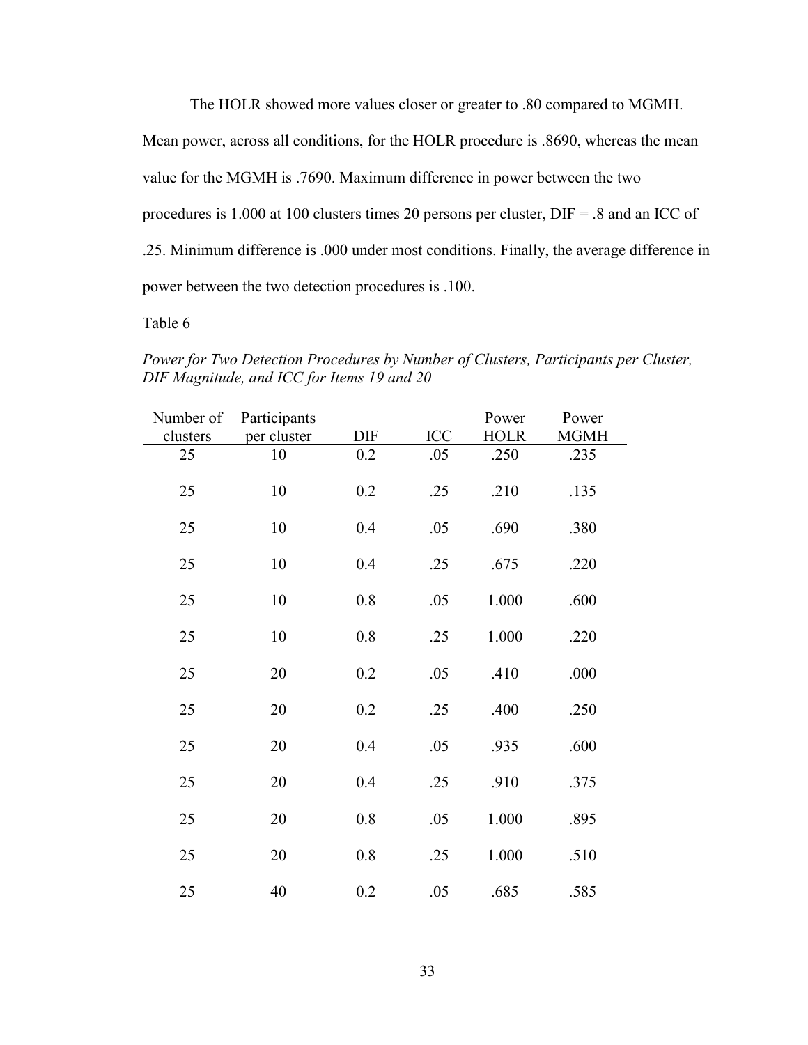The HOLR showed more values closer or greater to .80 compared to MGMH. Mean power, across all conditions, for the HOLR procedure is .8690, whereas the mean value for the MGMH is .7690. Maximum difference in power between the two procedures is 1.000 at 100 clusters times 20 persons per cluster, DIF = .8 and an ICC of .25. Minimum difference is .000 under most conditions. Finally, the average difference in power between the two detection procedures is .100.

Table 6

*Power for Two Detection Procedures by Number of Clusters, Participants per Cluster, DIF Magnitude, and ICC for Items 19 and 20*

| Number of clusters | Participants per cluster | DIF | ICC | Power HOLR | Power MGMH |
|---|---|---|---|---|---|
| 25 | 10 | 0.2 | .05 | .250 | .235 |
| 25 | 10 | 0.2 | .25 | .210 | .135 |
| 25 | 10 | 0.4 | .05 | .690 | .380 |
| 25 | 10 | 0.4 | .25 | .675 | .220 |
| 25 | 10 | 0.8 | .05 | 1.000 | .600 |
| 25 | 10 | 0.8 | .25 | 1.000 | .220 |
| 25 | 20 | 0.2 | .05 | .410 | .000 |
| 25 | 20 | 0.2 | .25 | .400 | .250 |
| 25 | 20 | 0.4 | .05 | .935 | .600 |
| 25 | 20 | 0.4 | .25 | .910 | .375 |
| 25 | 20 | 0.8 | .05 | 1.000 | .895 |
| 25 | 20 | 0.8 | .25 | 1.000 | .510 |
| 25 | 40 | 0.2 | .05 | .685 | .585 |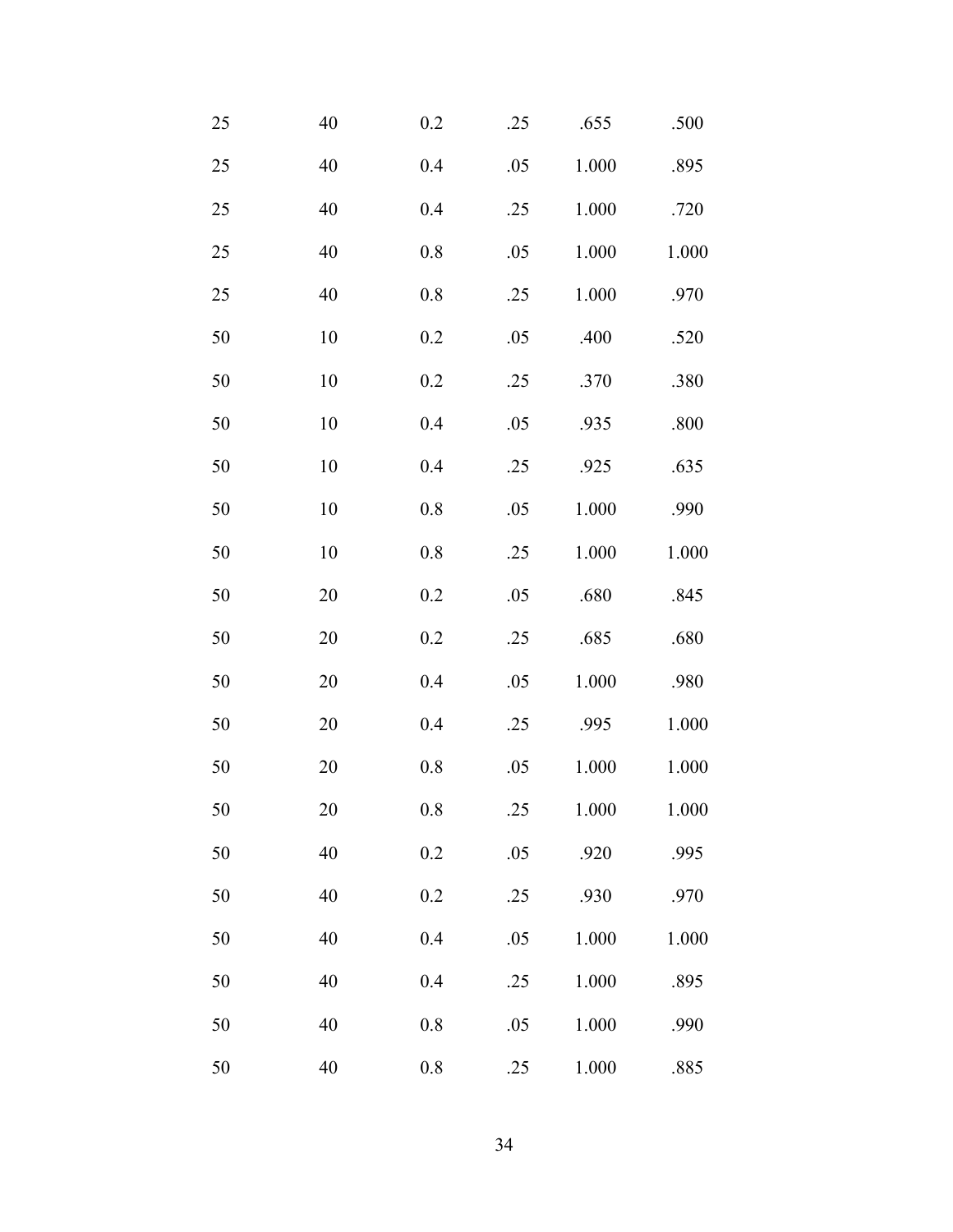| | | | | | |
|---|---|---|---|---|---|
| 25 | 40 | 0.2 | .25 | .655 | .500 |
| 25 | 40 | 0.4 | .05 | 1.000 | .895 |
| 25 | 40 | 0.4 | .25 | 1.000 | .720 |
| 25 | 40 | 0.8 | .05 | 1.000 | 1.000 |
| 25 | 40 | 0.8 | .25 | 1.000 | .970 |
| 50 | 10 | 0.2 | .05 | .400 | .520 |
| 50 | 10 | 0.2 | .25 | .370 | .380 |
| 50 | 10 | 0.4 | .05 | .935 | .800 |
| 50 | 10 | 0.4 | .25 | .925 | .635 |
| 50 | 10 | 0.8 | .05 | 1.000 | .990 |
| 50 | 10 | 0.8 | .25 | 1.000 | 1.000 |
| 50 | 20 | 0.2 | .05 | .680 | .845 |
| 50 | 20 | 0.2 | .25 | .685 | .680 |
| 50 | 20 | 0.4 | .05 | 1.000 | .980 |
| 50 | 20 | 0.4 | .25 | .995 | 1.000 |
| 50 | 20 | 0.8 | .05 | 1.000 | 1.000 |
| 50 | 20 | 0.8 | .25 | 1.000 | 1.000 |
| 50 | 40 | 0.2 | .05 | .920 | .995 |
| 50 | 40 | 0.2 | .25 | .930 | .970 |
| 50 | 40 | 0.4 | .05 | 1.000 | 1.000 |
| 50 | 40 | 0.4 | .25 | 1.000 | .895 |
| 50 | 40 | 0.8 | .05 | 1.000 | .990 |
| 50 | 40 | 0.8 | .25 | 1.000 | .885 |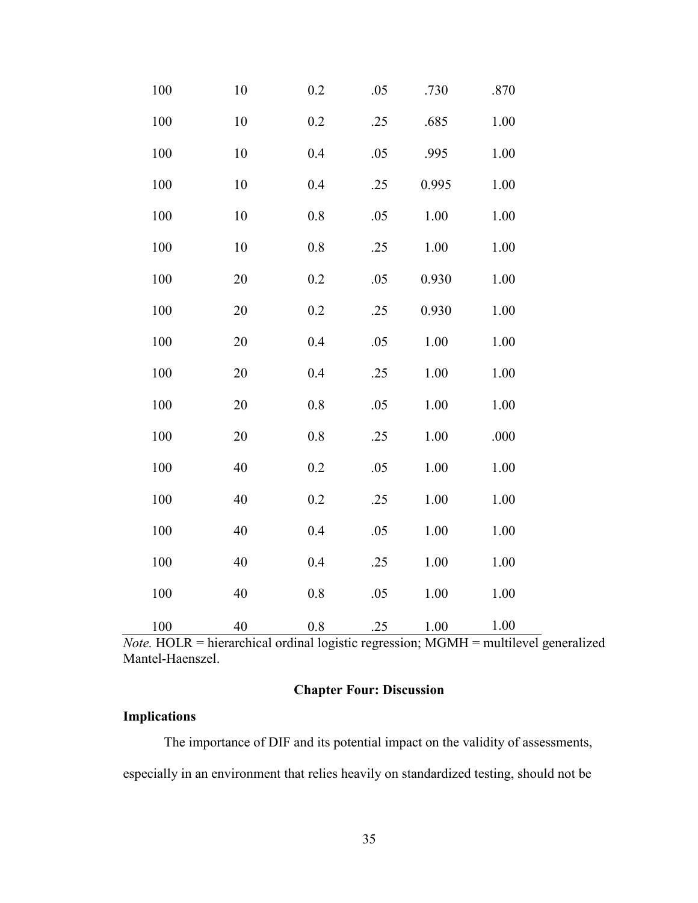| | | | | | |
|---|---|---|---|---|---|
| 100 | 10 | 0.2 | .05 | .730 | .870 |
| 100 | 10 | 0.2 | .25 | .685 | 1.00 |
| 100 | 10 | 0.4 | .05 | .995 | 1.00 |
| 100 | 10 | 0.4 | .25 | 0.995 | 1.00 |
| 100 | 10 | 0.8 | .05 | 1.00 | 1.00 |
| 100 | 10 | 0.8 | .25 | 1.00 | 1.00 |
| 100 | 20 | 0.2 | .05 | 0.930 | 1.00 |
| 100 | 20 | 0.2 | .25 | 0.930 | 1.00 |
| 100 | 20 | 0.4 | .05 | 1.00 | 1.00 |
| 100 | 20 | 0.4 | .25 | 1.00 | 1.00 |
| 100 | 20 | 0.8 | .05 | 1.00 | 1.00 |
| 100 | 20 | 0.8 | .25 | 1.00 | .000 |
| 100 | 40 | 0.2 | .05 | 1.00 | 1.00 |
| 100 | 40 | 0.2 | .25 | 1.00 | 1.00 |
| 100 | 40 | 0.4 | .05 | 1.00 | 1.00 |
| 100 | 40 | 0.4 | .25 | 1.00 | 1.00 |
| 100 | 40 | 0.8 | .05 | 1.00 | 1.00 |
| 100 | 40 | 0.8 | .25 | 1.00 | 1.00 |

*Note.* HOLR = hierarchical ordinal logistic regression; MGMH = multilevel generalized Mantel-Haenszel.

## Chapter Four: Discussion

### Implications

The importance of DIF and its potential impact on the validity of assessments, especially in an environment that relies heavily on standardized testing, should not be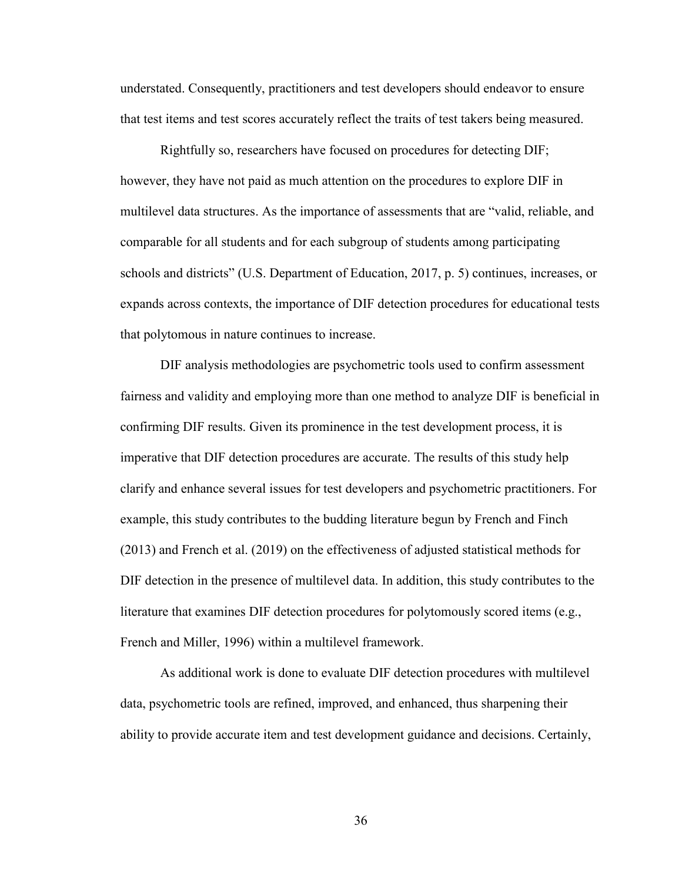understated. Consequently, practitioners and test developers should endeavor to ensure that test items and test scores accurately reflect the traits of test takers being measured.

Rightfully so, researchers have focused on procedures for detecting DIF; however, they have not paid as much attention on the procedures to explore DIF in multilevel data structures. As the importance of assessments that are "valid, reliable, and comparable for all students and for each subgroup of students among participating schools and districts" (U.S. Department of Education, 2017, p. 5) continues, increases, or expands across contexts, the importance of DIF detection procedures for educational tests that polytomous in nature continues to increase.

DIF analysis methodologies are psychometric tools used to confirm assessment fairness and validity and employing more than one method to analyze DIF is beneficial in confirming DIF results. Given its prominence in the test development process, it is imperative that DIF detection procedures are accurate. The results of this study help clarify and enhance several issues for test developers and psychometric practitioners. For example, this study contributes to the budding literature begun by French and Finch (2013) and French et al. (2019) on the effectiveness of adjusted statistical methods for DIF detection in the presence of multilevel data. In addition, this study contributes to the literature that examines DIF detection procedures for polytomously scored items (e.g., French and Miller, 1996) within a multilevel framework.

As additional work is done to evaluate DIF detection procedures with multilevel data, psychometric tools are refined, improved, and enhanced, thus sharpening their ability to provide accurate item and test development guidance and decisions. Certainly,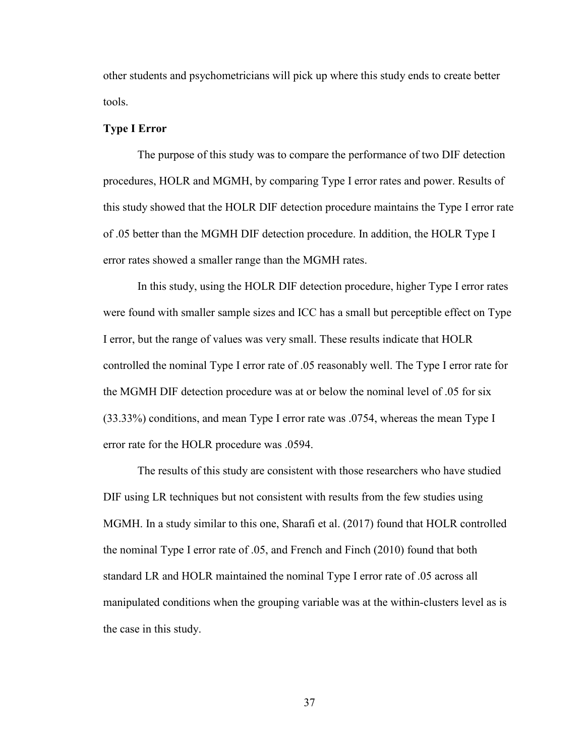other students and psychometricians will pick up where this study ends to create better tools.

**Type I Error**

The purpose of this study was to compare the performance of two DIF detection procedures, HOLR and MGMH, by comparing Type I error rates and power. Results of this study showed that the HOLR DIF detection procedure maintains the Type I error rate of .05 better than the MGMH DIF detection procedure. In addition, the HOLR Type I error rates showed a smaller range than the MGMH rates.

In this study, using the HOLR DIF detection procedure, higher Type I error rates were found with smaller sample sizes and ICC has a small but perceptible effect on Type I error, but the range of values was very small. These results indicate that HOLR controlled the nominal Type I error rate of .05 reasonably well. The Type I error rate for the MGMH DIF detection procedure was at or below the nominal level of .05 for six (33.33%) conditions, and mean Type I error rate was .0754, whereas the mean Type I error rate for the HOLR procedure was .0594.

The results of this study are consistent with those researchers who have studied DIF using LR techniques but not consistent with results from the few studies using MGMH. In a study similar to this one, Sharafi et al. (2017) found that HOLR controlled the nominal Type I error rate of .05, and French and Finch (2010) found that both standard LR and HOLR maintained the nominal Type I error rate of .05 across all manipulated conditions when the grouping variable was at the within-clusters level as is the case in this study.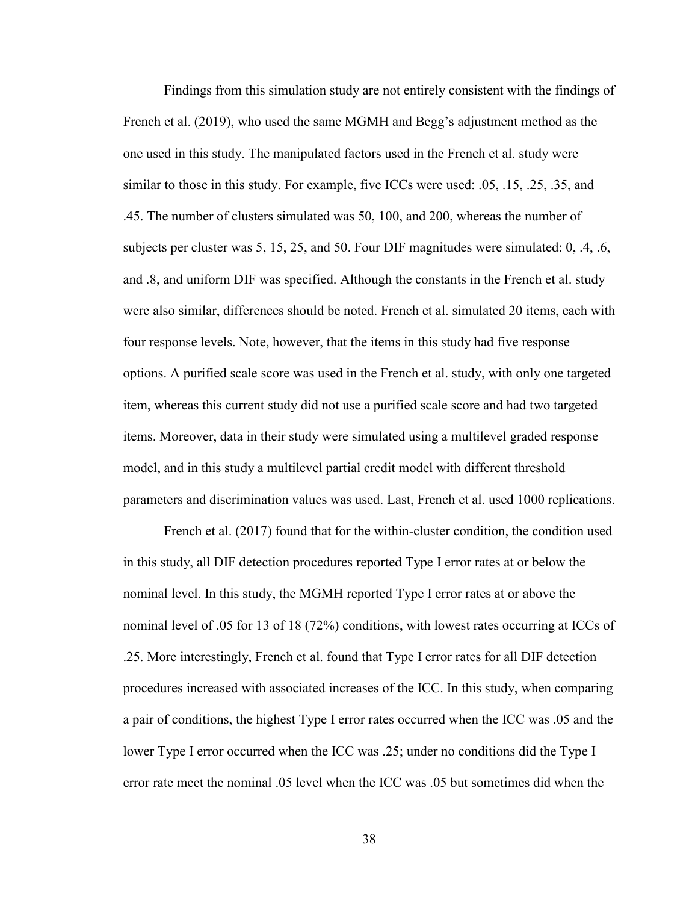Findings from this simulation study are not entirely consistent with the findings of French et al. (2019), who used the same MGMH and Begg's adjustment method as the one used in this study. The manipulated factors used in the French et al. study were similar to those in this study. For example, five ICCs were used: .05, .15, .25, .35, and .45. The number of clusters simulated was 50, 100, and 200, whereas the number of subjects per cluster was 5, 15, 25, and 50. Four DIF magnitudes were simulated: 0, .4, .6, and .8, and uniform DIF was specified. Although the constants in the French et al. study were also similar, differences should be noted. French et al. simulated 20 items, each with four response levels. Note, however, that the items in this study had five response options. A purified scale score was used in the French et al. study, with only one targeted item, whereas this current study did not use a purified scale score and had two targeted items. Moreover, data in their study were simulated using a multilevel graded response model, and in this study a multilevel partial credit model with different threshold parameters and discrimination values was used. Last, French et al. used 1000 replications.

French et al. (2017) found that for the within-cluster condition, the condition used in this study, all DIF detection procedures reported Type I error rates at or below the nominal level. In this study, the MGMH reported Type I error rates at or above the nominal level of .05 for 13 of 18 (72%) conditions, with lowest rates occurring at ICCs of .25. More interestingly, French et al. found that Type I error rates for all DIF detection procedures increased with associated increases of the ICC. In this study, when comparing a pair of conditions, the highest Type I error rates occurred when the ICC was .05 and the lower Type I error occurred when the ICC was .25; under no conditions did the Type I error rate meet the nominal .05 level when the ICC was .05 but sometimes did when the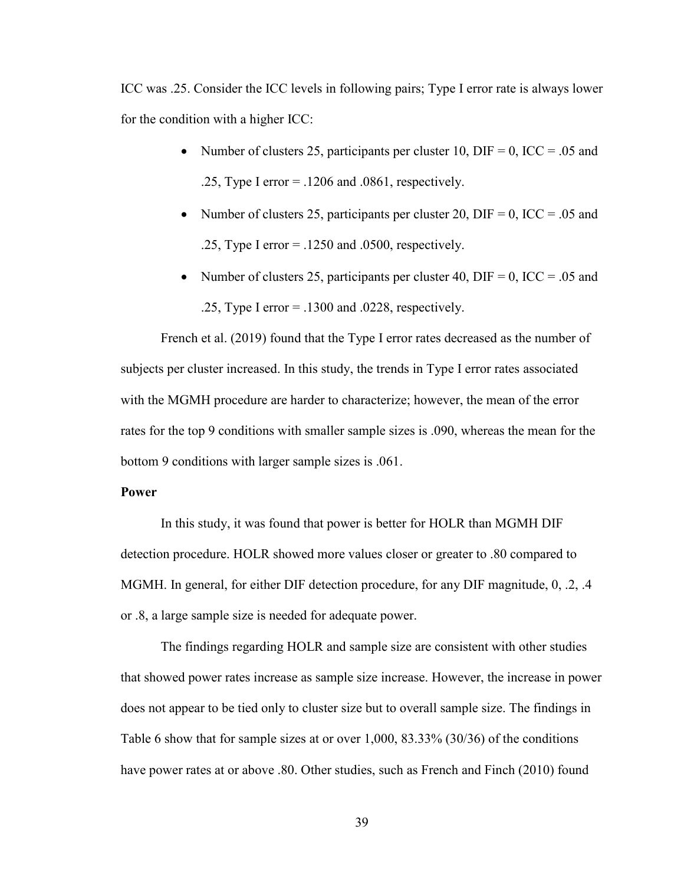ICC was .25. Consider the ICC levels in following pairs; Type I error rate is always lower for the condition with a higher ICC:

- Number of clusters 25, participants per cluster 10, DIF = 0, ICC = .05 and .25, Type I error = .1206 and .0861, respectively.
- Number of clusters 25, participants per cluster 20, DIF = 0, ICC = .05 and .25, Type I error = .1250 and .0500, respectively.
- Number of clusters 25, participants per cluster 40, DIF = 0, ICC = .05 and .25, Type I error = .1300 and .0228, respectively.

French et al. (2019) found that the Type I error rates decreased as the number of subjects per cluster increased. In this study, the trends in Type I error rates associated with the MGMH procedure are harder to characterize; however, the mean of the error rates for the top 9 conditions with smaller sample sizes is .090, whereas the mean for the bottom 9 conditions with larger sample sizes is .061.

**Power**

In this study, it was found that power is better for HOLR than MGMH DIF detection procedure. HOLR showed more values closer or greater to .80 compared to MGMH. In general, for either DIF detection procedure, for any DIF magnitude, 0, .2, .4 or .8, a large sample size is needed for adequate power.

The findings regarding HOLR and sample size are consistent with other studies that showed power rates increase as sample size increase. However, the increase in power does not appear to be tied only to cluster size but to overall sample size. The findings in Table 6 show that for sample sizes at or over 1,000, 83.33% (30/36) of the conditions have power rates at or above .80. Other studies, such as French and Finch (2010) found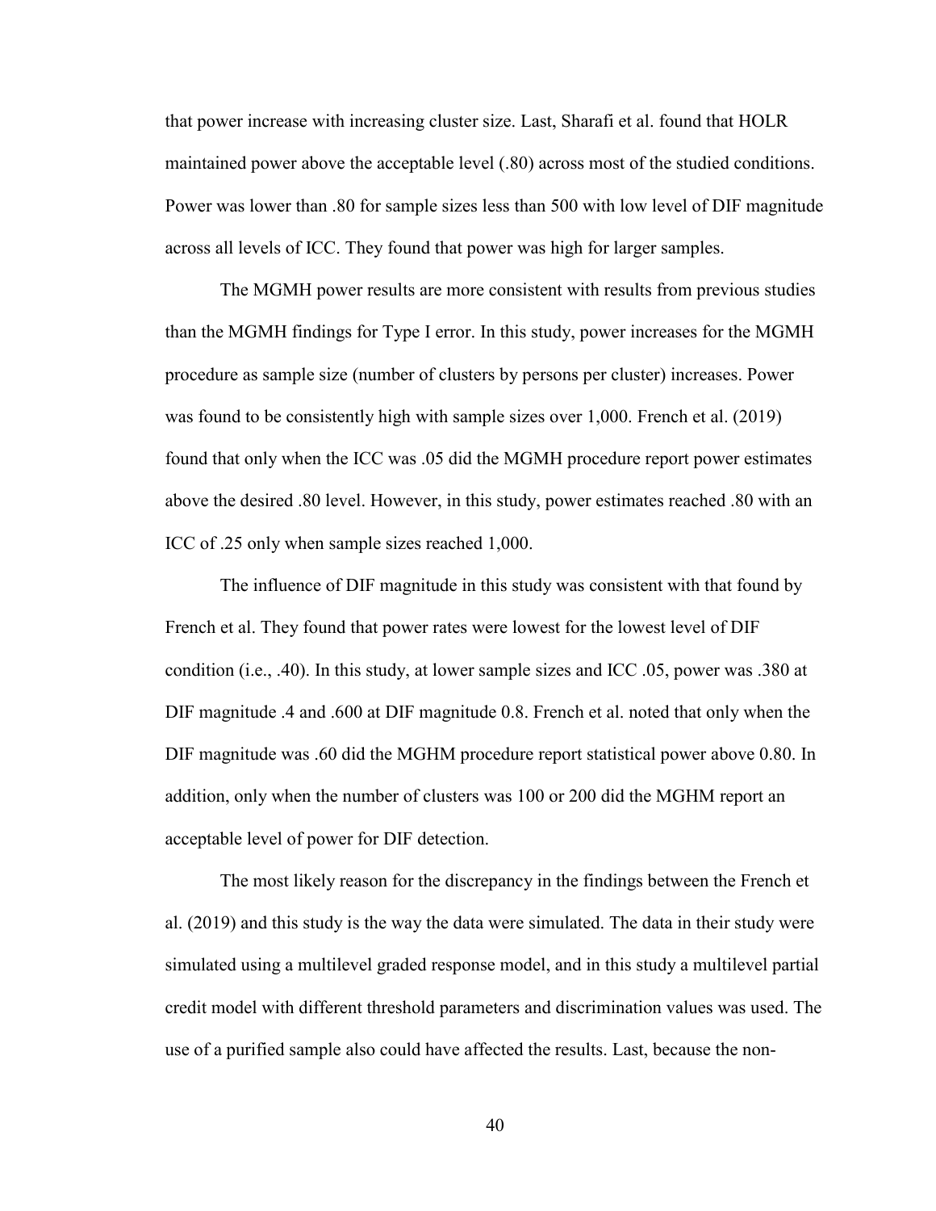that power increase with increasing cluster size. Last, Sharafi et al. found that HOLR maintained power above the acceptable level (.80) across most of the studied conditions. Power was lower than .80 for sample sizes less than 500 with low level of DIF magnitude across all levels of ICC. They found that power was high for larger samples.

The MGMH power results are more consistent with results from previous studies than the MGMH findings for Type I error. In this study, power increases for the MGMH procedure as sample size (number of clusters by persons per cluster) increases. Power was found to be consistently high with sample sizes over 1,000. French et al. (2019) found that only when the ICC was .05 did the MGMH procedure report power estimates above the desired .80 level. However, in this study, power estimates reached .80 with an ICC of .25 only when sample sizes reached 1,000.

The influence of DIF magnitude in this study was consistent with that found by French et al. They found that power rates were lowest for the lowest level of DIF condition (i.e., .40). In this study, at lower sample sizes and ICC .05, power was .380 at DIF magnitude .4 and .600 at DIF magnitude 0.8. French et al. noted that only when the DIF magnitude was .60 did the MGHM procedure report statistical power above 0.80. In addition, only when the number of clusters was 100 or 200 did the MGHM report an acceptable level of power for DIF detection.

The most likely reason for the discrepancy in the findings between the French et al. (2019) and this study is the way the data were simulated. The data in their study were simulated using a multilevel graded response model, and in this study a multilevel partial credit model with different threshold parameters and discrimination values was used. The use of a purified sample also could have affected the results. Last, because the non-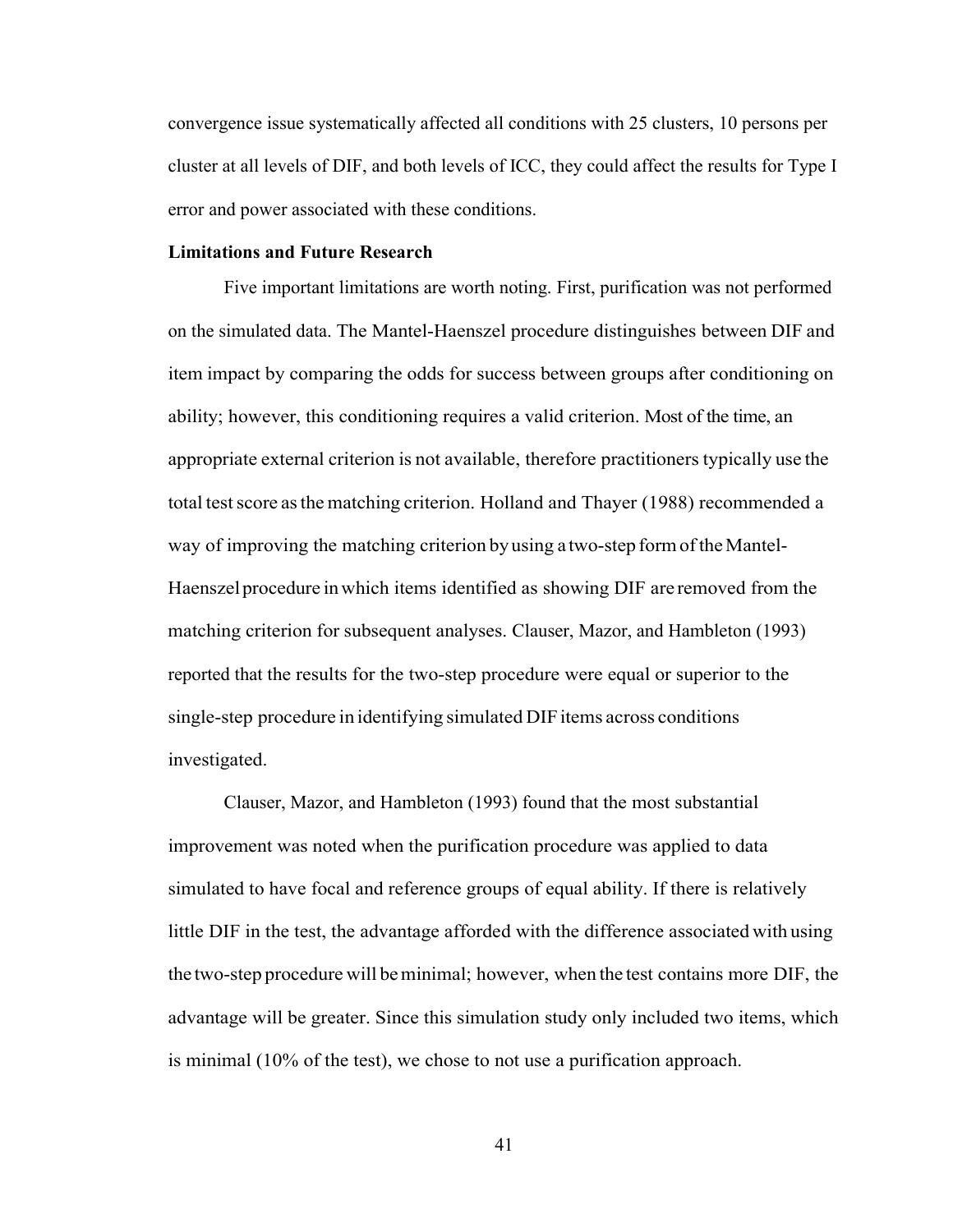convergence issue systematically affected all conditions with 25 clusters, 10 persons per cluster at all levels of DIF, and both levels of ICC, they could affect the results for Type I error and power associated with these conditions.

**Limitations and Future Research**

Five important limitations are worth noting. First, purification was not performed on the simulated data. The Mantel-Haenszel procedure distinguishes between DIF and item impact by comparing the odds for success between groups after conditioning on ability; however, this conditioning requires a valid criterion. Most of the time, an appropriate external criterion is not available, therefore practitioners typically use the total test score as the matching criterion. Holland and Thayer (1988) recommended a way of improving the matching criterion by using a two-step form of the Mantel-Haenszel procedure in which items identified as showing DIF are removed from the matching criterion for subsequent analyses. Clauser, Mazor, and Hambleton (1993) reported that the results for the two-step procedure were equal or superior to the single-step procedure in identifying simulated DIF items across conditions investigated.

Clauser, Mazor, and Hambleton (1993) found that the most substantial improvement was noted when the purification procedure was applied to data simulated to have focal and reference groups of equal ability. If there is relatively little DIF in the test, the advantage afforded with the difference associated with using the two-step procedure will be minimal; however, when the test contains more DIF, the advantage will be greater. Since this simulation study only included two items, which is minimal (10% of the test), we chose to not use a purification approach.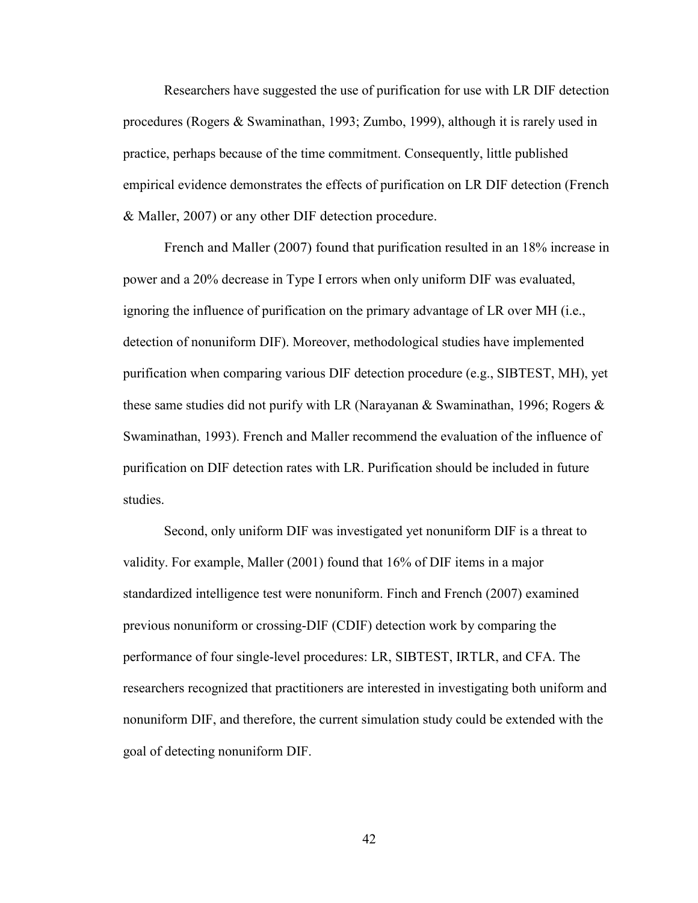Researchers have suggested the use of purification for use with LR DIF detection procedures (Rogers & Swaminathan, 1993; Zumbo, 1999), although it is rarely used in practice, perhaps because of the time commitment. Consequently, little published empirical evidence demonstrates the effects of purification on LR DIF detection (French & Maller, 2007) or any other DIF detection procedure.

French and Maller (2007) found that purification resulted in an 18% increase in power and a 20% decrease in Type I errors when only uniform DIF was evaluated, ignoring the influence of purification on the primary advantage of LR over MH (i.e., detection of nonuniform DIF). Moreover, methodological studies have implemented purification when comparing various DIF detection procedure (e.g., SIBTEST, MH), yet these same studies did not purify with LR (Narayanan & Swaminathan, 1996; Rogers & Swaminathan, 1993). French and Maller recommend the evaluation of the influence of purification on DIF detection rates with LR. Purification should be included in future studies.

Second, only uniform DIF was investigated yet nonuniform DIF is a threat to validity. For example, Maller (2001) found that 16% of DIF items in a major standardized intelligence test were nonuniform. Finch and French (2007) examined previous nonuniform or crossing-DIF (CDIF) detection work by comparing the performance of four single-level procedures: LR, SIBTEST, IRTLR, and CFA. The researchers recognized that practitioners are interested in investigating both uniform and nonuniform DIF, and therefore, the current simulation study could be extended with the goal of detecting nonuniform DIF.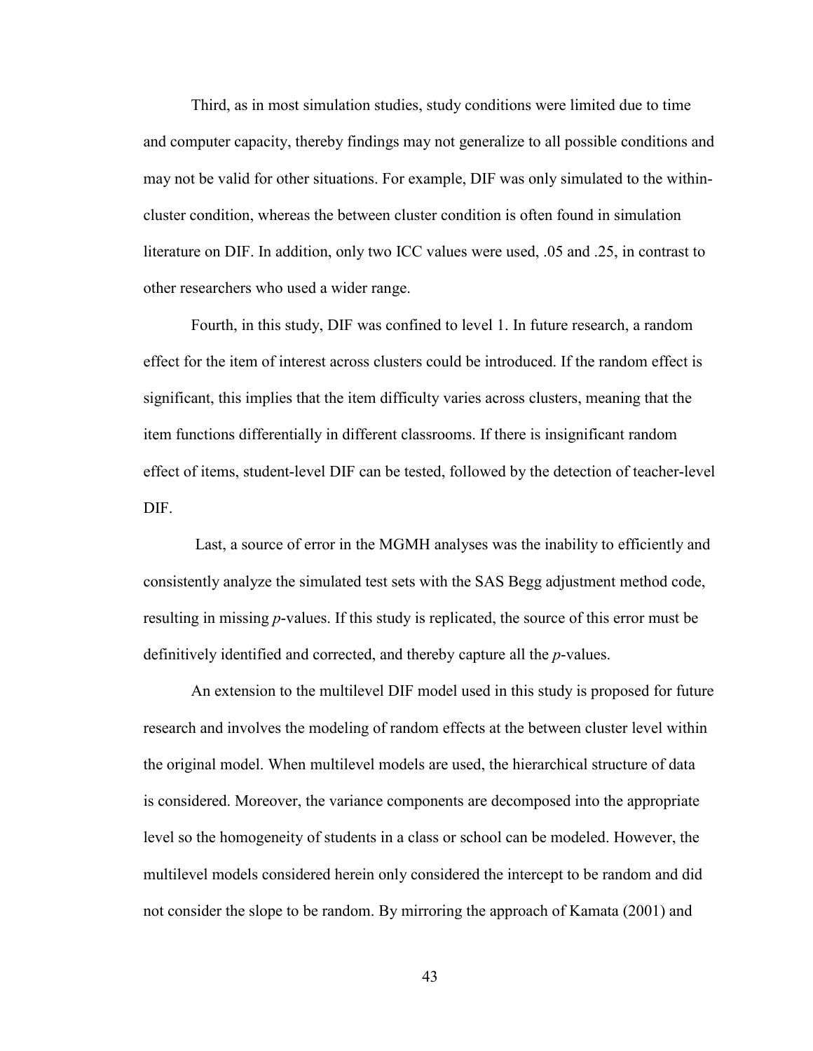Third, as in most simulation studies, study conditions were limited due to time and computer capacity, thereby findings may not generalize to all possible conditions and may not be valid for other situations. For example, DIF was only simulated to the within-cluster condition, whereas the between cluster condition is often found in simulation literature on DIF. In addition, only two ICC values were used, .05 and .25, in contrast to other researchers who used a wider range.

Fourth, in this study, DIF was confined to level 1. In future research, a random effect for the item of interest across clusters could be introduced. If the random effect is significant, this implies that the item difficulty varies across clusters, meaning that the item functions differentially in different classrooms. If there is insignificant random effect of items, student-level DIF can be tested, followed by the detection of teacher-level DIF.

Last, a source of error in the MGMH analyses was the inability to efficiently and consistently analyze the simulated test sets with the SAS Begg adjustment method code, resulting in missing *p*-values. If this study is replicated, the source of this error must be definitively identified and corrected, and thereby capture all the *p*-values.

An extension to the multilevel DIF model used in this study is proposed for future research and involves the modeling of random effects at the between cluster level within the original model. When multilevel models are used, the hierarchical structure of data is considered. Moreover, the variance components are decomposed into the appropriate level so the homogeneity of students in a class or school can be modeled. However, the multilevel models considered herein only considered the intercept to be random and did not consider the slope to be random. By mirroring the approach of Kamata (2001) and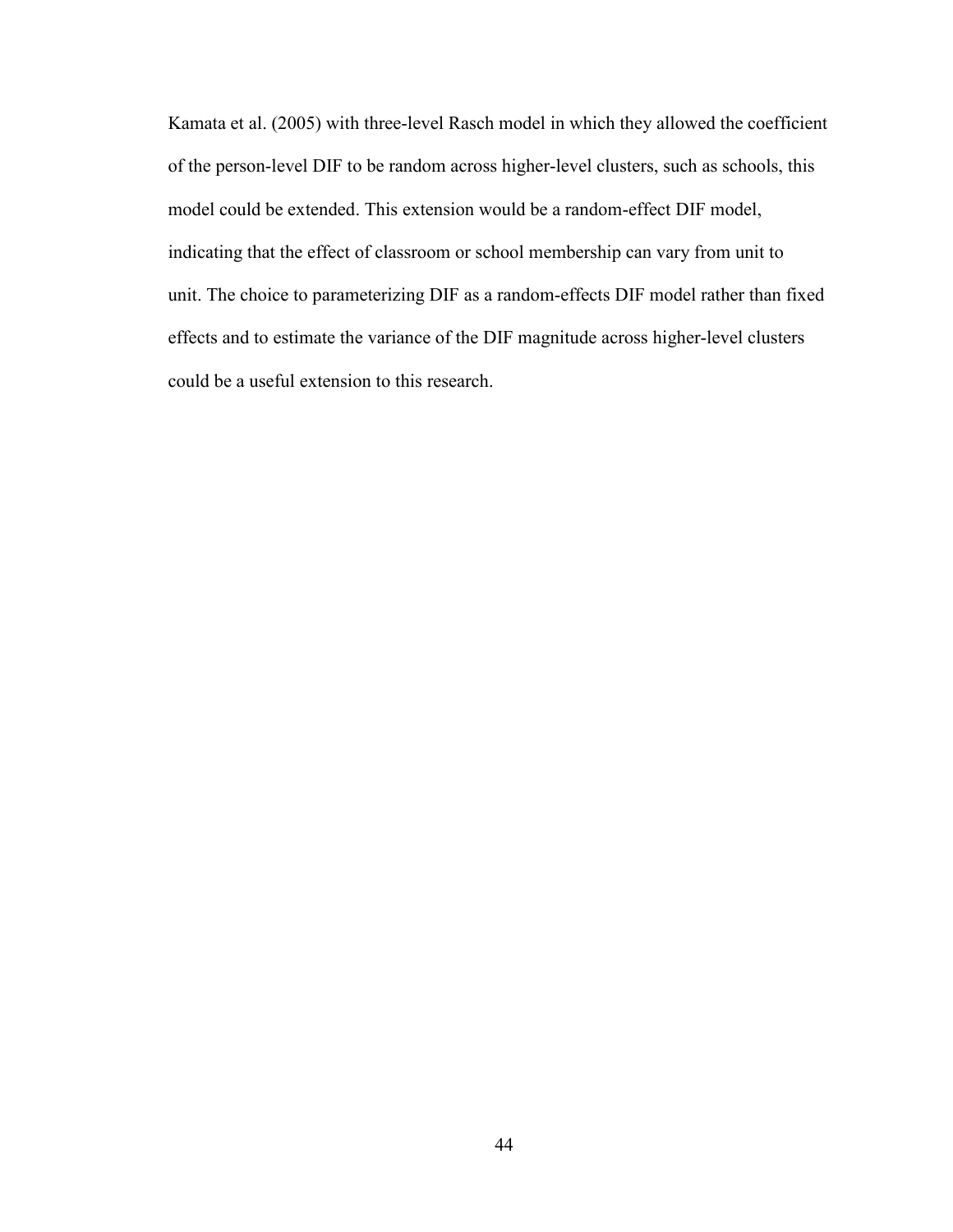Kamata et al. (2005) with three-level Rasch model in which they allowed the coefficient of the person-level DIF to be random across higher-level clusters, such as schools, this model could be extended. This extension would be a random-effect DIF model, indicating that the effect of classroom or school membership can vary from unit to unit. The choice to parameterizing DIF as a random-effects DIF model rather than fixed effects and to estimate the variance of the DIF magnitude across higher-level clusters could be a useful extension to this research.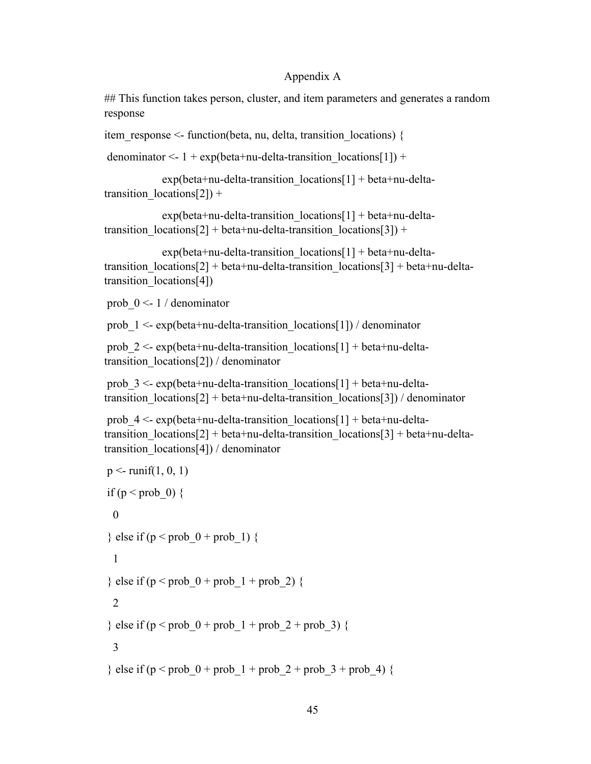Appendix A

```
## This function takes person, cluster, and item parameters and generates a random response

item_response <- function(beta, nu, delta, transition_locations) {
 denominator <- 1 + exp(beta+nu-delta-transition_locations[1]) +
          exp(beta+nu-delta-transition_locations[1] + beta+nu-delta-transition_locations[2]) +
          exp(beta+nu-delta-transition_locations[1] + beta+nu-delta-transition_locations[2] + beta+nu-delta-transition_locations[3]) +
          exp(beta+nu-delta-transition_locations[1] + beta+nu-delta-transition_locations[2] + beta+nu-delta-transition_locations[3] + beta+nu-delta-transition_locations[4])
 prob_0 <- 1 / denominator
 prob_1 <- exp(beta+nu-delta-transition_locations[1]) / denominator
 prob_2 <- exp(beta+nu-delta-transition_locations[1] + beta+nu-delta-transition_locations[2]) / denominator
 prob_3 <- exp(beta+nu-delta-transition_locations[1] + beta+nu-delta-transition_locations[2] + beta+nu-delta-transition_locations[3]) / denominator
 prob_4 <- exp(beta+nu-delta-transition_locations[1] + beta+nu-delta-transition_locations[2] + beta+nu-delta-transition_locations[3] + beta+nu-delta-transition_locations[4]) / denominator
 p <- runif(1, 0, 1)
 if (p < prob_0) {
  0
 } else if (p < prob_0 + prob_1) {
  1
 } else if (p < prob_0 + prob_1 + prob_2) {
  2
 } else if (p < prob_0 + prob_1 + prob_2 + prob_3) {
  3
 } else if (p < prob_0 + prob_1 + prob_2 + prob_3 + prob_4) {
```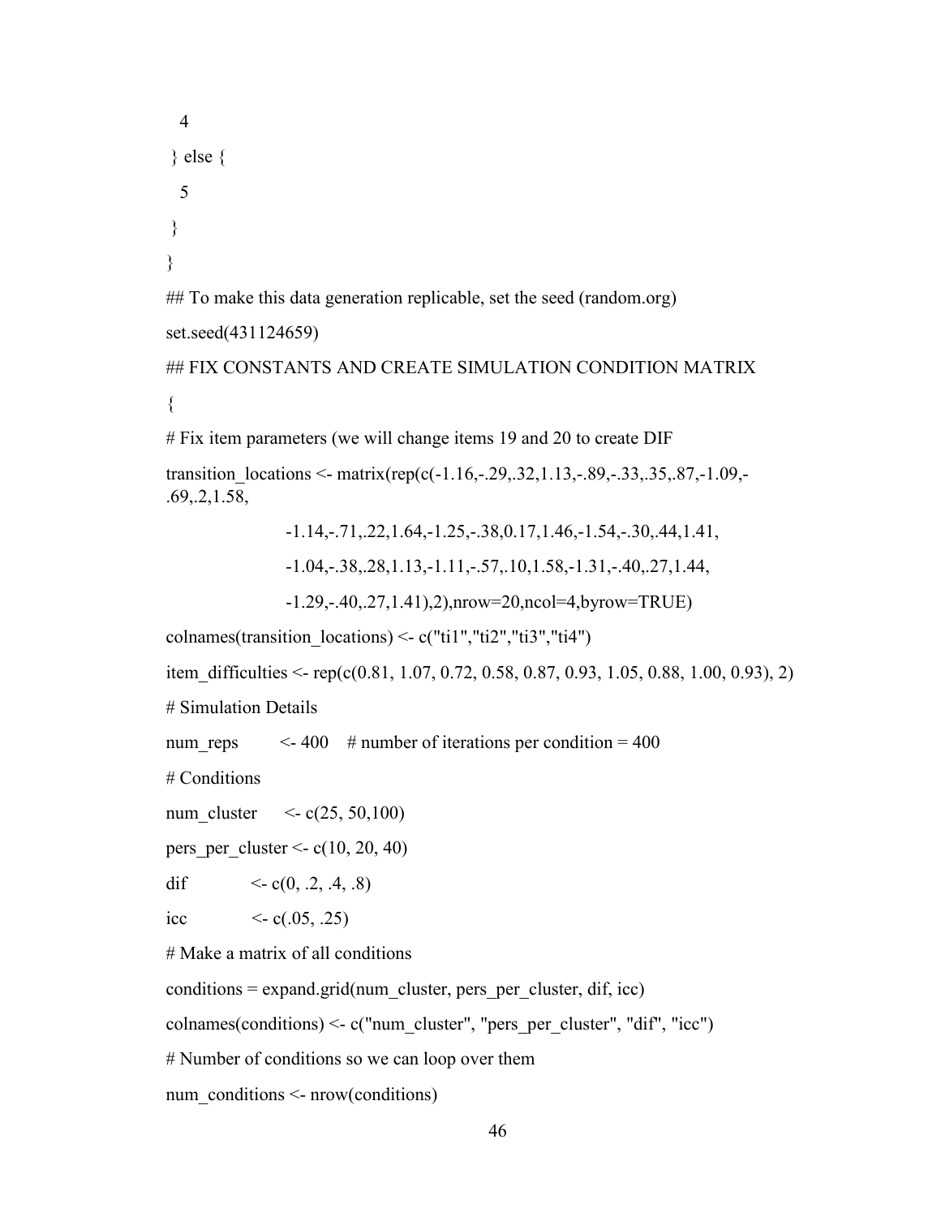```
  4
 } else {
  5
 }
}
## To make this data generation replicable, set the seed (random.org)
set.seed(431124659)
## FIX CONSTANTS AND CREATE SIMULATION CONDITION MATRIX
{
# Fix item parameters (we will change items 19 and 20 to create DIF
transition_locations <- matrix(rep(c(-1.16,-.29,.32,1.13,-.89,-.33,.35,.87,-1.09,-
.69,.2,1.58,
                  -1.14,-.71,.22,1.64,-1.25,-.38,0.17,1.46,-1.54,-.30,.44,1.41,
                  -1.04,-.38,.28,1.13,-1.11,-.57,.10,1.58,-1.31,-.40,.27,1.44,
                  -1.29,-.40,.27,1.41),2),nrow=20,ncol=4,byrow=TRUE)
colnames(transition_locations) <- c("ti1","ti2","ti3","ti4")
item_difficulties <- rep(c(0.81, 1.07, 0.72, 0.58, 0.87, 0.93, 1.05, 0.88, 1.00, 0.93), 2)
# Simulation Details
num_reps        <- 400    # number of iterations per condition = 400
# Conditions
num_cluster      <- c(25, 50,100)
pers_per_cluster <- c(10, 20, 40)
dif              <- c(0, .2, .4, .8)
icc              <- c(.05, .25)
# Make a matrix of all conditions
conditions = expand.grid(num_cluster, pers_per_cluster, dif, icc)
colnames(conditions) <- c("num_cluster", "pers_per_cluster", "dif", "icc")
# Number of conditions so we can loop over them
num_conditions <- nrow(conditions)
```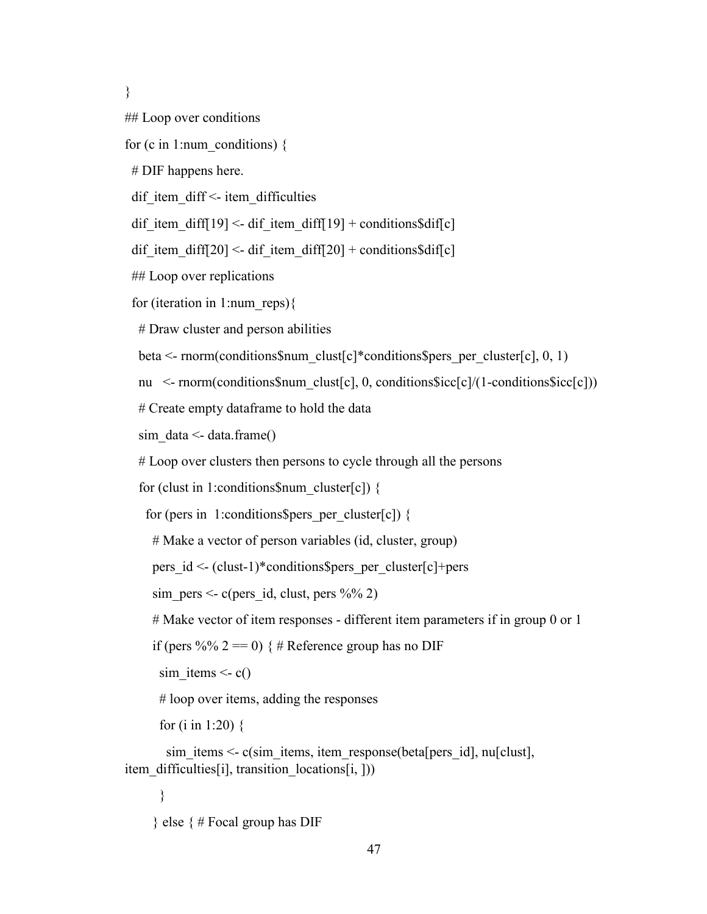```
}
## Loop over conditions
for (c in 1:num_conditions) {
  # DIF happens here.
  dif_item_diff <- item_difficulties
  dif_item_diff[19] <- dif_item_diff[19] + conditions$dif[c]
  dif_item_diff[20] <- dif_item_diff[20] + conditions$dif[c]
  ## Loop over replications
  for (iteration in 1:num_reps){
    # Draw cluster and person abilities
    beta <- rnorm(conditions$num_clust[c]*conditions$pers_per_cluster[c], 0, 1)
    nu   <- rnorm(conditions$num_clust[c], 0, conditions$icc[c]/(1-conditions$icc[c]))
    # Create empty dataframe to hold the data
    sim_data <- data.frame()
    # Loop over clusters then persons to cycle through all the persons
    for (clust in 1:conditions$num_cluster[c]) {
      for (pers in  1:conditions$pers_per_cluster[c]) {
        # Make a vector of person variables (id, cluster, group)
        pers_id <- (clust-1)*conditions$pers_per_cluster[c]+pers
        sim_pers <- c(pers_id, clust, pers %% 2)
        # Make vector of item responses - different item parameters if in group 0 or 1
        if (pers %% 2 == 0) { # Reference group has no DIF
          sim_items <- c()
          # loop over items, adding the responses
          for (i in 1:20) {
            sim_items <- c(sim_items, item_response(beta[pers_id], nu[clust],
item_difficulties[i], transition_locations[i, ]))
          }
        } else { # Focal group has DIF
```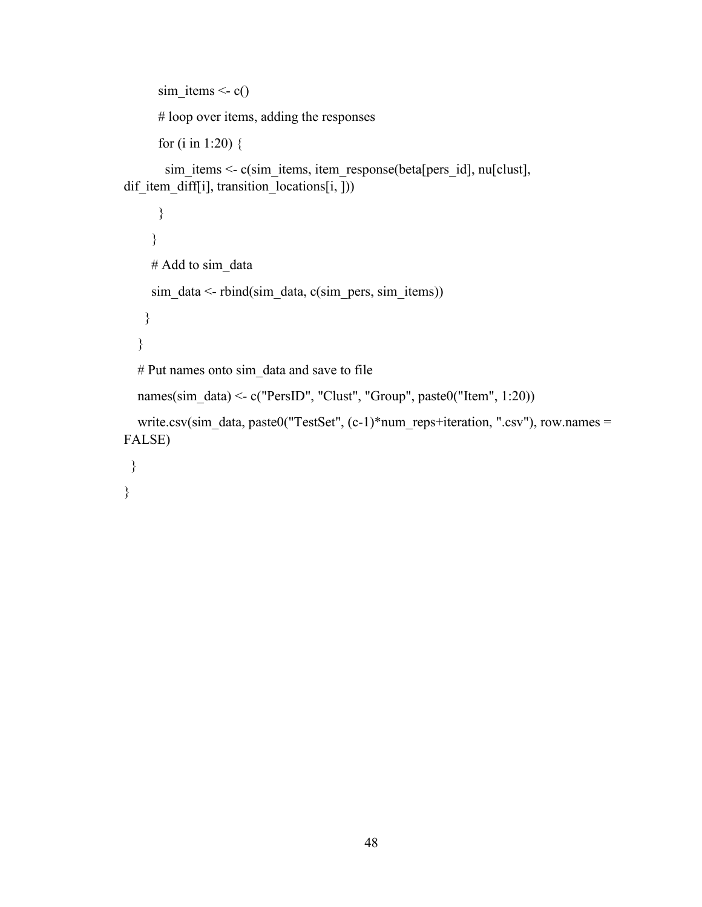```
          sim_items <- c()
          # loop over items, adding the responses
          for (i in 1:20) {
            sim_items <- c(sim_items, item_response(beta[pers_id], nu[clust],
dif_item_diff[i], transition_locations[i, ]))
          }
        }
        # Add to sim_data
        sim_data <- rbind(sim_data, c(sim_pers, sim_items))
      }
    }
    # Put names onto sim_data and save to file
    names(sim_data) <- c("PersID", "Clust", "Group", paste0("Item", 1:20))
    write.csv(sim_data, paste0("TestSet", (c-1)*num_reps+iteration, ".csv"), row.names =
FALSE)
  }
}
```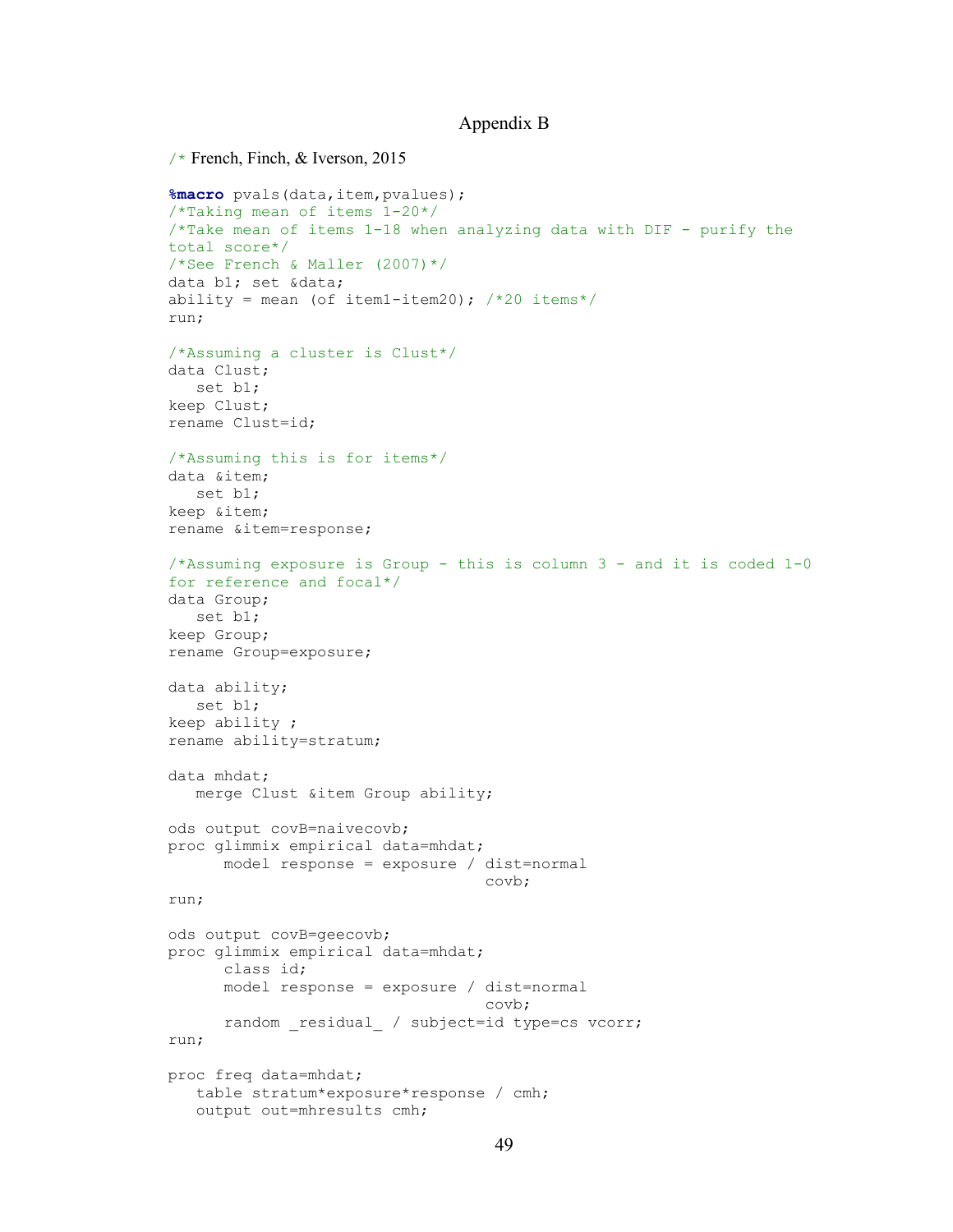# Appendix B

```
/* French, Finch, & Iverson, 2015

%macro pvals(data,item,pvalues);
/*Taking mean of items 1-20*/
/*Take mean of items 1-18 when analyzing data with DIF - purify the
total score*/
/*See French & Maller (2007)*/
data b1; set &data;
ability = mean (of item1-item20); /*20 items*/
run;

/*Assuming a cluster is Clust*/
data Clust;
   set b1;
keep Clust;
rename Clust=id;

/*Assuming this is for items*/
data &item;
   set b1;
keep &item;
rename &item=response;

/*Assuming exposure is Group - this is column 3 - and it is coded 1-0
for reference and focal*/
data Group;
   set b1;
keep Group;
rename Group=exposure;

data ability;
   set b1;
keep ability ;
rename ability=stratum;

data mhdat;
   merge Clust &item Group ability;

ods output covB=naivecovb;
proc glimmix empirical data=mhdat;
      model response = exposure / dist=normal
                                  covb;
run;

ods output covB=geecovb;
proc glimmix empirical data=mhdat;
      class id;
      model response = exposure / dist=normal
                                  covb;
      random _residual_ / subject=id type=cs vcorr;
run;

proc freq data=mhdat;
   table stratum*exposure*response / cmh;
   output out=mhresults cmh;
```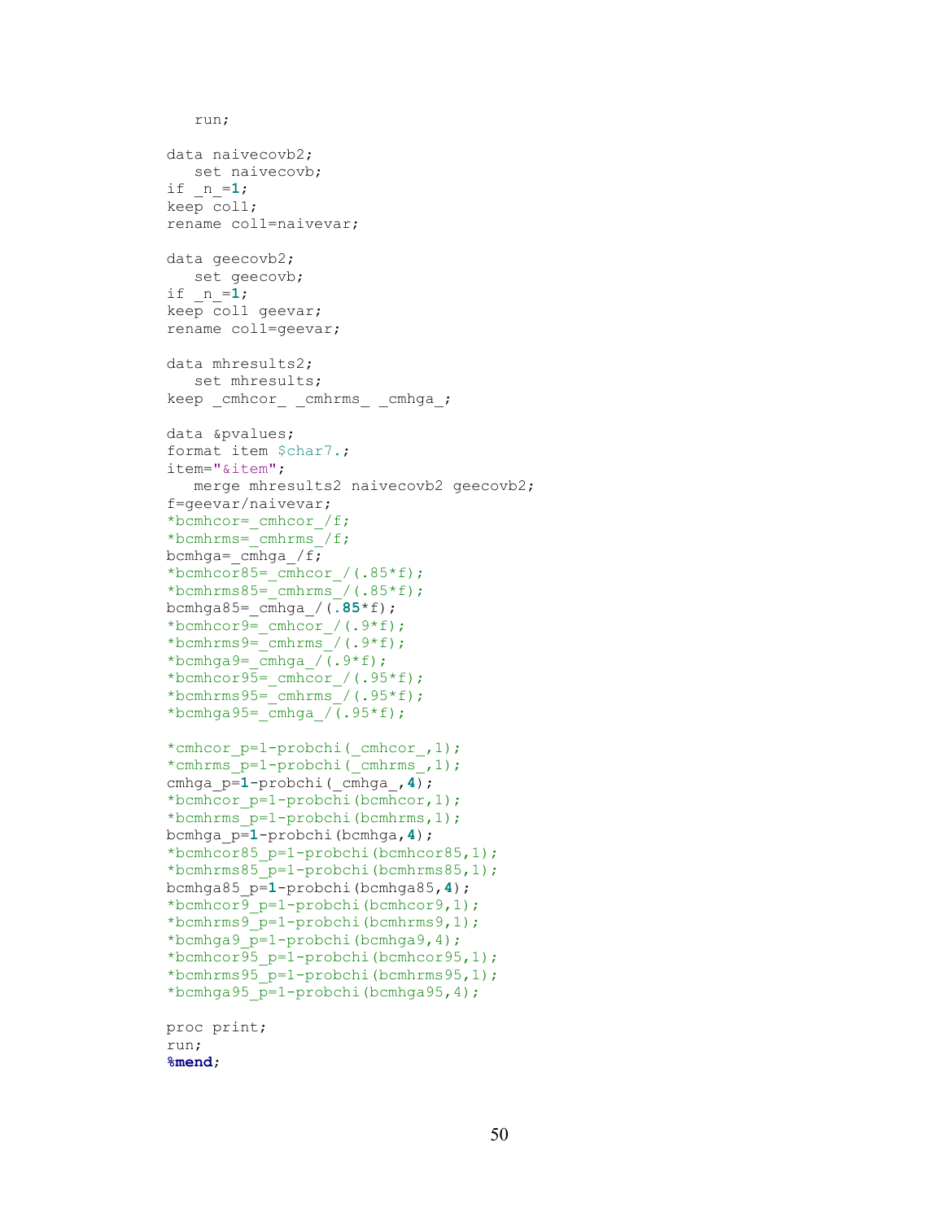```
   run;

data naivecovb2;
   set naivecovb;
if _n_=1;
keep col1;
rename col1=naivevar;

data geecovb2;
   set geecovb;
if _n_=1;
keep col1 geevar;
rename col1=geevar;

data mhresults2;
   set mhresults;
keep _cmhcor_ _cmhrms_ _cmhga_;

data &pvalues;
format item $char7.;
item="&item";
   merge mhresults2 naivecovb2 geecovb2;
f=geevar/naivevar;
*bcmhcor=_cmhcor_/f;
*bcmhrms=_cmhrms_/f;
bcmhga=_cmhga_/f;
*bcmhcor85=_cmhcor_/(.85*f);
*bcmhrms85=_cmhrms_/(.85*f);
bcmhga85=_cmhga_/(.85*f);
*bcmhcor9=_cmhcor_/(.9*f);
*bcmhrms9=_cmhrms_/(.9*f);
*bcmhga9=_cmhga_/(.9*f);
*bcmhcor95=_cmhcor_/(.95*f);
*bcmhrms95=_cmhrms_/(.95*f);
*bcmhga95=_cmhga_/(.95*f);

*cmhcor_p=1-probchi(_cmhcor_,1);
*cmhrms_p=1-probchi(_cmhrms_,1);
cmhga_p=1-probchi(_cmhga_,4);
*bcmhcor_p=1-probchi(bcmhcor,1);
*bcmhrms_p=1-probchi(bcmhrms,1);
bcmhga_p=1-probchi(bcmhga,4);
*bcmhcor85_p=1-probchi(bcmhcor85,1);
*bcmhrms85_p=1-probchi(bcmhrms85,1);
bcmhga85_p=1-probchi(bcmhga85,4);
*bcmhcor9_p=1-probchi(bcmhcor9,1);
*bcmhrms9_p=1-probchi(bcmhrms9,1);
*bcmhga9_p=1-probchi(bcmhga9,4);
*bcmhcor95_p=1-probchi(bcmhcor95,1);
*bcmhrms95_p=1-probchi(bcmhrms95,1);
*bcmhga95_p=1-probchi(bcmhga95,4);

proc print;
run;
%mend;
```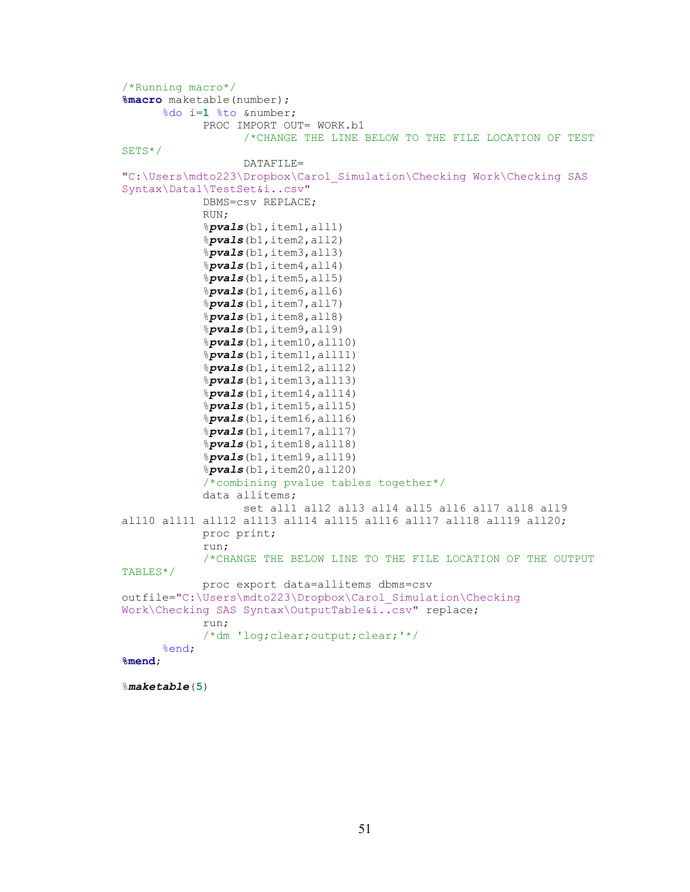```
/*Running macro*/
%macro maketable(number);
      %do i=1 %to &number;
            PROC IMPORT OUT= WORK.b1
                  /*CHANGE THE LINE BELOW TO THE FILE LOCATION OF TEST
SETS*/
                  DATAFILE=
"C:\Users\mdto223\Dropbox\Carol_Simulation\Checking Work\Checking SAS
Syntax\Data1\TestSet&i..csv"
            DBMS=csv REPLACE;
            RUN;
            %pvals(b1,item1,all1)
            %pvals(b1,item2,all2)
            %pvals(b1,item3,all3)
            %pvals(b1,item4,all4)
            %pvals(b1,item5,all5)
            %pvals(b1,item6,all6)
            %pvals(b1,item7,all7)
            %pvals(b1,item8,all8)
            %pvals(b1,item9,all9)
            %pvals(b1,item10,all10)
            %pvals(b1,item11,all11)
            %pvals(b1,item12,all12)
            %pvals(b1,item13,all13)
            %pvals(b1,item14,all14)
            %pvals(b1,item15,all15)
            %pvals(b1,item16,all16)
            %pvals(b1,item17,all17)
            %pvals(b1,item18,all18)
            %pvals(b1,item19,all19)
            %pvals(b1,item20,all20)
            /*combining pvalue tables together*/
            data allitems;
                  set all1 all2 all3 all4 all5 all6 all7 all8 all9
all10 all11 all12 all13 all14 all15 all16 all17 all18 all19 all20;
            proc print;
            run;
            /*CHANGE THE BELOW LINE TO THE FILE LOCATION OF THE OUTPUT
TABLES*/
            proc export data=allitems dbms=csv
outfile="C:\Users\mdto223\Dropbox\Carol_Simulation\Checking
Work\Checking SAS Syntax\OutputTable&i..csv" replace;
            run;
            /*dm 'log;clear;output;clear;'*/
      %end;
%mend;

%maketable(5)
```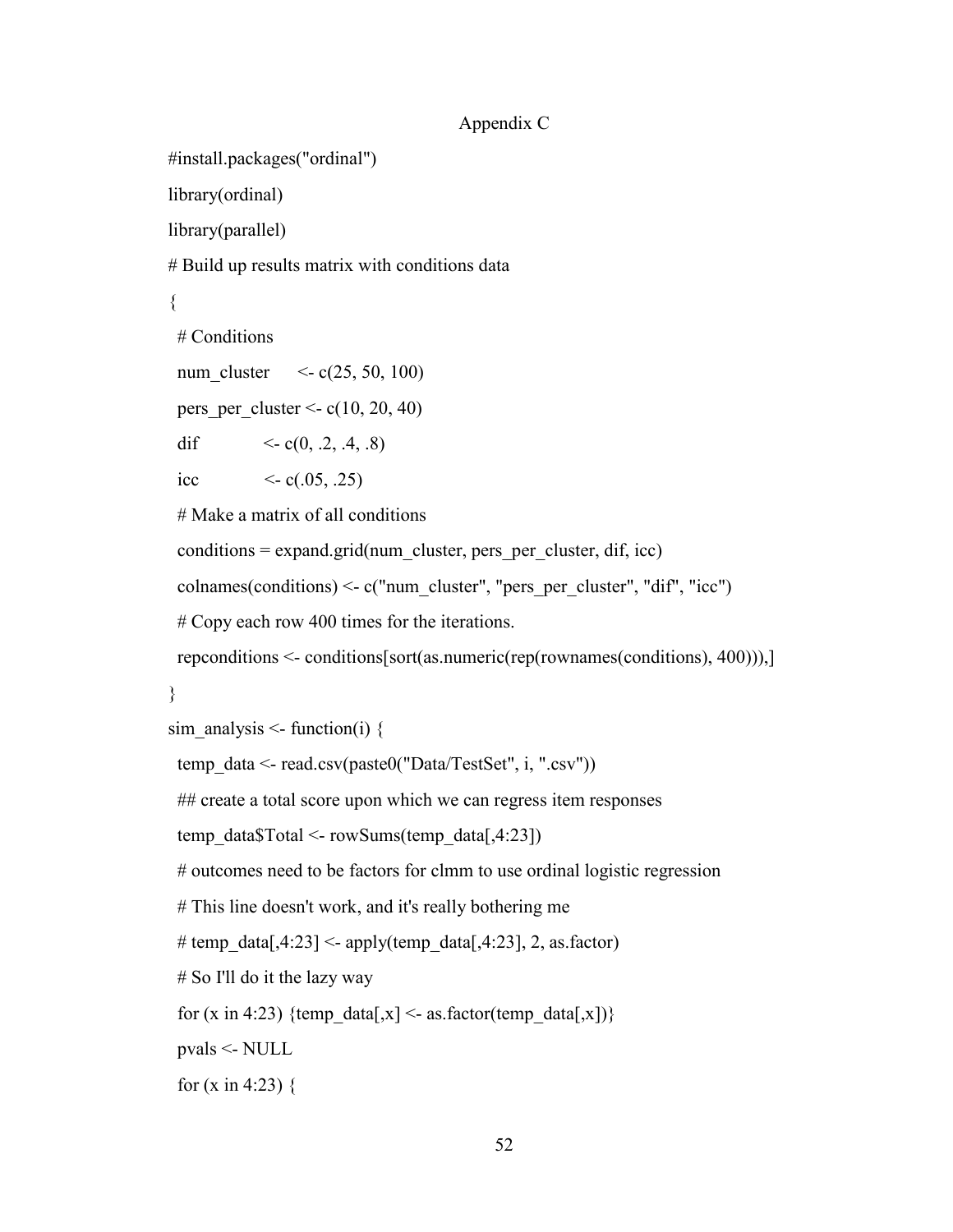Appendix C

```
#install.packages("ordinal")
library(ordinal)
library(parallel)
# Build up results matrix with conditions data
{
  # Conditions
  num_cluster     <- c(25, 50, 100)
  pers_per_cluster <- c(10, 20, 40)
  dif            <- c(0, .2, .4, .8)
  icc            <- c(.05, .25)
  # Make a matrix of all conditions
  conditions = expand.grid(num_cluster, pers_per_cluster, dif, icc)
  colnames(conditions) <- c("num_cluster", "pers_per_cluster", "dif", "icc")
  # Copy each row 400 times for the iterations.
  repconditions <- conditions[sort(as.numeric(rep(rownames(conditions), 400))),]
}
sim_analysis <- function(i) {
  temp_data <- read.csv(paste0("Data/TestSet", i, ".csv"))
  ## create a total score upon which we can regress item responses
  temp_data$Total <- rowSums(temp_data[,4:23])
  # outcomes need to be factors for clmm to use ordinal logistic regression
  # This line doesn't work, and it's really bothering me
  # temp_data[,4:23] <- apply(temp_data[,4:23], 2, as.factor)
  # So I'll do it the lazy way
  for (x in 4:23) {temp_data[,x] <- as.factor(temp_data[,x])}
  pvals <- NULL
  for (x in 4:23) {
```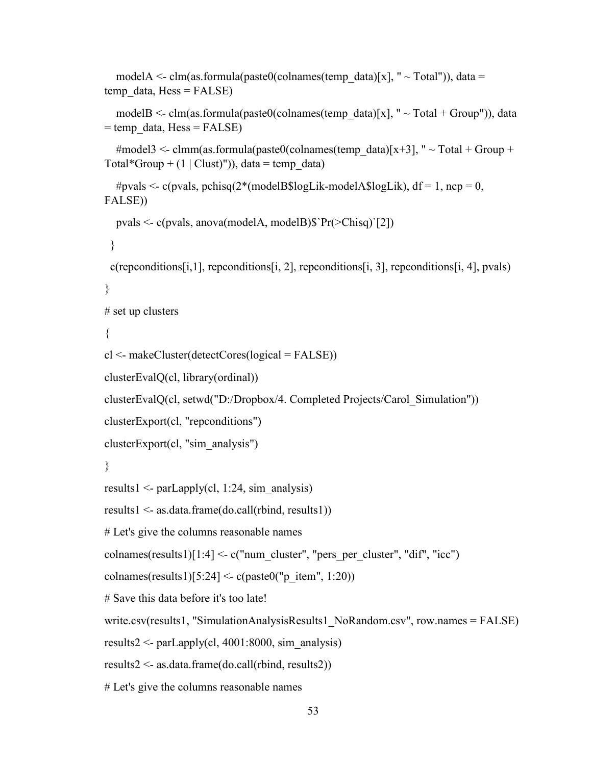```
    modelA <- clm(as.formula(paste0(colnames(temp_data)[x], " ~ Total")), data = temp_data, Hess = FALSE)

    modelB <- clm(as.formula(paste0(colnames(temp_data)[x], " ~ Total + Group")), data = temp_data, Hess = FALSE)

    #model3 <- clmm(as.formula(paste0(colnames(temp_data)[x+3], " ~ Total + Group + Total*Group + (1 | Clust)")), data = temp_data)

    #pvals <- c(pvals, pchisq(2*(modelB$logLik-modelA$logLik), df = 1, ncp = 0, FALSE))

    pvals <- c(pvals, anova(modelA, modelB)$`Pr(>Chisq)`[2])

  }

  c(repconditions[i,1], repconditions[i, 2], repconditions[i, 3], repconditions[i, 4], pvals)

}

# set up clusters

{

cl <- makeCluster(detectCores(logical = FALSE))

clusterEvalQ(cl, library(ordinal))

clusterEvalQ(cl, setwd("D:/Dropbox/4. Completed Projects/Carol_Simulation"))

clusterExport(cl, "repconditions")

clusterExport(cl, "sim_analysis")

}

results1 <- parLapply(cl, 1:24, sim_analysis)

results1 <- as.data.frame(do.call(rbind, results1))

# Let's give the columns reasonable names

colnames(results1)[1:4] <- c("num_cluster", "pers_per_cluster", "dif", "icc")

colnames(results1)[5:24] <- c(paste0("p_item", 1:20))

# Save this data before it's too late!

write.csv(results1, "SimulationAnalysisResults1_NoRandom.csv", row.names = FALSE)

results2 <- parLapply(cl, 4001:8000, sim_analysis)

results2 <- as.data.frame(do.call(rbind, results2))

# Let's give the columns reasonable names
```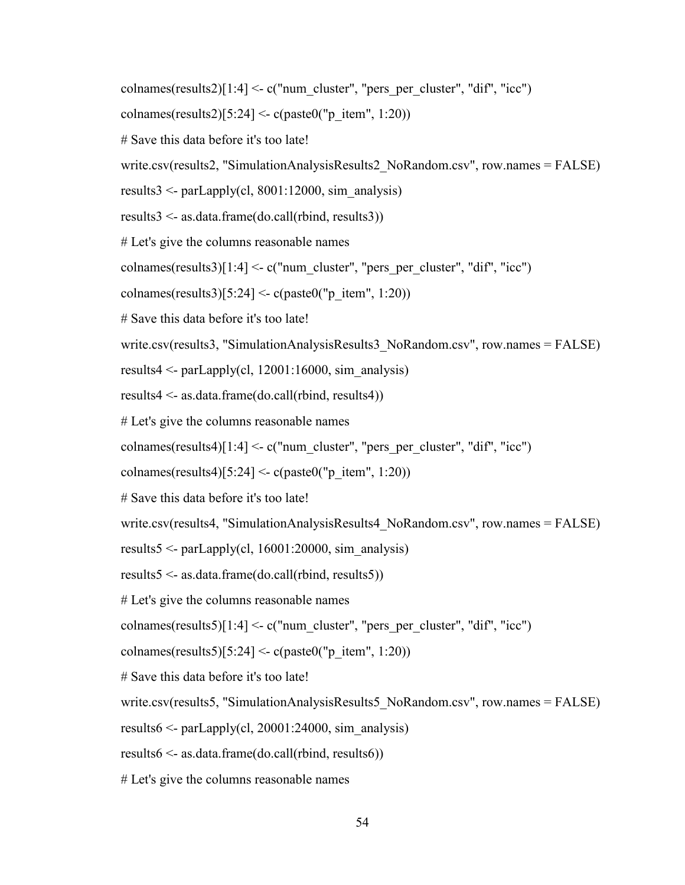```
colnames(results2)[1:4] <- c("num_cluster", "pers_per_cluster", "dif", "icc")
colnames(results2)[5:24] <- c(paste0("p_item", 1:20))
# Save this data before it's too late!
write.csv(results2, "SimulationAnalysisResults2_NoRandom.csv", row.names = FALSE)
results3 <- parLapply(cl, 8001:12000, sim_analysis)
results3 <- as.data.frame(do.call(rbind, results3))
# Let's give the columns reasonable names
colnames(results3)[1:4] <- c("num_cluster", "pers_per_cluster", "dif", "icc")
colnames(results3)[5:24] <- c(paste0("p_item", 1:20))
# Save this data before it's too late!
write.csv(results3, "SimulationAnalysisResults3_NoRandom.csv", row.names = FALSE)
results4 <- parLapply(cl, 12001:16000, sim_analysis)
results4 <- as.data.frame(do.call(rbind, results4))
# Let's give the columns reasonable names
colnames(results4)[1:4] <- c("num_cluster", "pers_per_cluster", "dif", "icc")
colnames(results4)[5:24] <- c(paste0("p_item", 1:20))
# Save this data before it's too late!
write.csv(results4, "SimulationAnalysisResults4_NoRandom.csv", row.names = FALSE)
results5 <- parLapply(cl, 16001:20000, sim_analysis)
results5 <- as.data.frame(do.call(rbind, results5))
# Let's give the columns reasonable names
colnames(results5)[1:4] <- c("num_cluster", "pers_per_cluster", "dif", "icc")
colnames(results5)[5:24] <- c(paste0("p_item", 1:20))
# Save this data before it's too late!
write.csv(results5, "SimulationAnalysisResults5_NoRandom.csv", row.names = FALSE)
results6 <- parLapply(cl, 20001:24000, sim_analysis)
results6 <- as.data.frame(do.call(rbind, results6))
# Let's give the columns reasonable names
```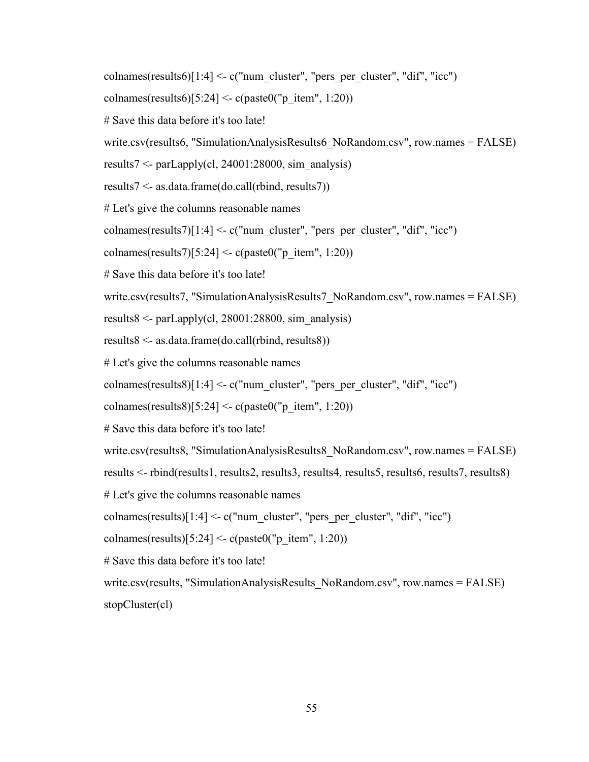```
colnames(results6)[1:4] <- c("num_cluster", "pers_per_cluster", "dif", "icc")
colnames(results6)[5:24] <- c(paste0("p_item", 1:20))
# Save this data before it's too late!
write.csv(results6, "SimulationAnalysisResults6_NoRandom.csv", row.names = FALSE)
results7 <- parLapply(cl, 24001:28000, sim_analysis)
results7 <- as.data.frame(do.call(rbind, results7))
# Let's give the columns reasonable names
colnames(results7)[1:4] <- c("num_cluster", "pers_per_cluster", "dif", "icc")
colnames(results7)[5:24] <- c(paste0("p_item", 1:20))
# Save this data before it's too late!
write.csv(results7, "SimulationAnalysisResults7_NoRandom.csv", row.names = FALSE)
results8 <- parLapply(cl, 28001:28800, sim_analysis)
results8 <- as.data.frame(do.call(rbind, results8))
# Let's give the columns reasonable names
colnames(results8)[1:4] <- c("num_cluster", "pers_per_cluster", "dif", "icc")
colnames(results8)[5:24] <- c(paste0("p_item", 1:20))
# Save this data before it's too late!
write.csv(results8, "SimulationAnalysisResults8_NoRandom.csv", row.names = FALSE)
results <- rbind(results1, results2, results3, results4, results5, results6, results7, results8)
# Let's give the columns reasonable names
colnames(results)[1:4] <- c("num_cluster", "pers_per_cluster", "dif", "icc")
colnames(results)[5:24] <- c(paste0("p_item", 1:20))
# Save this data before it's too late!
write.csv(results, "SimulationAnalysisResults_NoRandom.csv", row.names = FALSE)
stopCluster(cl)
```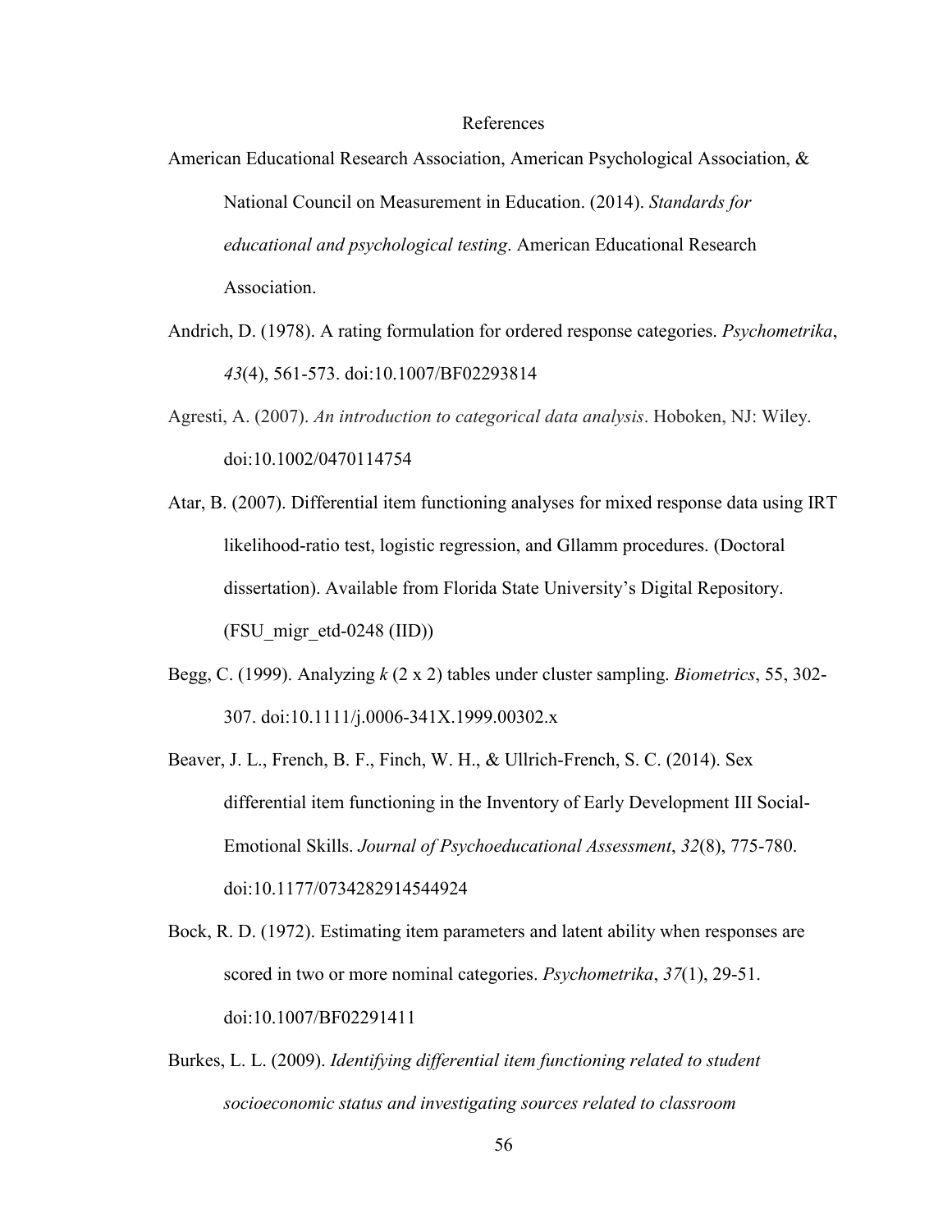# References

American Educational Research Association, American Psychological Association, & National Council on Measurement in Education. (2014). *Standards for educational and psychological testing*. American Educational Research Association.

Andrich, D. (1978). A rating formulation for ordered response categories. *Psychometrika*, *43*(4), 561-573. doi:10.1007/BF02293814

Agresti, A. (2007). *An introduction to categorical data analysis*. Hoboken, NJ: Wiley. doi:10.1002/0470114754

Atar, B. (2007). Differential item functioning analyses for mixed response data using IRT likelihood-ratio test, logistic regression, and Gllamm procedures. (Doctoral dissertation). Available from Florida State University's Digital Repository. (FSU_migr_etd-0248 (IID))

Begg, C. (1999). Analyzing *k* (2 x 2) tables under cluster sampling. *Biometrics*, 55, 302-307. doi:10.1111/j.0006-341X.1999.00302.x

Beaver, J. L., French, B. F., Finch, W. H., & Ullrich-French, S. C. (2014). Sex differential item functioning in the Inventory of Early Development III Social-Emotional Skills. *Journal of Psychoeducational Assessment*, *32*(8), 775-780. doi:10.1177/0734282914544924

Bock, R. D. (1972). Estimating item parameters and latent ability when responses are scored in two or more nominal categories. *Psychometrika*, *37*(1), 29-51. doi:10.1007/BF02291411

Burkes, L. L. (2009). *Identifying differential item functioning related to student socioeconomic status and investigating sources related to classroom*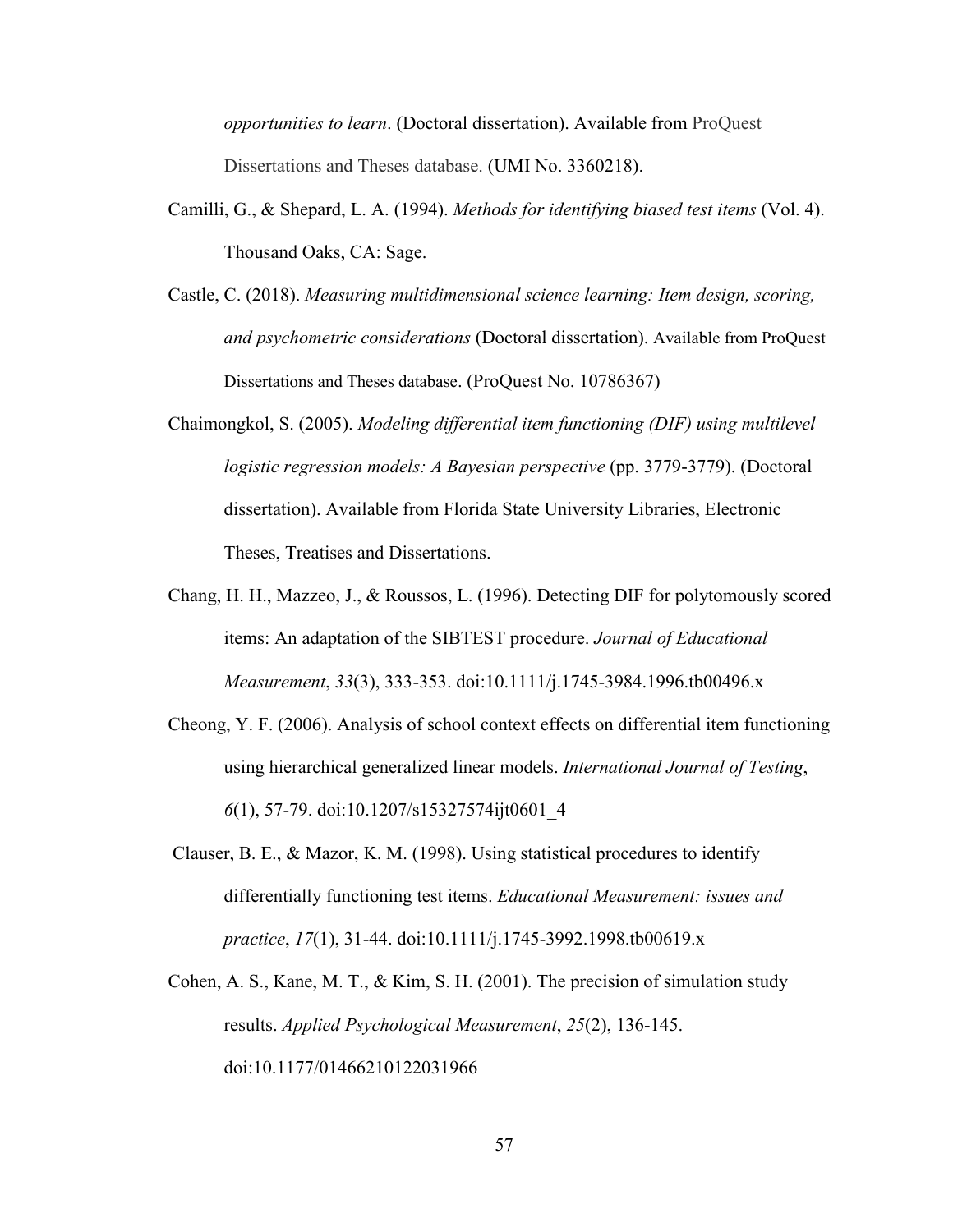*opportunities to learn*. (Doctoral dissertation). Available from ProQuest Dissertations and Theses database. (UMI No. 3360218).

Camilli, G., & Shepard, L. A. (1994). *Methods for identifying biased test items* (Vol. 4). Thousand Oaks, CA: Sage.

Castle, C. (2018). *Measuring multidimensional science learning: Item design, scoring, and psychometric considerations* (Doctoral dissertation). Available from ProQuest Dissertations and Theses database. (ProQuest No. 10786367)

Chaimongkol, S. (2005). *Modeling differential item functioning (DIF) using multilevel logistic regression models: A Bayesian perspective* (pp. 3779-3779). (Doctoral dissertation). Available from Florida State University Libraries, Electronic Theses, Treatises and Dissertations.

Chang, H. H., Mazzeo, J., & Roussos, L. (1996). Detecting DIF for polytomously scored items: An adaptation of the SIBTEST procedure. *Journal of Educational Measurement*, *33*(3), 333-353. doi:10.1111/j.1745-3984.1996.tb00496.x

Cheong, Y. F. (2006). Analysis of school context effects on differential item functioning using hierarchical generalized linear models. *International Journal of Testing*, *6*(1), 57-79. doi:10.1207/s15327574ijt0601_4

Clauser, B. E., & Mazor, K. M. (1998). Using statistical procedures to identify differentially functioning test items. *Educational Measurement: issues and practice*, *17*(1), 31-44. doi:10.1111/j.1745-3992.1998.tb00619.x

Cohen, A. S., Kane, M. T., & Kim, S. H. (2001). The precision of simulation study results. *Applied Psychological Measurement*, *25*(2), 136-145. doi:10.1177/01466210122031966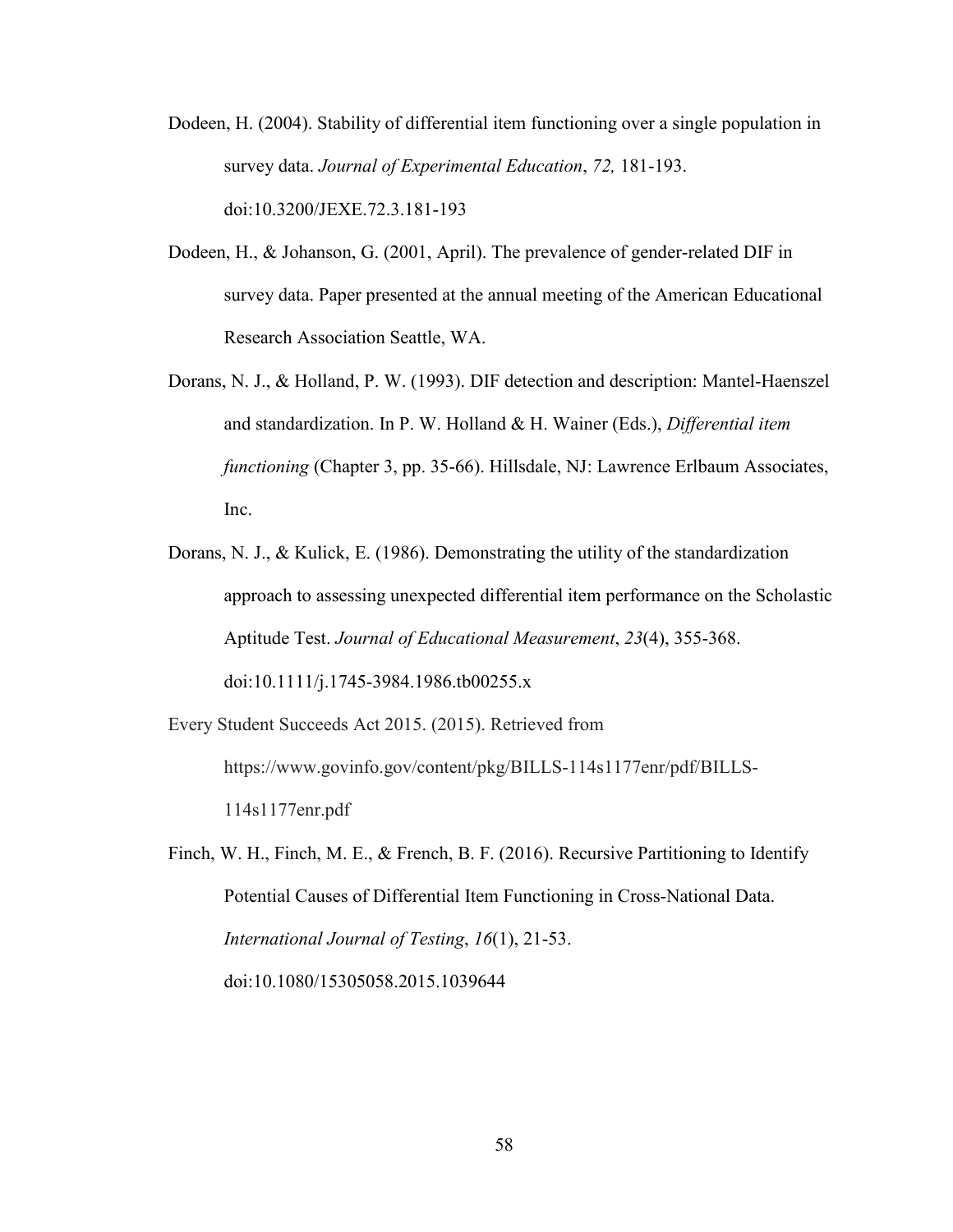Dodeen, H. (2004). Stability of differential item functioning over a single population in survey data. *Journal of Experimental Education*, *72,* 181-193. doi:10.3200/JEXE.72.3.181-193

Dodeen, H., & Johanson, G. (2001, April). The prevalence of gender-related DIF in survey data. Paper presented at the annual meeting of the American Educational Research Association Seattle, WA.

Dorans, N. J., & Holland, P. W. (1993). DIF detection and description: Mantel-Haenszel and standardization. In P. W. Holland & H. Wainer (Eds.), *Differential item functioning* (Chapter 3, pp. 35-66). Hillsdale, NJ: Lawrence Erlbaum Associates, Inc.

Dorans, N. J., & Kulick, E. (1986). Demonstrating the utility of the standardization approach to assessing unexpected differential item performance on the Scholastic Aptitude Test. *Journal of Educational Measurement*, *23*(4), 355-368. doi:10.1111/j.1745-3984.1986.tb00255.x

Every Student Succeeds Act 2015. (2015). Retrieved from https://www.govinfo.gov/content/pkg/BILLS-114s1177enr/pdf/BILLS-114s1177enr.pdf

Finch, W. H., Finch, M. E., & French, B. F. (2016). Recursive Partitioning to Identify Potential Causes of Differential Item Functioning in Cross-National Data. *International Journal of Testing*, *16*(1), 21-53. doi:10.1080/15305058.2015.1039644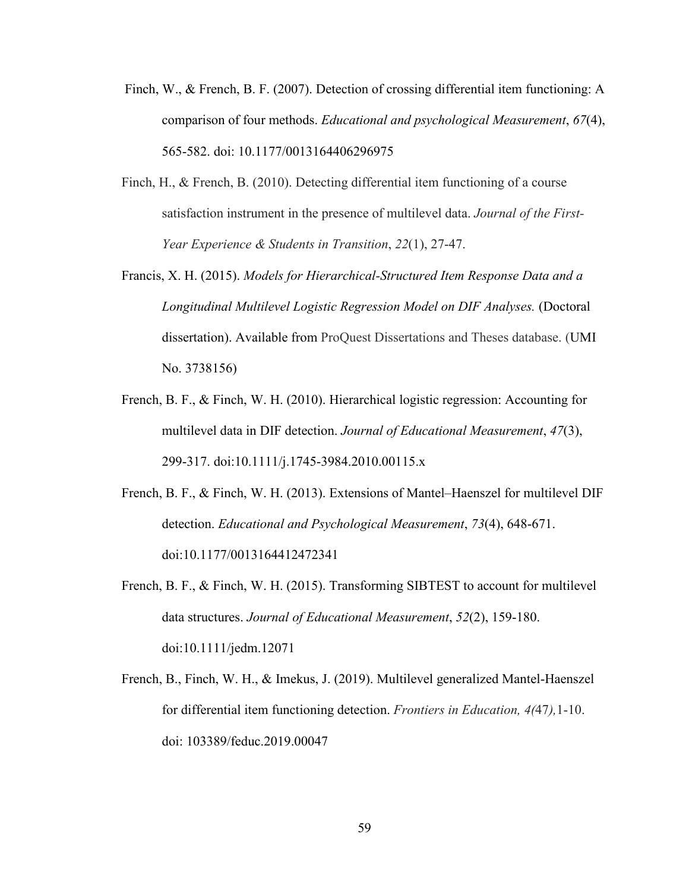Finch, W., & French, B. F. (2007). Detection of crossing differential item functioning: A comparison of four methods. *Educational and psychological Measurement*, *67*(4), 565-582. doi: 10.1177/0013164406296975

Finch, H., & French, B. (2010). Detecting differential item functioning of a course satisfaction instrument in the presence of multilevel data. *Journal of the First-Year Experience & Students in Transition*, *22*(1), 27-47.

Francis, X. H. (2015). *Models for Hierarchical-Structured Item Response Data and a Longitudinal Multilevel Logistic Regression Model on DIF Analyses.* (Doctoral dissertation). Available from ProQuest Dissertations and Theses database. (UMI No. 3738156)

French, B. F., & Finch, W. H. (2010). Hierarchical logistic regression: Accounting for multilevel data in DIF detection. *Journal of Educational Measurement*, *47*(3), 299-317. doi:10.1111/j.1745-3984.2010.00115.x

French, B. F., & Finch, W. H. (2013). Extensions of Mantel–Haenszel for multilevel DIF detection. *Educational and Psychological Measurement*, *73*(4), 648-671. doi:10.1177/0013164412472341

French, B. F., & Finch, W. H. (2015). Transforming SIBTEST to account for multilevel data structures. *Journal of Educational Measurement*, *52*(2), 159-180. doi:10.1111/jedm.12071

French, B., Finch, W. H., & Imekus, J. (2019). Multilevel generalized Mantel-Haenszel for differential item functioning detection. *Frontiers in Education, 4(*47*),*1-10. doi: 103389/feduc.2019.00047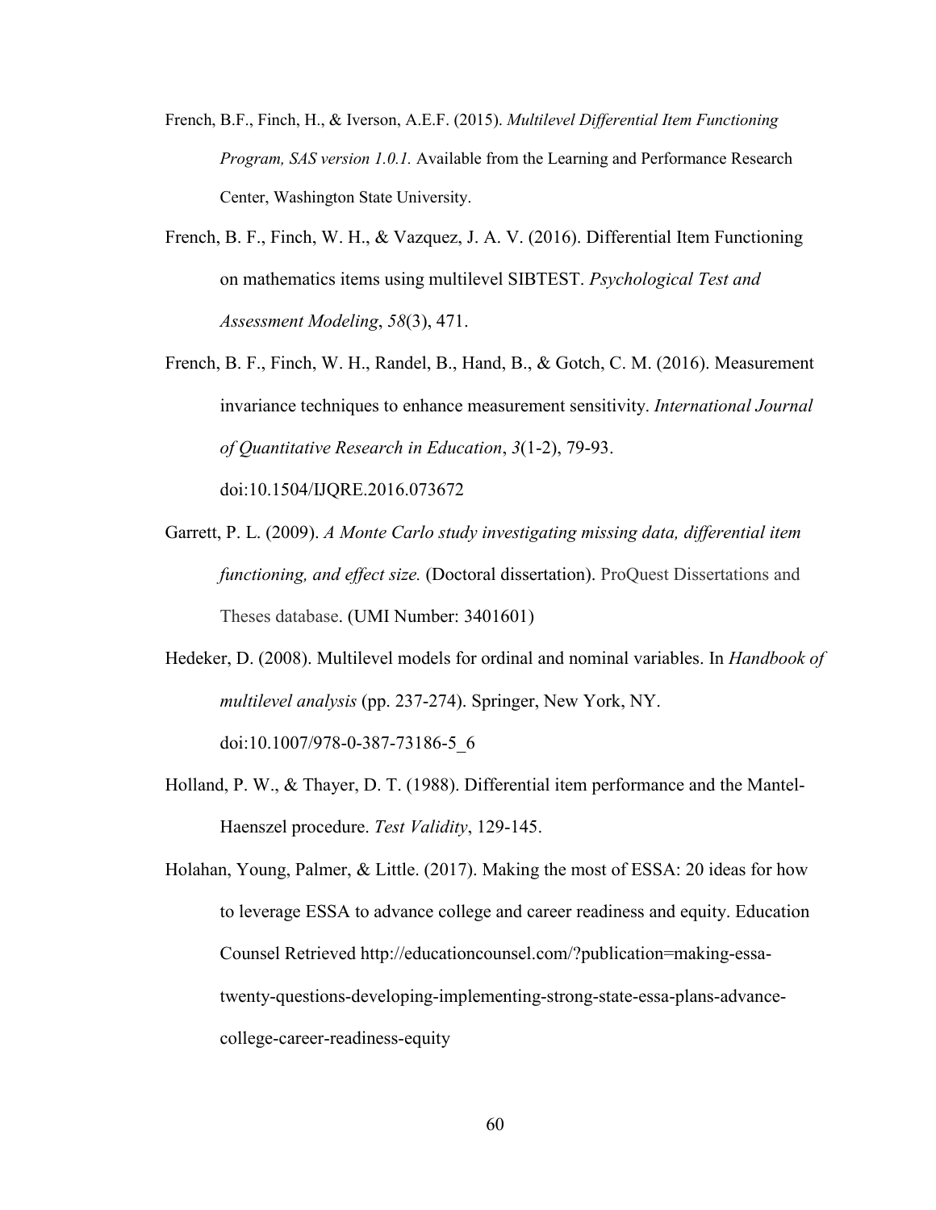French, B.F., Finch, H., & Iverson, A.E.F. (2015). *Multilevel Differential Item Functioning Program, SAS version 1.0.1.* Available from the Learning and Performance Research Center, Washington State University.

French, B. F., Finch, W. H., & Vazquez, J. A. V. (2016). Differential Item Functioning on mathematics items using multilevel SIBTEST. *Psychological Test and Assessment Modeling*, *58*(3), 471.

French, B. F., Finch, W. H., Randel, B., Hand, B., & Gotch, C. M. (2016). Measurement invariance techniques to enhance measurement sensitivity. *International Journal of Quantitative Research in Education*, *3*(1-2), 79-93. doi:10.1504/IJQRE.2016.073672

Garrett, P. L. (2009). *A Monte Carlo study investigating missing data, differential item functioning, and effect size.* (Doctoral dissertation). ProQuest Dissertations and Theses database. (UMI Number: 3401601)

Hedeker, D. (2008). Multilevel models for ordinal and nominal variables. In *Handbook of multilevel analysis* (pp. 237-274). Springer, New York, NY. doi:10.1007/978-0-387-73186-5_6

Holland, P. W., & Thayer, D. T. (1988). Differential item performance and the Mantel-Haenszel procedure. *Test Validity*, 129-145.

Holahan, Young, Palmer, & Little. (2017). Making the most of ESSA: 20 ideas for how to leverage ESSA to advance college and career readiness and equity. Education Counsel Retrieved http://educationcounsel.com/?publication=making-essa-twenty-questions-developing-implementing-strong-state-essa-plans-advance-college-career-readiness-equity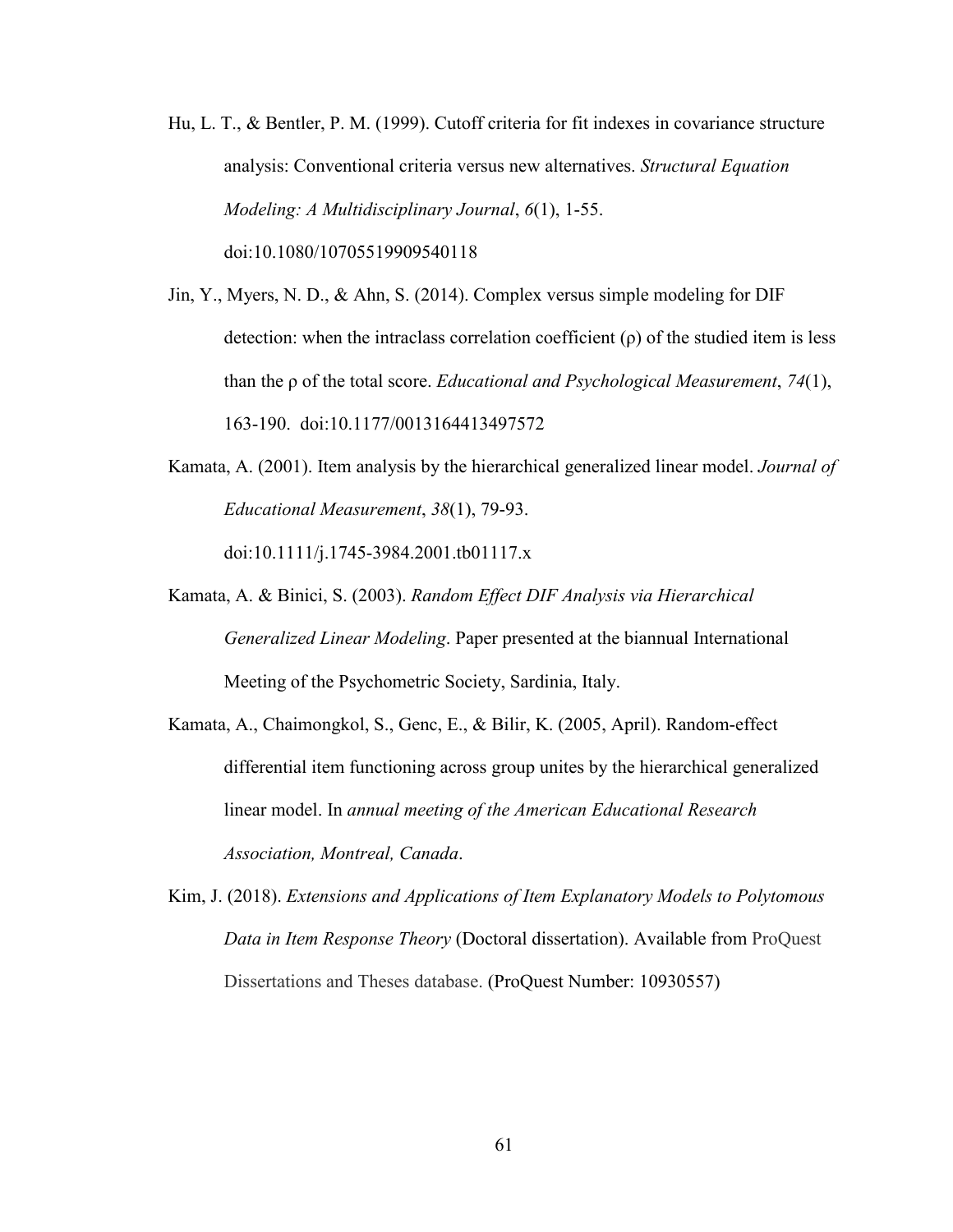Hu, L. T., & Bentler, P. M. (1999). Cutoff criteria for fit indexes in covariance structure analysis: Conventional criteria versus new alternatives. *Structural Equation Modeling: A Multidisciplinary Journal*, *6*(1), 1-55. doi:10.1080/10705519909540118

Jin, Y., Myers, N. D., & Ahn, S. (2014). Complex versus simple modeling for DIF detection: when the intraclass correlation coefficient (ρ) of the studied item is less than the ρ of the total score. *Educational and Psychological Measurement*, *74*(1), 163-190. doi:10.1177/0013164413497572

Kamata, A. (2001). Item analysis by the hierarchical generalized linear model. *Journal of Educational Measurement*, *38*(1), 79-93. doi:10.1111/j.1745-3984.2001.tb01117.x

Kamata, A. & Binici, S. (2003). *Random Effect DIF Analysis via Hierarchical Generalized Linear Modeling*. Paper presented at the biannual International Meeting of the Psychometric Society, Sardinia, Italy.

Kamata, A., Chaimongkol, S., Genc, E., & Bilir, K. (2005, April). Random-effect differential item functioning across group unites by the hierarchical generalized linear model. In *annual meeting of the American Educational Research Association, Montreal, Canada*.

Kim, J. (2018). *Extensions and Applications of Item Explanatory Models to Polytomous Data in Item Response Theory* (Doctoral dissertation). Available from ProQuest Dissertations and Theses database. (ProQuest Number: 10930557)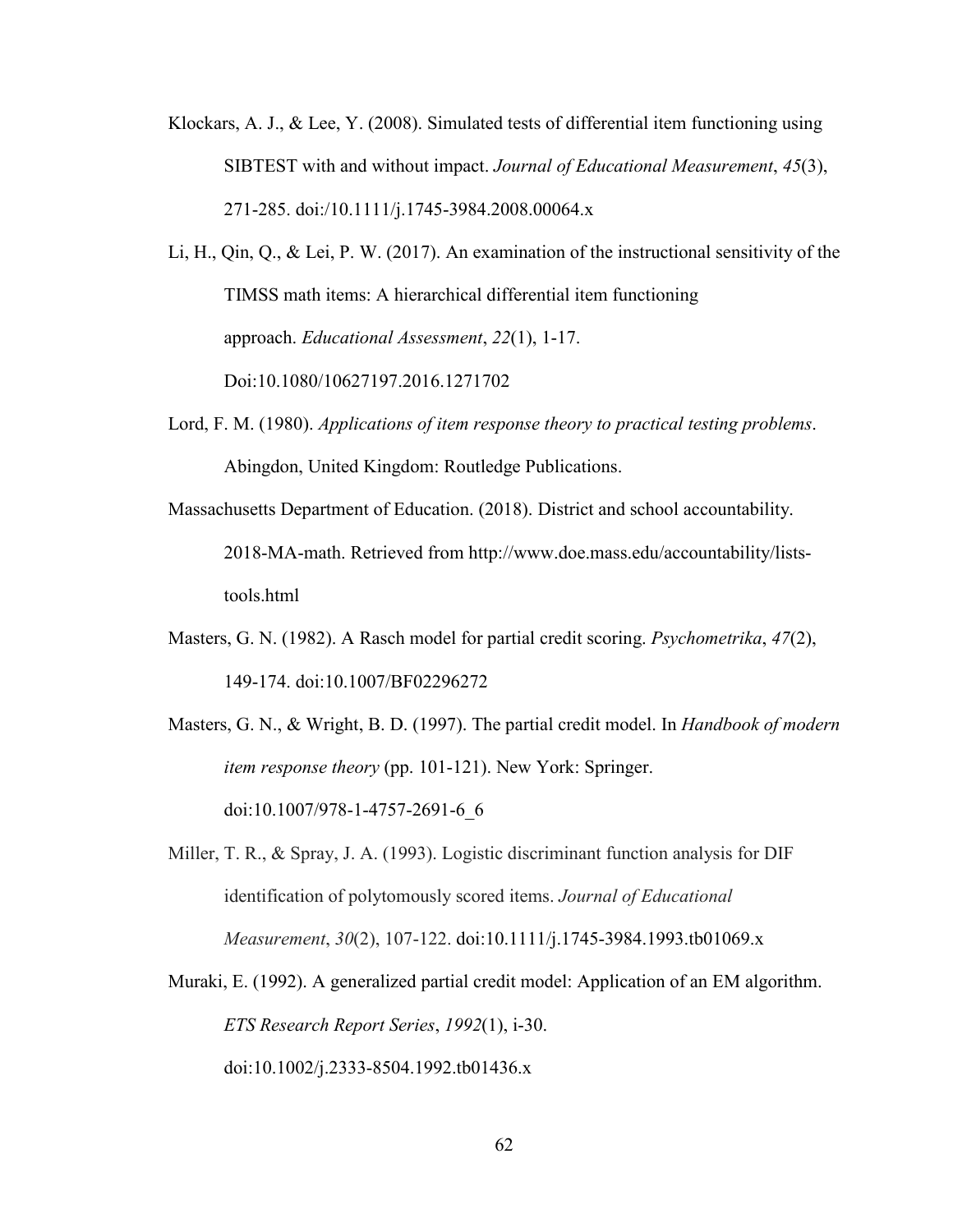Klockars, A. J., & Lee, Y. (2008). Simulated tests of differential item functioning using SIBTEST with and without impact. *Journal of Educational Measurement*, *45*(3), 271-285. doi:/10.1111/j.1745-3984.2008.00064.x

Li, H., Qin, Q., & Lei, P. W. (2017). An examination of the instructional sensitivity of the TIMSS math items: A hierarchical differential item functioning approach. *Educational Assessment*, *22*(1), 1-17. Doi:10.1080/10627197.2016.1271702

Lord, F. M. (1980). *Applications of item response theory to practical testing problems*. Abingdon, United Kingdom: Routledge Publications.

Massachusetts Department of Education. (2018). District and school accountability. 2018-MA-math. Retrieved from http://www.doe.mass.edu/accountability/lists-tools.html

Masters, G. N. (1982). A Rasch model for partial credit scoring. *Psychometrika*, *47*(2), 149-174. doi:10.1007/BF02296272

Masters, G. N., & Wright, B. D. (1997). The partial credit model. In *Handbook of modern item response theory* (pp. 101-121). New York: Springer. doi:10.1007/978-1-4757-2691-6_6

Miller, T. R., & Spray, J. A. (1993). Logistic discriminant function analysis for DIF identification of polytomously scored items. *Journal of Educational Measurement*, *30*(2), 107-122. doi:10.1111/j.1745-3984.1993.tb01069.x

Muraki, E. (1992). A generalized partial credit model: Application of an EM algorithm. *ETS Research Report Series*, *1992*(1), i-30. doi:10.1002/j.2333-8504.1992.tb01436.x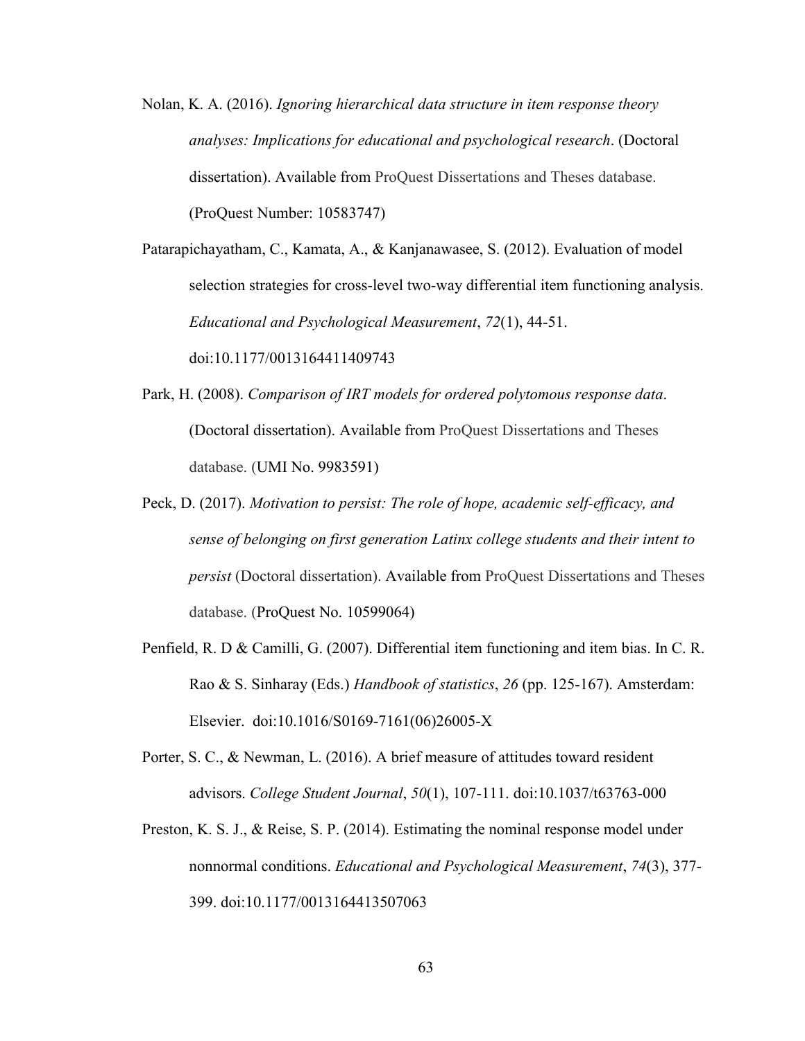Nolan, K. A. (2016). *Ignoring hierarchical data structure in item response theory analyses: Implications for educational and psychological research*. (Doctoral dissertation). Available from ProQuest Dissertations and Theses database. (ProQuest Number: 10583747)

Patarapichayatham, C., Kamata, A., & Kanjanawasee, S. (2012). Evaluation of model selection strategies for cross-level two-way differential item functioning analysis. *Educational and Psychological Measurement*, *72*(1), 44-51. doi:10.1177/0013164411409743

Park, H. (2008). *Comparison of IRT models for ordered polytomous response data*. (Doctoral dissertation). Available from ProQuest Dissertations and Theses database. (UMI No. 9983591)

Peck, D. (2017). *Motivation to persist: The role of hope, academic self-efficacy, and sense of belonging on first generation Latinx college students and their intent to persist* (Doctoral dissertation). Available from ProQuest Dissertations and Theses database. (ProQuest No. 10599064)

Penfield, R. D & Camilli, G. (2007). Differential item functioning and item bias. In C. R. Rao & S. Sinharay (Eds.) *Handbook of statistics*, *26* (pp. 125-167). Amsterdam: Elsevier. doi:10.1016/S0169-7161(06)26005-X

Porter, S. C., & Newman, L. (2016). A brief measure of attitudes toward resident advisors. *College Student Journal*, *50*(1), 107-111. doi:10.1037/t63763-000

Preston, K. S. J., & Reise, S. P. (2014). Estimating the nominal response model under nonnormal conditions. *Educational and Psychological Measurement*, *74*(3), 377-399. doi:10.1177/0013164413507063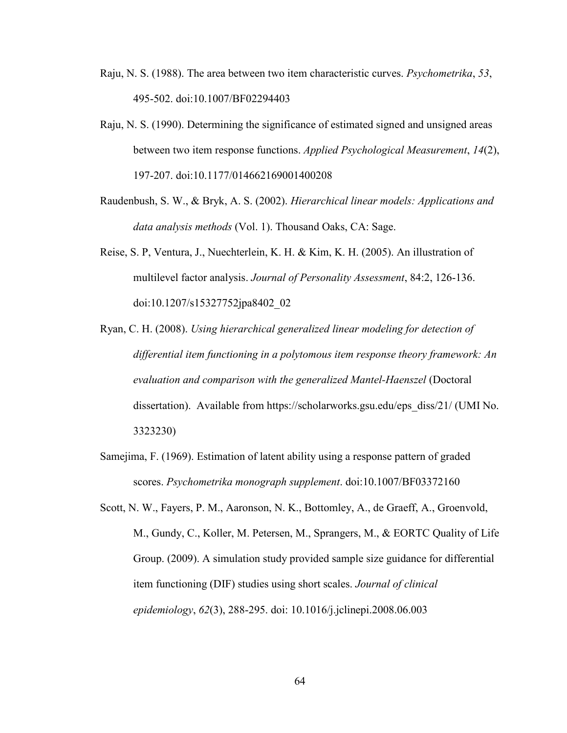Raju, N. S. (1988). The area between two item characteristic curves. *Psychometrika*, *53*, 495-502. doi:10.1007/BF02294403

Raju, N. S. (1990). Determining the significance of estimated signed and unsigned areas between two item response functions. *Applied Psychological Measurement*, *14*(2), 197-207. doi:10.1177/014662169001400208

Raudenbush, S. W., & Bryk, A. S. (2002). *Hierarchical linear models: Applications and data analysis methods* (Vol. 1). Thousand Oaks, CA: Sage.

Reise, S. P, Ventura, J., Nuechterlein, K. H. & Kim, K. H. (2005). An illustration of multilevel factor analysis. *Journal of Personality Assessment*, 84:2, 126-136. doi:10.1207/s15327752jpa8402_02

Ryan, C. H. (2008). *Using hierarchical generalized linear modeling for detection of differential item functioning in a polytomous item response theory framework: An evaluation and comparison with the generalized Mantel-Haenszel* (Doctoral dissertation). Available from https://scholarworks.gsu.edu/eps_diss/21/ (UMI No. 3323230)

Samejima, F. (1969). Estimation of latent ability using a response pattern of graded scores. *Psychometrika monograph supplement*. doi:10.1007/BF03372160

Scott, N. W., Fayers, P. M., Aaronson, N. K., Bottomley, A., de Graeff, A., Groenvold, M., Gundy, C., Koller, M. Petersen, M., Sprangers, M., & EORTC Quality of Life Group. (2009). A simulation study provided sample size guidance for differential item functioning (DIF) studies using short scales. *Journal of clinical epidemiology*, *62*(3), 288-295. doi: 10.1016/j.jclinepi.2008.06.003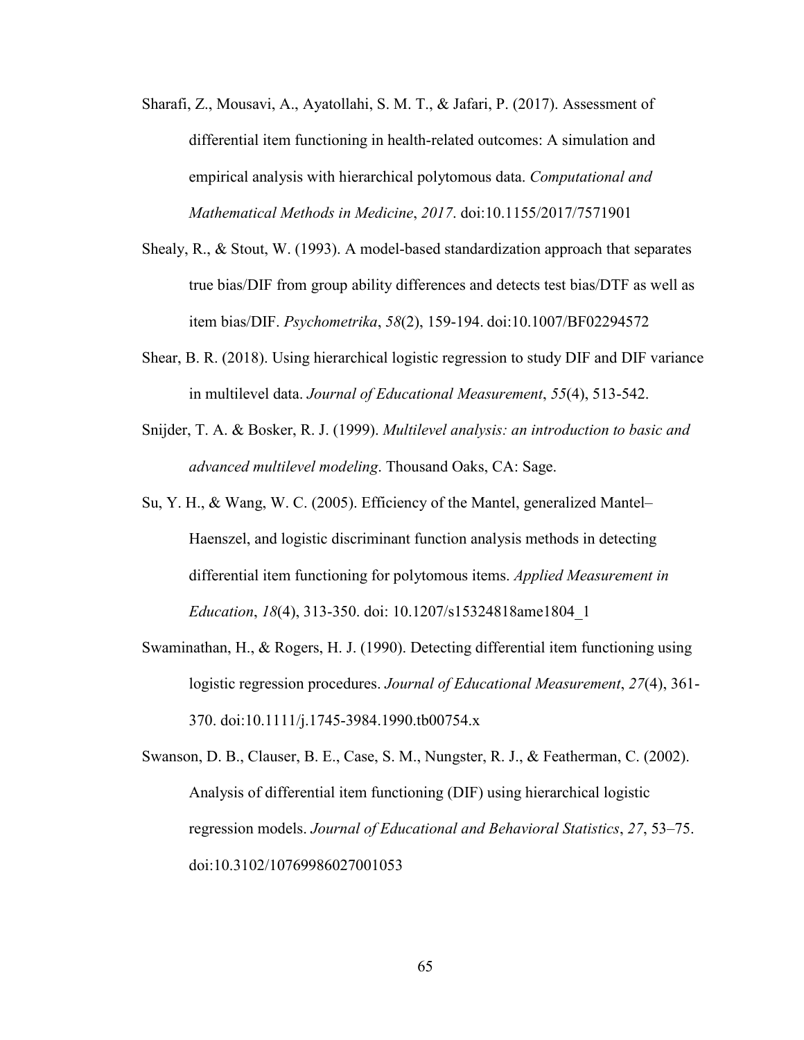Sharafi, Z., Mousavi, A., Ayatollahi, S. M. T., & Jafari, P. (2017). Assessment of differential item functioning in health-related outcomes: A simulation and empirical analysis with hierarchical polytomous data. *Computational and Mathematical Methods in Medicine*, *2017*. doi:10.1155/2017/7571901

Shealy, R., & Stout, W. (1993). A model-based standardization approach that separates true bias/DIF from group ability differences and detects test bias/DTF as well as item bias/DIF. *Psychometrika*, *58*(2), 159-194. doi:10.1007/BF02294572

Shear, B. R. (2018). Using hierarchical logistic regression to study DIF and DIF variance in multilevel data. *Journal of Educational Measurement*, *55*(4), 513-542.

Snijder, T. A. & Bosker, R. J. (1999). *Multilevel analysis: an introduction to basic and advanced multilevel modeling*. Thousand Oaks, CA: Sage.

Su, Y. H., & Wang, W. C. (2005). Efficiency of the Mantel, generalized Mantel–Haenszel, and logistic discriminant function analysis methods in detecting differential item functioning for polytomous items. *Applied Measurement in Education*, *18*(4), 313-350. doi: 10.1207/s15324818ame1804_1

Swaminathan, H., & Rogers, H. J. (1990). Detecting differential item functioning using logistic regression procedures. *Journal of Educational Measurement*, *27*(4), 361-370. doi:10.1111/j.1745-3984.1990.tb00754.x

Swanson, D. B., Clauser, B. E., Case, S. M., Nungster, R. J., & Featherman, C. (2002). Analysis of differential item functioning (DIF) using hierarchical logistic regression models. *Journal of Educational and Behavioral Statistics*, *27*, 53–75. doi:10.3102/10769986027001053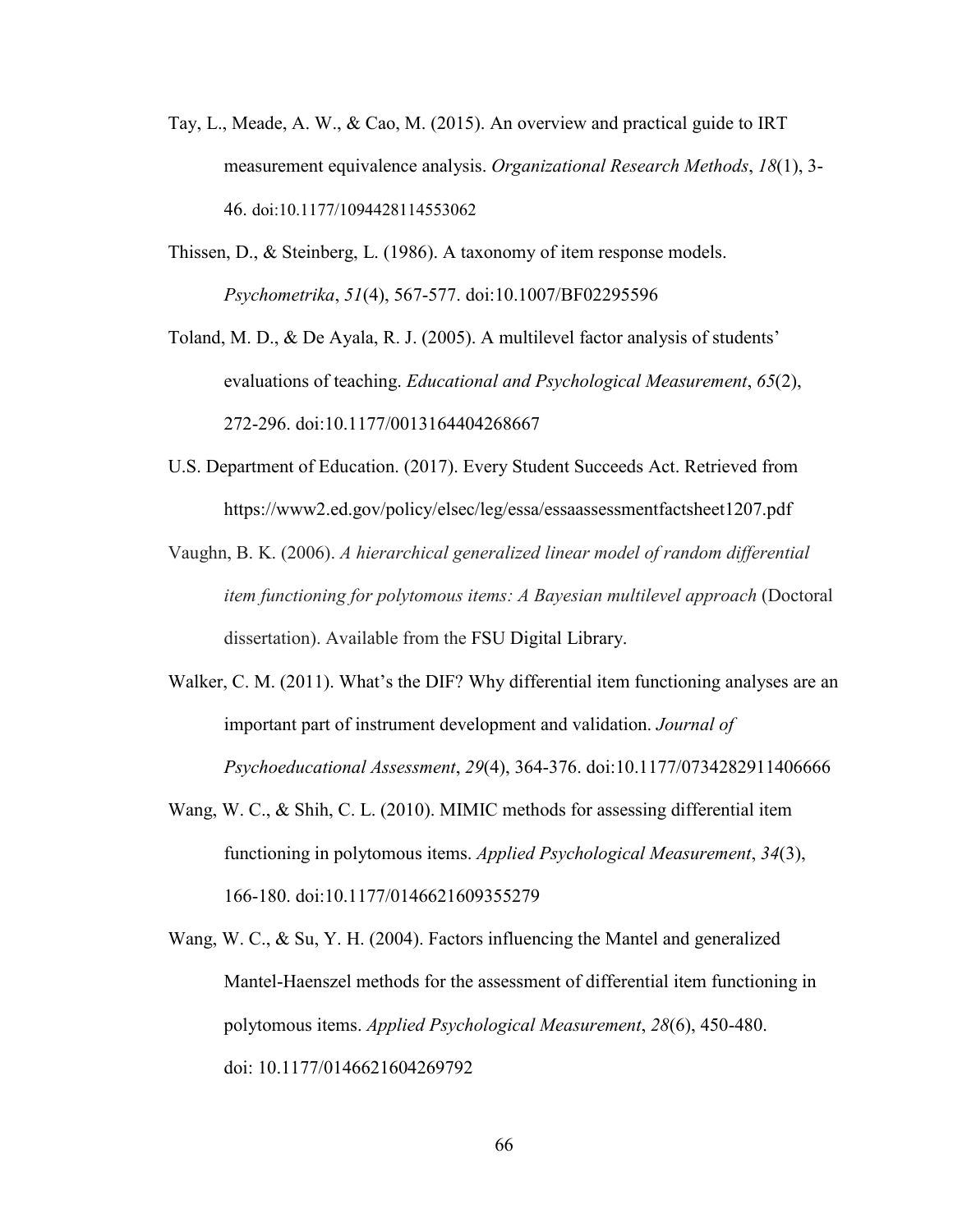Tay, L., Meade, A. W., & Cao, M. (2015). An overview and practical guide to IRT measurement equivalence analysis. *Organizational Research Methods*, *18*(1), 3-46. doi:10.1177/1094428114553062

Thissen, D., & Steinberg, L. (1986). A taxonomy of item response models. *Psychometrika*, *51*(4), 567-577. doi:10.1007/BF02295596

Toland, M. D., & De Ayala, R. J. (2005). A multilevel factor analysis of students' evaluations of teaching. *Educational and Psychological Measurement*, *65*(2), 272-296. doi:10.1177/0013164404268667

U.S. Department of Education. (2017). Every Student Succeeds Act. Retrieved from https://www2.ed.gov/policy/elsec/leg/essa/essaassessmentfactsheet1207.pdf

Vaughn, B. K. (2006). *A hierarchical generalized linear model of random differential item functioning for polytomous items: A Bayesian multilevel approach* (Doctoral dissertation). Available from the FSU Digital Library.

Walker, C. M. (2011). What's the DIF? Why differential item functioning analyses are an important part of instrument development and validation. *Journal of Psychoeducational Assessment*, *29*(4), 364-376. doi:10.1177/0734282911406666

Wang, W. C., & Shih, C. L. (2010). MIMIC methods for assessing differential item functioning in polytomous items. *Applied Psychological Measurement*, *34*(3), 166-180. doi:10.1177/0146621609355279

Wang, W. C., & Su, Y. H. (2004). Factors influencing the Mantel and generalized Mantel-Haenszel methods for the assessment of differential item functioning in polytomous items. *Applied Psychological Measurement*, *28*(6), 450-480. doi: 10.1177/0146621604269792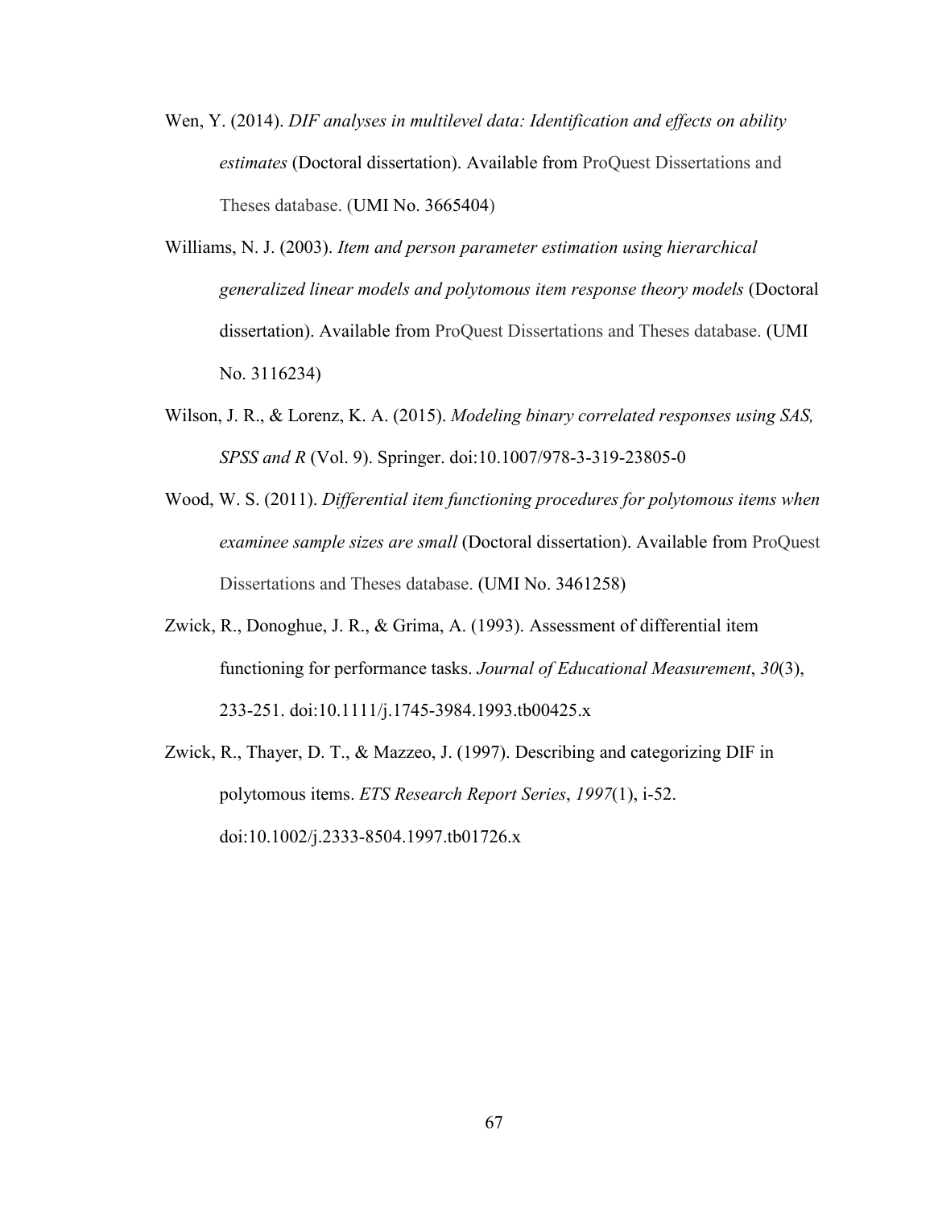Wen, Y. (2014). *DIF analyses in multilevel data: Identification and effects on ability estimates* (Doctoral dissertation). Available from ProQuest Dissertations and Theses database. (UMI No. 3665404)

Williams, N. J. (2003). *Item and person parameter estimation using hierarchical generalized linear models and polytomous item response theory models* (Doctoral dissertation). Available from ProQuest Dissertations and Theses database. (UMI No. 3116234)

Wilson, J. R., & Lorenz, K. A. (2015). *Modeling binary correlated responses using SAS, SPSS and R* (Vol. 9). Springer. doi:10.1007/978-3-319-23805-0

Wood, W. S. (2011). *Differential item functioning procedures for polytomous items when examinee sample sizes are small* (Doctoral dissertation). Available from ProQuest Dissertations and Theses database. (UMI No. 3461258)

Zwick, R., Donoghue, J. R., & Grima, A. (1993). Assessment of differential item functioning for performance tasks. *Journal of Educational Measurement*, *30*(3), 233-251. doi:10.1111/j.1745-3984.1993.tb00425.x

Zwick, R., Thayer, D. T., & Mazzeo, J. (1997). Describing and categorizing DIF in polytomous items. *ETS Research Report Series*, *1997*(1), i-52. doi:10.1002/j.2333-8504.1997.tb01726.x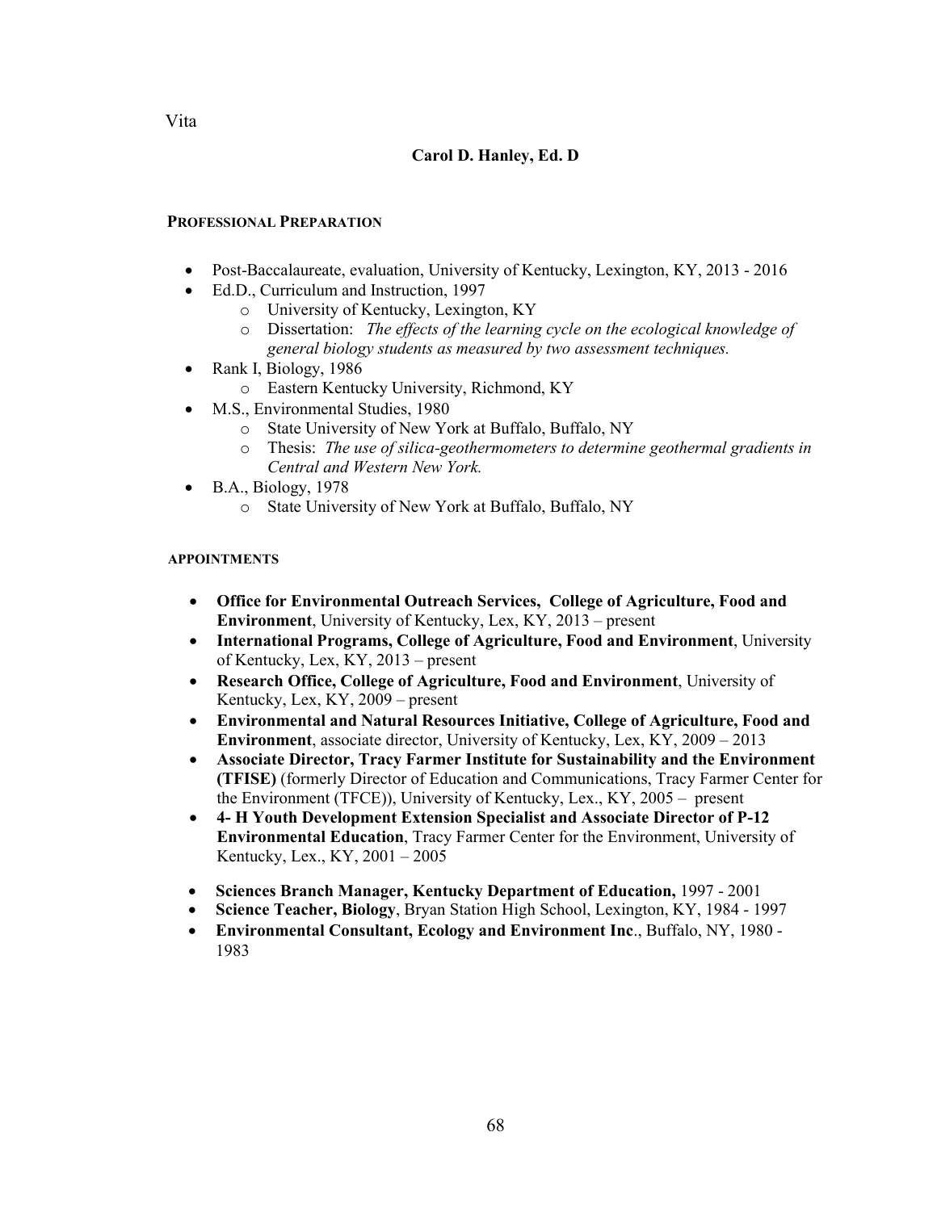Vita

**Carol D. Hanley, Ed. D**

## PROFESSIONAL PREPARATION

- Post-Baccalaureate, evaluation, University of Kentucky, Lexington, KY, 2013 - 2016
- Ed.D., Curriculum and Instruction, 1997
    - University of Kentucky, Lexington, KY
    - Dissertation: *The effects of the learning cycle on the ecological knowledge of general biology students as measured by two assessment techniques.*
- Rank I, Biology, 1986
    - Eastern Kentucky University, Richmond, KY
- M.S., Environmental Studies, 1980
    - State University of New York at Buffalo, Buffalo, NY
    - Thesis: *The use of silica-geothermometers to determine geothermal gradients in Central and Western New York.*
- B.A., Biology, 1978
    - State University of New York at Buffalo, Buffalo, NY

## APPOINTMENTS

- **Office for Environmental Outreach Services, College of Agriculture, Food and Environment**, University of Kentucky, Lex, KY, 2013 – present
- **International Programs, College of Agriculture, Food and Environment**, University of Kentucky, Lex, KY, 2013 – present
- **Research Office, College of Agriculture, Food and Environment**, University of Kentucky, Lex, KY, 2009 – present
- **Environmental and Natural Resources Initiative, College of Agriculture, Food and Environment**, associate director, University of Kentucky, Lex, KY, 2009 – 2013
- **Associate Director, Tracy Farmer Institute for Sustainability and the Environment (TFISE)** (formerly Director of Education and Communications, Tracy Farmer Center for the Environment (TFCE)), University of Kentucky, Lex., KY, 2005 – present
- **4- H Youth Development Extension Specialist and Associate Director of P-12 Environmental Education**, Tracy Farmer Center for the Environment, University of Kentucky, Lex., KY, 2001 – 2005
- **Sciences Branch Manager, Kentucky Department of Education,** 1997 - 2001
- **Science Teacher, Biology**, Bryan Station High School, Lexington, KY, 1984 - 1997
- **Environmental Consultant, Ecology and Environment Inc**., Buffalo, NY, 1980 - 1983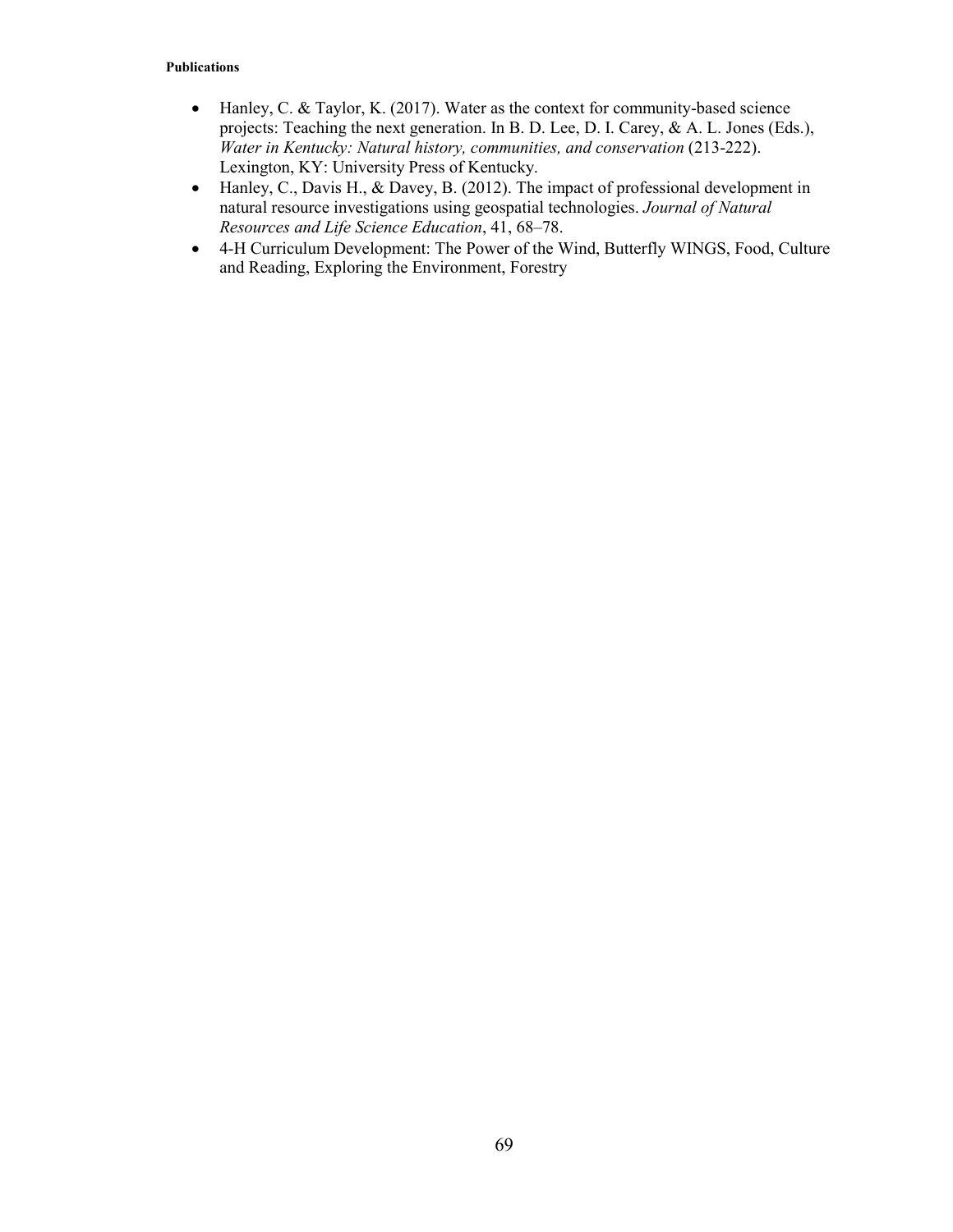**Publications**

- Hanley, C. & Taylor, K. (2017). Water as the context for community-based science projects: Teaching the next generation. In B. D. Lee, D. I. Carey, & A. L. Jones (Eds.), *Water in Kentucky: Natural history, communities, and conservation* (213-222). Lexington, KY: University Press of Kentucky.
- Hanley, C., Davis H., & Davey, B. (2012). The impact of professional development in natural resource investigations using geospatial technologies. *Journal of Natural Resources and Life Science Education*, 41, 68–78.
- 4-H Curriculum Development: The Power of the Wind, Butterfly WINGS, Food, Culture and Reading, Exploring the Environment, Forestry